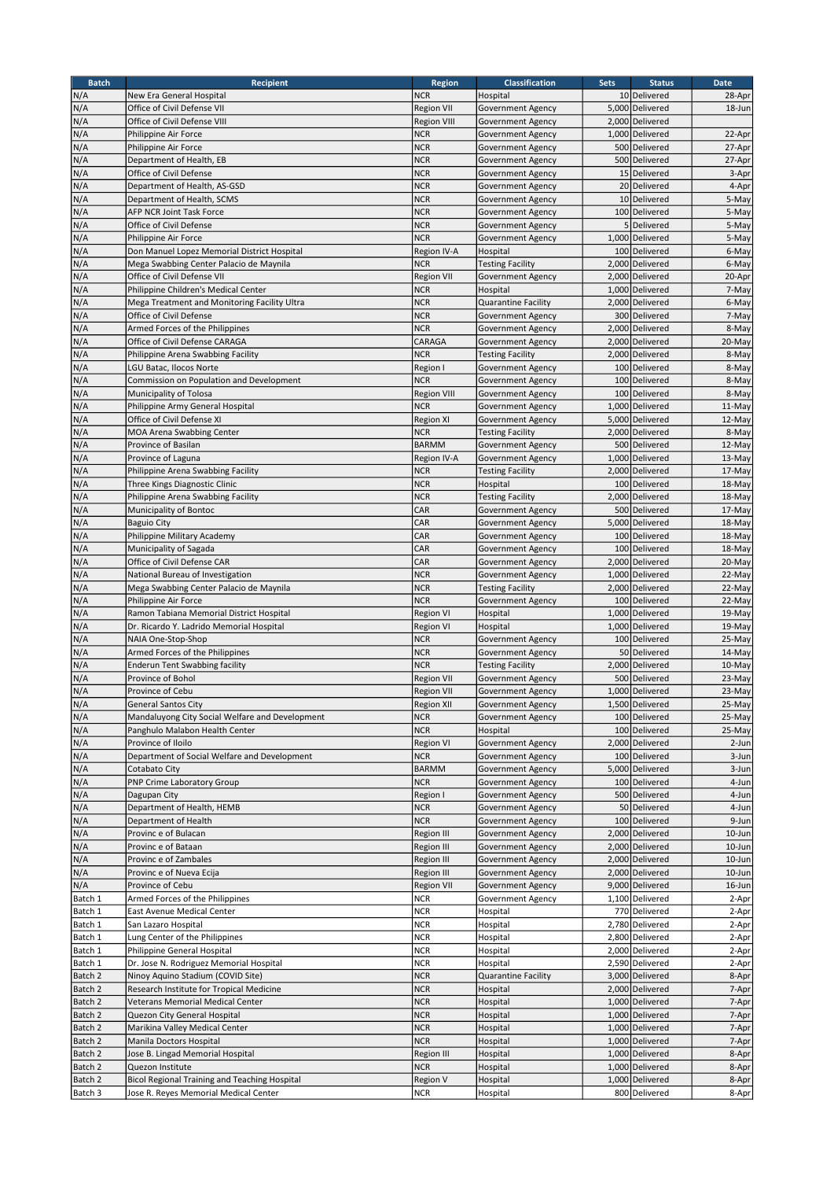| Batch | Recipient | Region | Classification | Sets | Status | Date |
|---|---|---|---|---|---|---|
| N/A | New Era General Hospital | NCR | Hospital | 10 | Delivered | 28-Apr |
| N/A | Office of Civil Defense VII | Region VII | Government Agency | 5,000 | Delivered | 18-Jun |
| N/A | Office of Civil Defense VIII | Region VIII | Government Agency | 2,000 | Delivered | |
| N/A | Philippine Air Force | NCR | Government Agency | 1,000 | Delivered | 22-Apr |
| N/A | Philippine Air Force | NCR | Government Agency | 500 | Delivered | 27-Apr |
| N/A | Department of Health, EB | NCR | Government Agency | 500 | Delivered | 27-Apr |
| N/A | Office of Civil Defense | NCR | Government Agency | 15 | Delivered | 3-Apr |
| N/A | Department of Health, AS-GSD | NCR | Government Agency | 20 | Delivered | 4-Apr |
| N/A | Department of Health, SCMS | NCR | Government Agency | 10 | Delivered | 5-May |
| N/A | AFP NCR Joint Task Force | NCR | Government Agency | 100 | Delivered | 5-May |
| N/A | Office of Civil Defense | NCR | Government Agency | 5 | Delivered | 5-May |
| N/A | Philippine Air Force | NCR | Government Agency | 1,000 | Delivered | 5-May |
| N/A | Don Manuel Lopez Memorial District Hospital | Region IV-A | Hospital | 100 | Delivered | 6-May |
| N/A | Mega Swabbing Center Palacio de Maynila | NCR | Testing Facility | 2,000 | Delivered | 6-May |
| N/A | Office of Civil Defense VII | Region VII | Government Agency | 2,000 | Delivered | 20-Apr |
| N/A | Philippine Children's Medical Center | NCR | Hospital | 1,000 | Delivered | 7-May |
| N/A | Mega Treatment and Monitoring Facility Ultra | NCR | Quarantine Facility | 2,000 | Delivered | 6-May |
| N/A | Office of Civil Defense | NCR | Government Agency | 300 | Delivered | 7-May |
| N/A | Armed Forces of the Philippines | NCR | Government Agency | 2,000 | Delivered | 8-May |
| N/A | Office of Civil Defense CARAGA | CARAGA | Government Agency | 2,000 | Delivered | 20-May |
| N/A | Philippine Arena Swabbing Facility | NCR | Testing Facility | 2,000 | Delivered | 8-May |
| N/A | LGU Batac, Ilocos Norte | Region I | Government Agency | 100 | Delivered | 8-May |
| N/A | Commission on Population and Development | NCR | Government Agency | 100 | Delivered | 8-May |
| N/A | Municipality of Tolosa | Region VIII | Government Agency | 100 | Delivered | 8-May |
| N/A | Philippine Army General Hospital | NCR | Government Agency | 1,000 | Delivered | 11-May |
| N/A | Office of Civil Defense XI | Region XI | Government Agency | 5,000 | Delivered | 12-May |
| N/A | MOA Arena Swabbing Center | NCR | Testing Facility | 2,000 | Delivered | 8-May |
| N/A | Province of Basilan | BARMM | Government Agency | 500 | Delivered | 12-May |
| N/A | Province of Laguna | Region IV-A | Government Agency | 1,000 | Delivered | 13-May |
| N/A | Philippine Arena Swabbing Facility | NCR | Testing Facility | 2,000 | Delivered | 17-May |
| N/A | Three Kings Diagnostic Clinic | NCR | Hospital | 100 | Delivered | 18-May |
| N/A | Philippine Arena Swabbing Facility | NCR | Testing Facility | 2,000 | Delivered | 18-May |
| N/A | Municipality of Bontoc | CAR | Government Agency | 500 | Delivered | 17-May |
| N/A | Baguio City | CAR | Government Agency | 5,000 | Delivered | 18-May |
| N/A | Philippine Military Academy | CAR | Government Agency | 100 | Delivered | 18-May |
| N/A | Municipality of Sagada | CAR | Government Agency | 100 | Delivered | 18-May |
| N/A | Office of Civil Defense CAR | CAR | Government Agency | 2,000 | Delivered | 20-May |
| N/A | National Bureau of Investigation | NCR | Government Agency | 1,000 | Delivered | 22-May |
| N/A | Mega Swabbing Center Palacio de Maynila | NCR | Testing Facility | 2,000 | Delivered | 22-May |
| N/A | Philippine Air Force | NCR | Government Agency | 100 | Delivered | 22-May |
| N/A | Ramon Tabiana Memorial District Hospital | Region VI | Hospital | 1,000 | Delivered | 19-May |
| N/A | Dr. Ricardo Y. Ladrido Memorial Hospital | Region VI | Hospital | 1,000 | Delivered | 19-May |
| N/A | NAIA One-Stop-Shop | NCR | Government Agency | 100 | Delivered | 25-May |
| N/A | Armed Forces of the Philippines | NCR | Government Agency | 50 | Delivered | 14-May |
| N/A | Enderun Tent Swabbing facility | NCR | Testing Facility | 2,000 | Delivered | 10-May |
| N/A | Province of Bohol | Region VII | Government Agency | 500 | Delivered | 23-May |
| N/A | Province of Cebu | Region VII | Government Agency | 1,000 | Delivered | 23-May |
| N/A | General Santos City | Region XII | Government Agency | 1,500 | Delivered | 25-May |
| N/A | Mandaluyong City Social Welfare and Development | NCR | Government Agency | 100 | Delivered | 25-May |
| N/A | Panghulo Malabon Health Center | NCR | Hospital | 100 | Delivered | 25-May |
| N/A | Province of Iloilo | Region VI | Government Agency | 2,000 | Delivered | 2-Jun |
| N/A | Department of Social Welfare and Development | NCR | Government Agency | 100 | Delivered | 3-Jun |
| N/A | Cotabato City | BARMM | Government Agency | 5,000 | Delivered | 3-Jun |
| N/A | PNP Crime Laboratory Group | NCR | Government Agency | 100 | Delivered | 4-Jun |
| N/A | Dagupan City | Region I | Government Agency | 500 | Delivered | 4-Jun |
| N/A | Department of Health, HEMB | NCR | Government Agency | 50 | Delivered | 4-Jun |
| N/A | Department of Health | NCR | Government Agency | 100 | Delivered | 9-Jun |
| N/A | Provinc e of Bulacan | Region III | Government Agency | 2,000 | Delivered | 10-Jun |
| N/A | Provinc e of Bataan | Region III | Government Agency | 2,000 | Delivered | 10-Jun |
| N/A | Provinc e of Zambales | Region III | Government Agency | 2,000 | Delivered | 10-Jun |
| N/A | Provinc e of Nueva Ecija | Region III | Government Agency | 2,000 | Delivered | 10-Jun |
| N/A | Province of Cebu | Region VII | Government Agency | 9,000 | Delivered | 16-Jun |
| Batch 1 | Armed Forces of the Philippines | NCR | Government Agency | 1,100 | Delivered | 2-Apr |
| Batch 1 | East Avenue Medical Center | NCR | Hospital | 770 | Delivered | 2-Apr |
| Batch 1 | San Lazaro Hospital | NCR | Hospital | 2,780 | Delivered | 2-Apr |
| Batch 1 | Lung Center of the Philippines | NCR | Hospital | 2,800 | Delivered | 2-Apr |
| Batch 1 | Philippine General Hospital | NCR | Hospital | 2,000 | Delivered | 2-Apr |
| Batch 1 | Dr. Jose N. Rodriguez Memorial Hospital | NCR | Hospital | 2,590 | Delivered | 2-Apr |
| Batch 2 | Ninoy Aquino Stadium (COVID Site) | NCR | Quarantine Facility | 3,000 | Delivered | 8-Apr |
| Batch 2 | Research Institute for Tropical Medicine | NCR | Hospital | 2,000 | Delivered | 7-Apr |
| Batch 2 | Veterans Memorial Medical Center | NCR | Hospital | 1,000 | Delivered | 7-Apr |
| Batch 2 | Quezon City General Hospital | NCR | Hospital | 1,000 | Delivered | 7-Apr |
| Batch 2 | Marikina Valley Medical Center | NCR | Hospital | 1,000 | Delivered | 7-Apr |
| Batch 2 | Manila Doctors Hospital | NCR | Hospital | 1,000 | Delivered | 7-Apr |
| Batch 2 | Jose B. Lingad Memorial Hospital | Region III | Hospital | 1,000 | Delivered | 8-Apr |
| Batch 2 | Quezon Institute | NCR | Hospital | 1,000 | Delivered | 8-Apr |
| Batch 2 | Bicol Regional Training and Teaching Hospital | Region V | Hospital | 1,000 | Delivered | 8-Apr |
| Batch 3 | Jose R. Reyes Memorial Medical Center | NCR | Hospital | 800 | Delivered | 8-Apr |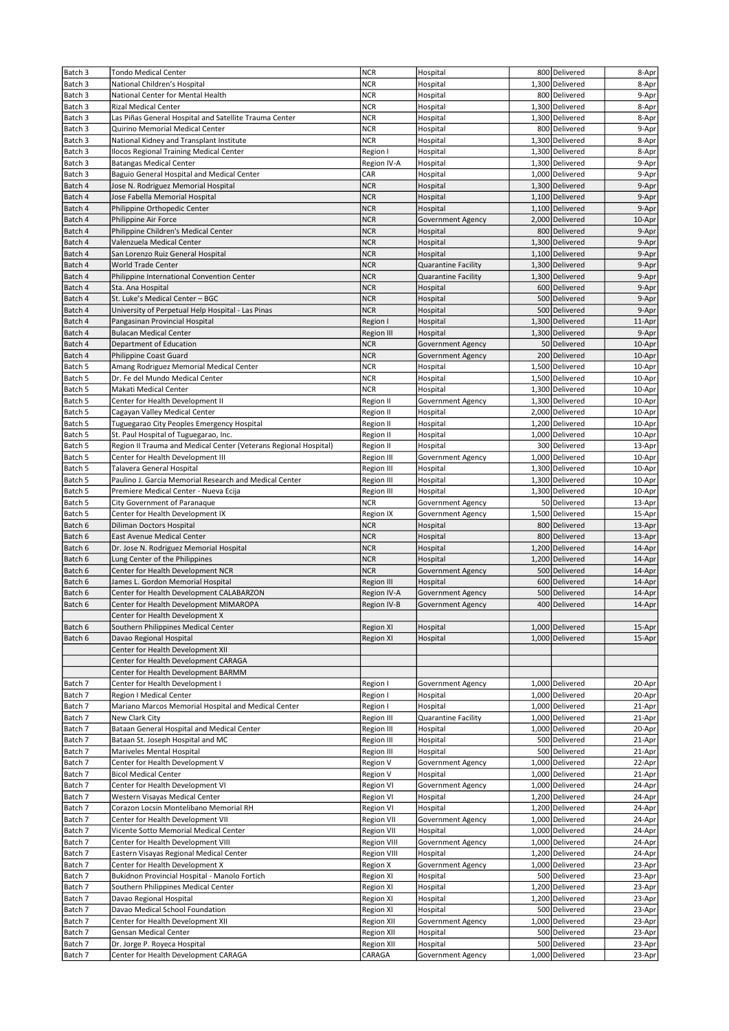| | | | | | | |
|---|---|---|---|---|---|---|
| Batch 3 | Tondo Medical Center | NCR | Hospital | 800 | Delivered | 8-Apr |
| Batch 3 | National Children's Hospital | NCR | Hospital | 1,300 | Delivered | 8-Apr |
| Batch 3 | National Center for Mental Health | NCR | Hospital | 800 | Delivered | 9-Apr |
| Batch 3 | Rizal Medical Center | NCR | Hospital | 1,300 | Delivered | 8-Apr |
| Batch 3 | Las Piñas General Hospital and Satellite Trauma Center | NCR | Hospital | 1,300 | Delivered | 8-Apr |
| Batch 3 | Quirino Memorial Medical Center | NCR | Hospital | 800 | Delivered | 9-Apr |
| Batch 3 | National Kidney and Transplant Institute | NCR | Hospital | 1,300 | Delivered | 8-Apr |
| Batch 3 | Ilocos Regional Training Medical Center | Region I | Hospital | 1,300 | Delivered | 8-Apr |
| Batch 3 | Batangas Medical Center | Region IV-A | Hospital | 1,300 | Delivered | 9-Apr |
| Batch 3 | Baguio General Hospital and Medical Center | CAR | Hospital | 1,000 | Delivered | 9-Apr |
| Batch 4 | Jose N. Rodriguez Memorial Hospital | NCR | Hospital | 1,300 | Delivered | 9-Apr |
| Batch 4 | Jose Fabella Memorial Hospital | NCR | Hospital | 1,100 | Delivered | 9-Apr |
| Batch 4 | Philippine Orthopedic Center | NCR | Hospital | 1,100 | Delivered | 9-Apr |
| Batch 4 | Philippine Air Force | NCR | Government Agency | 2,000 | Delivered | 10-Apr |
| Batch 4 | Philippine Children's Medical Center | NCR | Hospital | 800 | Delivered | 9-Apr |
| Batch 4 | Valenzuela Medical Center | NCR | Hospital | 1,300 | Delivered | 9-Apr |
| Batch 4 | San Lorenzo Ruiz General Hospital | NCR | Hospital | 1,100 | Delivered | 9-Apr |
| Batch 4 | World Trade Center | NCR | Quarantine Facility | 1,300 | Delivered | 9-Apr |
| Batch 4 | Philippine International Convention Center | NCR | Quarantine Facility | 1,300 | Delivered | 9-Apr |
| Batch 4 | Sta. Ana Hospital | NCR | Hospital | 600 | Delivered | 9-Apr |
| Batch 4 | St. Luke's Medical Center – BGC | NCR | Hospital | 500 | Delivered | 9-Apr |
| Batch 4 | University of Perpetual Help Hospital - Las Pinas | NCR | Hospital | 500 | Delivered | 9-Apr |
| Batch 4 | Pangasinan Provincial Hospital | Region I | Hospital | 1,300 | Delivered | 11-Apr |
| Batch 4 | Bulacan Medical Center | Region III | Hospital | 1,300 | Delivered | 9-Apr |
| Batch 4 | Department of Education | NCR | Government Agency | 50 | Delivered | 10-Apr |
| Batch 4 | Philippine Coast Guard | NCR | Government Agency | 200 | Delivered | 10-Apr |
| Batch 5 | Amang Rodriguez Memorial Medical Center | NCR | Hospital | 1,500 | Delivered | 10-Apr |
| Batch 5 | Dr. Fe del Mundo Medical Center | NCR | Hospital | 1,500 | Delivered | 10-Apr |
| Batch 5 | Makati Medical Center | NCR | Hospital | 1,300 | Delivered | 10-Apr |
| Batch 5 | Center for Health Development II | Region II | Government Agency | 1,300 | Delivered | 10-Apr |
| Batch 5 | Cagayan Valley Medical Center | Region II | Hospital | 2,000 | Delivered | 10-Apr |
| Batch 5 | Tuguegarao City Peoples Emergency Hospital | Region II | Hospital | 1,200 | Delivered | 10-Apr |
| Batch 5 | St. Paul Hospital of Tuguegarao, Inc. | Region II | Hospital | 1,000 | Delivered | 10-Apr |
| Batch 5 | Region II Trauma and Medical Center (Veterans Regional Hospital) | Region II | Hospital | 300 | Delivered | 13-Apr |
| Batch 5 | Center for Health Development III | Region III | Government Agency | 1,000 | Delivered | 10-Apr |
| Batch 5 | Talavera General Hospital | Region III | Hospital | 1,300 | Delivered | 10-Apr |
| Batch 5 | Paulino J. Garcia Memorial Research and Medical Center | Region III | Hospital | 1,300 | Delivered | 10-Apr |
| Batch 5 | Premiere Medical Center - Nueva Ecija | Region III | Hospital | 1,300 | Delivered | 10-Apr |
| Batch 5 | City Government of Paranaque | NCR | Government Agency | 50 | Delivered | 13-Apr |
| Batch 5 | Center for Health Development IX | Region IX | Government Agency | 1,500 | Delivered | 15-Apr |
| Batch 6 | Diliman Doctors Hospital | NCR | Hospital | 800 | Delivered | 13-Apr |
| Batch 6 | East Avenue Medical Center | NCR | Hospital | 800 | Delivered | 13-Apr |
| Batch 6 | Dr. Jose N. Rodriguez Memorial Hospital | NCR | Hospital | 1,200 | Delivered | 14-Apr |
| Batch 6 | Lung Center of the Philippines | NCR | Hospital | 1,200 | Delivered | 14-Apr |
| Batch 6 | Center for Health Development NCR | NCR | Government Agency | 500 | Delivered | 14-Apr |
| Batch 6 | James L. Gordon Memorial Hospital | Region III | Hospital | 600 | Delivered | 14-Apr |
| Batch 6 | Center for Health Development CALABARZON | Region IV-A | Government Agency | 500 | Delivered | 14-Apr |
| Batch 6 | Center for Health Development MIMAROPA | Region IV-B | Government Agency | 400 | Delivered | 14-Apr |
| | Center for Health Development X | | | | | |
| Batch 6 | Southern Philippines Medical Center | Region XI | Hospital | 1,000 | Delivered | 15-Apr |
| Batch 6 | Davao Regional Hospital | Region XI | Hospital | 1,000 | Delivered | 15-Apr |
| | Center for Health Development XII | | | | | |
| | Center for Health Development CARAGA | | | | | |
| | Center for Health Development BARMM | | | | | |
| Batch 7 | Center for Health Development I | Region I | Government Agency | 1,000 | Delivered | 20-Apr |
| Batch 7 | Region I Medical Center | Region I | Hospital | 1,000 | Delivered | 20-Apr |
| Batch 7 | Mariano Marcos Memorial Hospital and Medical Center | Region I | Hospital | 1,000 | Delivered | 21-Apr |
| Batch 7 | New Clark City | Region III | Quarantine Facility | 1,000 | Delivered | 21-Apr |
| Batch 7 | Bataan General Hospital and Medical Center | Region III | Hospital | 1,000 | Delivered | 20-Apr |
| Batch 7 | Bataan St. Joseph Hospital and MC | Region III | Hospital | 500 | Delivered | 21-Apr |
| Batch 7 | Mariveles Mental Hospital | Region III | Hospital | 500 | Delivered | 21-Apr |
| Batch 7 | Center for Health Development V | Region V | Government Agency | 1,000 | Delivered | 22-Apr |
| Batch 7 | Bicol Medical Center | Region V | Hospital | 1,000 | Delivered | 21-Apr |
| Batch 7 | Center for Health Development VI | Region VI | Government Agency | 1,000 | Delivered | 24-Apr |
| Batch 7 | Western Visayas Medical Center | Region VI | Hospital | 1,200 | Delivered | 24-Apr |
| Batch 7 | Corazon Locsin Montelibano Memorial RH | Region VI | Hospital | 1,200 | Delivered | 24-Apr |
| Batch 7 | Center for Health Development VII | Region VII | Government Agency | 1,000 | Delivered | 24-Apr |
| Batch 7 | Vicente Sotto Memorial Medical Center | Region VII | Hospital | 1,000 | Delivered | 24-Apr |
| Batch 7 | Center for Health Development VIII | Region VIII | Government Agency | 1,000 | Delivered | 24-Apr |
| Batch 7 | Eastern Visayas Regional Medical Center | Region VIII | Hospital | 1,200 | Delivered | 24-Apr |
| Batch 7 | Center for Health Development X | Region X | Government Agency | 1,000 | Delivered | 23-Apr |
| Batch 7 | Bukidnon Provincial Hospital - Manolo Fortich | Region XI | Hospital | 500 | Delivered | 23-Apr |
| Batch 7 | Southern Philippines Medical Center | Region XI | Hospital | 1,200 | Delivered | 23-Apr |
| Batch 7 | Davao Regional Hospital | Region XI | Hospital | 1,200 | Delivered | 23-Apr |
| Batch 7 | Davao Medical School Foundation | Region XI | Hospital | 500 | Delivered | 23-Apr |
| Batch 7 | Center for Health Development XII | Region XII | Government Agency | 1,000 | Delivered | 23-Apr |
| Batch 7 | Gensan Medical Center | Region XII | Hospital | 500 | Delivered | 23-Apr |
| Batch 7 | Dr. Jorge P. Royeca Hospital | Region XII | Hospital | 500 | Delivered | 23-Apr |
| Batch 7 | Center for Health Development CARAGA | CARAGA | Government Agency | 1,000 | Delivered | 23-Apr |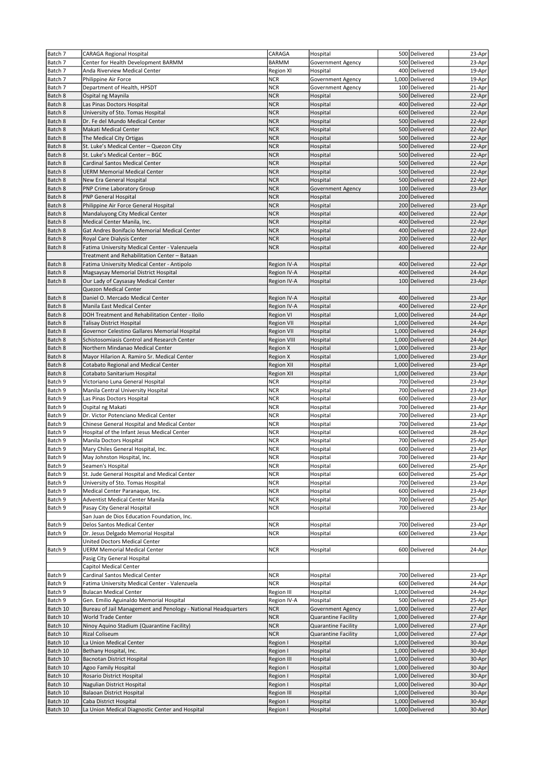| | | | | | | |
|---|---|---|---|---|---|---|
| Batch 7 | CARAGA Regional Hospital | CARAGA | Hospital | 500 | Delivered | 23-Apr |
| Batch 7 | Center for Health Development BARMM | BARMM | Government Agency | 500 | Delivered | 23-Apr |
| Batch 7 | Anda Riverview Medical Center | Region XI | Hospital | 400 | Delivered | 19-Apr |
| Batch 7 | Philippine Air Force | NCR | Government Agency | 1,000 | Delivered | 19-Apr |
| Batch 7 | Department of Health, HPSDT | NCR | Government Agency | 100 | Delivered | 21-Apr |
| Batch 8 | Ospital ng Maynila | NCR | Hospital | 500 | Delivered | 22-Apr |
| Batch 8 | Las Pinas Doctors Hospital | NCR | Hospital | 400 | Delivered | 22-Apr |
| Batch 8 | University of Sto. Tomas Hospital | NCR | Hospital | 600 | Delivered | 22-Apr |
| Batch 8 | Dr. Fe del Mundo Medical Center | NCR | Hospital | 500 | Delivered | 22-Apr |
| Batch 8 | Makati Medical Center | NCR | Hospital | 500 | Delivered | 22-Apr |
| Batch 8 | The Medical City Ortigas | NCR | Hospital | 500 | Delivered | 22-Apr |
| Batch 8 | St. Luke's Medical Center – Quezon City | NCR | Hospital | 500 | Delivered | 22-Apr |
| Batch 8 | St. Luke's Medical Center – BGC | NCR | Hospital | 500 | Delivered | 22-Apr |
| Batch 8 | Cardinal Santos Medical Center | NCR | Hospital | 500 | Delivered | 22-Apr |
| Batch 8 | UERM Memorial Medical Center | NCR | Hospital | 500 | Delivered | 22-Apr |
| Batch 8 | New Era General Hospital | NCR | Hospital | 500 | Delivered | 22-Apr |
| Batch 8 | PNP Crime Laboratory Group | NCR | Government Agency | 100 | Delivered | 23-Apr |
| Batch 8 | PNP General Hospital | NCR | Hospital | 200 | Delivered | |
| Batch 8 | Philippine Air Force General Hospital | NCR | Hospital | 200 | Delivered | 23-Apr |
| Batch 8 | Mandaluyong City Medical Center | NCR | Hospital | 400 | Delivered | 22-Apr |
| Batch 8 | Medical Center Manila, Inc. | NCR | Hospital | 400 | Delivered | 22-Apr |
| Batch 8 | Gat Andres Bonifacio Memorial Medical Center | NCR | Hospital | 400 | Delivered | 22-Apr |
| Batch 8 | Royal Care Dialysis Center | NCR | Hospital | 200 | Delivered | 22-Apr |
| Batch 8 | Fatima University Medical Center - Valenzuela | NCR | Hospital | 400 | Delivered | 22-Apr |
| | Treatment and Rehabilitation Center – Bataan | | | | | |
| Batch 8 | Fatima University Medical Center - Antipolo | Region IV-A | Hospital | 400 | Delivered | 22-Apr |
| Batch 8 | Magsaysay Memorial District Hospital | Region IV-A | Hospital | 400 | Delivered | 24-Apr |
| Batch 8 | Our Lady of Caysasay Medical Center | Region IV-A | Hospital | 100 | Delivered | 23-Apr |
| | Quezon Medical Center | | | | | |
| Batch 8 | Daniel O. Mercado Medical Center | Region IV-A | Hospital | 400 | Delivered | 23-Apr |
| Batch 8 | Manila East Medical Center | Region IV-A | Hospital | 400 | Delivered | 22-Apr |
| Batch 8 | DOH Treatment and Rehabilitation Center - Iloilo | Region VI | Hospital | 1,000 | Delivered | 24-Apr |
| Batch 8 | Talisay District Hospital | Region VII | Hospital | 1,000 | Delivered | 24-Apr |
| Batch 8 | Governor Celestino Gallares Memorial Hospital | Region VII | Hospital | 1,000 | Delivered | 24-Apr |
| Batch 8 | Schistosomiasis Control and Research Center | Region VIII | Hospital | 1,000 | Delivered | 24-Apr |
| Batch 8 | Northern Mindanao Medical Center | Region X | Hospital | 1,000 | Delivered | 23-Apr |
| Batch 8 | Mayor Hilarion A. Ramiro Sr. Medical Center | Region X | Hospital | 1,000 | Delivered | 23-Apr |
| Batch 8 | Cotabato Regional and Medical Center | Region XII | Hospital | 1,000 | Delivered | 23-Apr |
| Batch 8 | Cotabato Sanitarium Hospital | Region XII | Hospital | 1,000 | Delivered | 23-Apr |
| Batch 9 | Victoriano Luna General Hospital | NCR | Hospital | 700 | Delivered | 23-Apr |
| Batch 9 | Manila Central University Hospital | NCR | Hospital | 700 | Delivered | 23-Apr |
| Batch 9 | Las Pinas Doctors Hospital | NCR | Hospital | 600 | Delivered | 23-Apr |
| Batch 9 | Ospital ng Makati | NCR | Hospital | 700 | Delivered | 23-Apr |
| Batch 9 | Dr. Victor Potenciano Medical Center | NCR | Hospital | 700 | Delivered | 23-Apr |
| Batch 9 | Chinese General Hospital and Medical Center | NCR | Hospital | 700 | Delivered | 23-Apr |
| Batch 9 | Hospital of the Infant Jesus Medical Center | NCR | Hospital | 600 | Delivered | 28-Apr |
| Batch 9 | Manila Doctors Hospital | NCR | Hospital | 700 | Delivered | 25-Apr |
| Batch 9 | Mary Chiles General Hospital, Inc. | NCR | Hospital | 600 | Delivered | 23-Apr |
| Batch 9 | May Johnston Hospital, Inc. | NCR | Hospital | 700 | Delivered | 23-Apr |
| Batch 9 | Seamen's Hospital | NCR | Hospital | 600 | Delivered | 25-Apr |
| Batch 9 | St. Jude General Hospital and Medical Center | NCR | Hospital | 600 | Delivered | 25-Apr |
| Batch 9 | University of Sto. Tomas Hospital | NCR | Hospital | 700 | Delivered | 23-Apr |
| Batch 9 | Medical Center Paranaque, Inc. | NCR | Hospital | 600 | Delivered | 23-Apr |
| Batch 9 | Adventist Medical Center Manila | NCR | Hospital | 700 | Delivered | 25-Apr |
| Batch 9 | Pasay City General Hospital | NCR | Hospital | 700 | Delivered | 23-Apr |
| | San Juan de Dios Education Foundation, Inc. | | | | | |
| Batch 9 | Delos Santos Medical Center | NCR | Hospital | 700 | Delivered | 23-Apr |
| Batch 9 | Dr. Jesus Delgado Memorial Hospital | NCR | Hospital | 600 | Delivered | 23-Apr |
| | United Doctors Medical Center | | | | | |
| Batch 9 | UERM Memorial Medical Center | NCR | Hospital | 600 | Delivered | 24-Apr |
| | Pasig City General Hospital | | | | | |
| | Capitol Medical Center | | | | | |
| Batch 9 | Cardinal Santos Medical Center | NCR | Hospital | 700 | Delivered | 23-Apr |
| Batch 9 | Fatima University Medical Center - Valenzuela | NCR | Hospital | 600 | Delivered | 24-Apr |
| Batch 9 | Bulacan Medical Center | Region III | Hospital | 1,000 | Delivered | 24-Apr |
| Batch 9 | Gen. Emilio Aguinaldo Memorial Hospital | Region IV-A | Hospital | 500 | Delivered | 25-Apr |
| Batch 10 | Bureau of Jail Management and Penology - National Headquarters | NCR | Government Agency | 1,000 | Delivered | 27-Apr |
| Batch 10 | World Trade Center | NCR | Quarantine Facility | 1,000 | Delivered | 27-Apr |
| Batch 10 | Ninoy Aquino Stadium (Quarantine Facility) | NCR | Quarantine Facility | 1,000 | Delivered | 27-Apr |
| Batch 10 | Rizal Coliseum | NCR | Quarantine Facility | 1,000 | Delivered | 27-Apr |
| Batch 10 | La Union Medical Center | Region I | Hospital | 1,000 | Delivered | 30-Apr |
| Batch 10 | Bethany Hospital, Inc. | Region I | Hospital | 1,000 | Delivered | 30-Apr |
| Batch 10 | Bacnotan District Hospital | Region III | Hospital | 1,000 | Delivered | 30-Apr |
| Batch 10 | Agoo Family Hospital | Region I | Hospital | 1,000 | Delivered | 30-Apr |
| Batch 10 | Rosario District Hospital | Region I | Hospital | 1,000 | Delivered | 30-Apr |
| Batch 10 | Nagulian District Hospital | Region I | Hospital | 1,000 | Delivered | 30-Apr |
| Batch 10 | Balaoan District Hospital | Region III | Hospital | 1,000 | Delivered | 30-Apr |
| Batch 10 | Caba District Hospital | Region I | Hospital | 1,000 | Delivered | 30-Apr |
| Batch 10 | La Union Medical Diagnostic Center and Hospital | Region I | Hospital | 1,000 | Delivered | 30-Apr |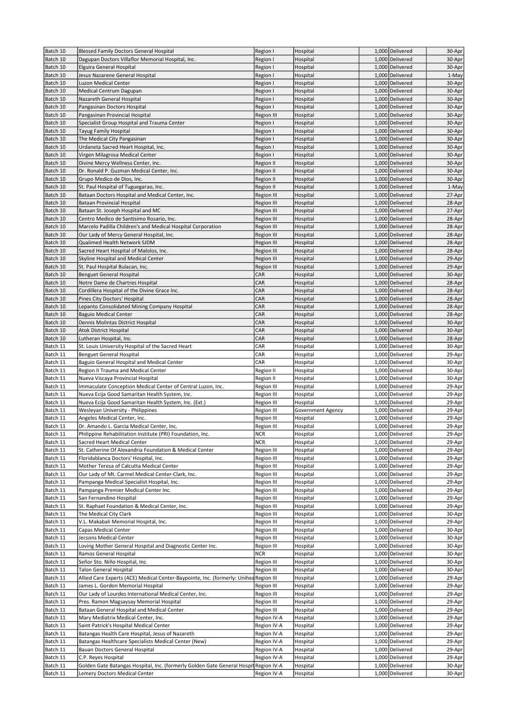| | | | | | | |
|---|---|---|---|---|---|---|
| Batch 10 | Blessed Family Doctors General Hospital | Region I | Hospital | 1,000 | Delivered | 30-Apr |
| Batch 10 | Dagupan Doctors Villaflor Memorial Hospital, Inc. | Region I | Hospital | 1,000 | Delivered | 30-Apr |
| Batch 10 | Elguira General Hospital | Region I | Hospital | 1,000 | Delivered | 30-Apr |
| Batch 10 | Jesus Nazarene General Hospital | Region I | Hospital | 1,000 | Delivered | 1-May |
| Batch 10 | Luzon Medical Center | Region I | Hospital | 1,000 | Delivered | 30-Apr |
| Batch 10 | Medical Centrum Dagupan | Region I | Hospital | 1,000 | Delivered | 30-Apr |
| Batch 10 | Nazareth General Hospital | Region I | Hospital | 1,000 | Delivered | 30-Apr |
| Batch 10 | Pangasinan Doctors Hospital | Region I | Hospital | 1,000 | Delivered | 30-Apr |
| Batch 10 | Pangasinan Provincial Hospital | Region III | Hospital | 1,000 | Delivered | 30-Apr |
| Batch 10 | Specialist Group Hospital and Trauma Center | Region I | Hospital | 1,000 | Delivered | 30-Apr |
| Batch 10 | Tayug Family Hospital | Region I | Hospital | 1,000 | Delivered | 30-Apr |
| Batch 10 | The Medical City Pangasinan | Region I | Hospital | 1,000 | Delivered | 30-Apr |
| Batch 10 | Urdaneta Sacred Heart Hospital, Inc. | Region I | Hospital | 1,000 | Delivered | 30-Apr |
| Batch 10 | Virgen Milagrosa Medical Center | Region I | Hospital | 1,000 | Delivered | 30-Apr |
| Batch 10 | Divine Mercy Wellness Center, Inc. | Region II | Hospital | 1,000 | Delivered | 30-Apr |
| Batch 10 | Dr. Ronald P. Guzman Medical Center, Inc. | Region II | Hospital | 1,000 | Delivered | 30-Apr |
| Batch 10 | Grupo Medico de Dios, Inc. | Region II | Hospital | 1,000 | Delivered | 30-Apr |
| Batch 10 | St. Paul Hospital of Tuguegarao, Inc. | Region II | Hospital | 1,000 | Delivered | 1-May |
| Batch 10 | Bataan Doctors Hospital and Medical Center, Inc. | Region III | Hospital | 1,000 | Delivered | 27-Apr |
| Batch 10 | Bataan Provincial Hospital | Region III | Hospital | 1,000 | Delivered | 28-Apr |
| Batch 10 | Bataan St. Joseph Hospital and MC | Region III | Hospital | 1,000 | Delivered | 27-Apr |
| Batch 10 | Centro Medico de Santisimo Rosario, Inc. | Region III | Hospital | 1,000 | Delivered | 28-Apr |
| Batch 10 | Marcelo Padilla Children's and Medical Hospital Corporation | Region III | Hospital | 1,000 | Delivered | 28-Apr |
| Batch 10 | Our Lady of Mercy General Hospital, Inc. | Region III | Hospital | 1,000 | Delivered | 28-Apr |
| Batch 10 | Qualimed Health Network SJDM | Region III | Hospital | 1,000 | Delivered | 28-Apr |
| Batch 10 | Sacred Heart Hospital of Malolos, Inc. | Region III | Hospital | 1,000 | Delivered | 28-Apr |
| Batch 10 | Skyline Hospital and Medical Center | Region III | Hospital | 1,000 | Delivered | 29-Apr |
| Batch 10 | St. Paul Hospital Bulacan, Inc. | Region III | Hospital | 1,000 | Delivered | 29-Apr |
| Batch 10 | Benguet General Hospital | CAR | Hospital | 1,000 | Delivered | 30-Apr |
| Batch 10 | Notre Dame de Chartres Hospital | CAR | Hospital | 1,000 | Delivered | 28-Apr |
| Batch 10 | Cordillera Hospital of the Divine Grace Inc. | CAR | Hospital | 1,000 | Delivered | 28-Apr |
| Batch 10 | Pines City Doctors' Hospital | CAR | Hospital | 1,000 | Delivered | 28-Apr |
| Batch 10 | Lepanto Consolidated Mining Company Hospital | CAR | Hospital | 1,000 | Delivered | 28-Apr |
| Batch 10 | Baguio Medical Center | CAR | Hospital | 1,000 | Delivered | 28-Apr |
| Batch 10 | Dennis Molintas District Hospital | CAR | Hospital | 1,000 | Delivered | 30-Apr |
| Batch 10 | Atok District Hospital | CAR | Hospital | 1,000 | Delivered | 30-Apr |
| Batch 10 | Lutheran Hospital, Inc. | CAR | Hospital | 1,000 | Delivered | 28-Apr |
| Batch 11 | St. Louis University Hospital of the Sacred Heart | CAR | Hospital | 1,000 | Delivered | 30-Apr |
| Batch 11 | Benguet General Hospital | CAR | Hospital | 1,000 | Delivered | 29-Apr |
| Batch 11 | Baguio General Hospital and Medical Center | CAR | Hospital | 1,000 | Delivered | 30-Apr |
| Batch 11 | Region II Trauma and Medical Center | Region II | Hospital | 1,000 | Delivered | 30-Apr |
| Batch 11 | Nueva Viscaya Provincial Hospital | Region II | Hospital | 1,000 | Delivered | 30-Apr |
| Batch 11 | Immaculate Conception Medical Center of Central Luzon, Inc. | Region III | Hospital | 1,000 | Delivered | 29-Apr |
| Batch 11 | Nueva Ecija Good Samaritan Health System, Inc. | Region III | Hospital | 1,000 | Delivered | 29-Apr |
| Batch 11 | Nueva Ecija Good Samaritan Health System, Inc. (Ext.) | Region III | Hospital | 1,000 | Delivered | 29-Apr |
| Batch 11 | Wesleyan University - Philippines | Region III | Government Agency | 1,000 | Delivered | 29-Apr |
| Batch 11 | Angeles Medical Center, Inc. | Region III | Hospital | 1,000 | Delivered | 29-Apr |
| Batch 11 | Dr. Amando L. Garcia Medical Center, Inc. | Region III | Hospital | 1,000 | Delivered | 29-Apr |
| Batch 11 | Philippine Rehabilitation Institute (PRI) Foundation, Inc. | NCR | Hospital | 1,000 | Delivered | 29-Apr |
| Batch 11 | Sacred Heart Medical Center | NCR | Hospital | 1,000 | Delivered | 29-Apr |
| Batch 11 | St. Catherine Of Alexandria Foundation & Medical Center | Region III | Hospital | 1,000 | Delivered | 29-Apr |
| Batch 11 | Floridablanca Doctors' Hospital, Inc. | Region III | Hospital | 1,000 | Delivered | 29-Apr |
| Batch 11 | Mother Teresa of Calcutta Medical Center | Region III | Hospital | 1,000 | Delivered | 29-Apr |
| Batch 11 | Our Lady of Mt. Carmel Medical Center-Clark, Inc. | Region III | Hospital | 1,000 | Delivered | 29-Apr |
| Batch 11 | Pampanga Medical Specialist Hospital, Inc. | Region III | Hospital | 1,000 | Delivered | 29-Apr |
| Batch 11 | Pampanga Premier Medical Center Inc. | Region III | Hospital | 1,000 | Delivered | 29-Apr |
| Batch 11 | San Fernandino Hospital | Region III | Hospital | 1,000 | Delivered | 29-Apr |
| Batch 11 | St. Raphael Foundation & Medical Center, Inc. | Region III | Hospital | 1,000 | Delivered | 29-Apr |
| Batch 11 | The Medical City Clark | Region III | Hospital | 1,000 | Delivered | 30-Apr |
| Batch 11 | V.L. Makabali Memorial Hospital, Inc. | Region III | Hospital | 1,000 | Delivered | 29-Apr |
| Batch 11 | Capas Medical Center | Region III | Hospital | 1,000 | Delivered | 30-Apr |
| Batch 11 | Jecsons Medical Center | Region III | Hospital | 1,000 | Delivered | 30-Apr |
| Batch 11 | Loving Mother General Hospital and Diagnostic Center Inc. | Region III | Hospital | 1,000 | Delivered | 30-Apr |
| Batch 11 | Ramos General Hospital | NCR | Hospital | 1,000 | Delivered | 30-Apr |
| Batch 11 | Señor Sto. Niño Hospital, Inc. | Region III | Hospital | 1,000 | Delivered | 30-Apr |
| Batch 11 | Talon General Hospital | Region III | Hospital | 1,000 | Delivered | 30-Apr |
| Batch 11 | Allied Care Experts (ACE) Medical Center-Baypointe, Inc. (formerly: Unihea | Region III | Hospital | 1,000 | Delivered | 29-Apr |
| Batch 11 | James L. Gordon Memorial Hospital | Region III | Hospital | 1,000 | Delivered | 29-Apr |
| Batch 11 | Our Lady of Lourdes International Medical Center, Inc. | Region III | Hospital | 1,000 | Delivered | 29-Apr |
| Batch 11 | Pres. Ramon Magsaysay Memorial Hospital | Region III | Hospital | 1,000 | Delivered | 29-Apr |
| Batch 11 | Bataan General Hospital and Medical Center | Region III | Hospital | 1,000 | Delivered | 29-Apr |
| Batch 11 | Mary Mediatrix Medical Center, Inc. | Region IV-A | Hospital | 1,000 | Delivered | 29-Apr |
| Batch 11 | Saint Patrick's Hospital Medical Center | Region IV-A | Hospital | 1,000 | Delivered | 29-Apr |
| Batch 11 | Batangas Health Care Hospital, Jesus of Nazareth | Region IV-A | Hospital | 1,000 | Delivered | 29-Apr |
| Batch 11 | Batangas Healthcare Specialists Medical Center (New) | Region IV-A | Hospital | 1,000 | Delivered | 29-Apr |
| Batch 11 | Bauan Doctors General Hospital | Region IV-A | Hospital | 1,000 | Delivered | 29-Apr |
| Batch 11 | C.P. Reyes Hospital | Region IV-A | Hospital | 1,000 | Delivered | 29-Apr |
| Batch 11 | Golden Gate Batangas Hospital, Inc. (formerly Golden Gate General Hospit | Region IV-A | Hospital | 1,000 | Delivered | 30-Apr |
| Batch 11 | Lemery Doctors Medical Center | Region IV-A | Hospital | 1,000 | Delivered | 30-Apr |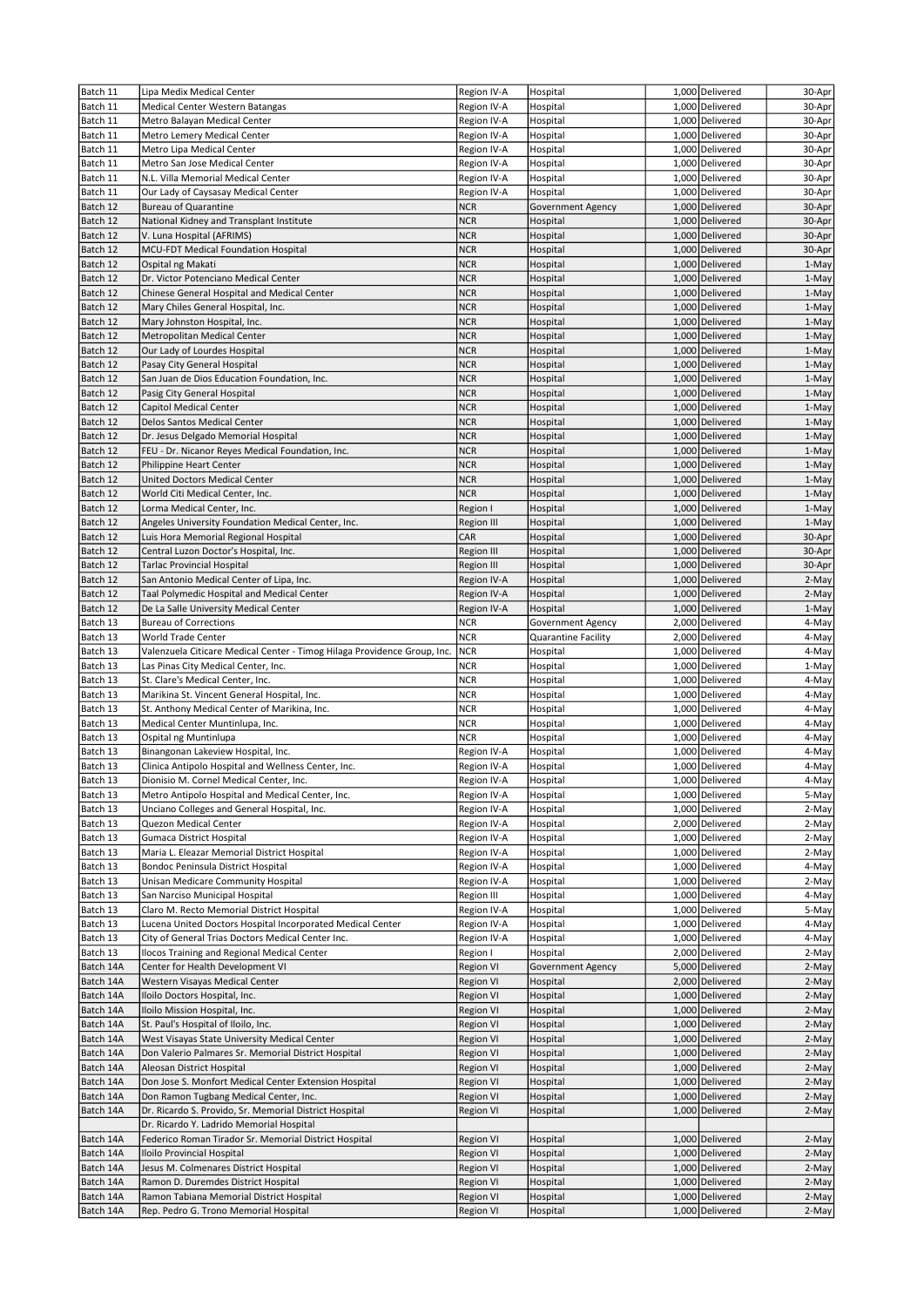| Batch 11 | Lipa Medix Medical Center | Region IV-A | Hospital | 1,000 | Delivered | 30-Apr |
|---|---|---|---|---|---|---|
| Batch 11 | Medical Center Western Batangas | Region IV-A | Hospital | 1,000 | Delivered | 30-Apr |
| Batch 11 | Metro Balayan Medical Center | Region IV-A | Hospital | 1,000 | Delivered | 30-Apr |
| Batch 11 | Metro Lemery Medical Center | Region IV-A | Hospital | 1,000 | Delivered | 30-Apr |
| Batch 11 | Metro Lipa Medical Center | Region IV-A | Hospital | 1,000 | Delivered | 30-Apr |
| Batch 11 | Metro San Jose Medical Center | Region IV-A | Hospital | 1,000 | Delivered | 30-Apr |
| Batch 11 | N.L. Villa Memorial Medical Center | Region IV-A | Hospital | 1,000 | Delivered | 30-Apr |
| Batch 11 | Our Lady of Caysasay Medical Center | Region IV-A | Hospital | 1,000 | Delivered | 30-Apr |
| Batch 12 | Bureau of Quarantine | NCR | Government Agency | 1,000 | Delivered | 30-Apr |
| Batch 12 | National Kidney and Transplant Institute | NCR | Hospital | 1,000 | Delivered | 30-Apr |
| Batch 12 | V. Luna Hospital (AFRIMS) | NCR | Hospital | 1,000 | Delivered | 30-Apr |
| Batch 12 | MCU-FDT Medical Foundation Hospital | NCR | Hospital | 1,000 | Delivered | 30-Apr |
| Batch 12 | Ospital ng Makati | NCR | Hospital | 1,000 | Delivered | 1-May |
| Batch 12 | Dr. Victor Potenciano Medical Center | NCR | Hospital | 1,000 | Delivered | 1-May |
| Batch 12 | Chinese General Hospital and Medical Center | NCR | Hospital | 1,000 | Delivered | 1-May |
| Batch 12 | Mary Chiles General Hospital, Inc. | NCR | Hospital | 1,000 | Delivered | 1-May |
| Batch 12 | Mary Johnston Hospital, Inc. | NCR | Hospital | 1,000 | Delivered | 1-May |
| Batch 12 | Metropolitan Medical Center | NCR | Hospital | 1,000 | Delivered | 1-May |
| Batch 12 | Our Lady of Lourdes Hospital | NCR | Hospital | 1,000 | Delivered | 1-May |
| Batch 12 | Pasay City General Hospital | NCR | Hospital | 1,000 | Delivered | 1-May |
| Batch 12 | San Juan de Dios Education Foundation, Inc. | NCR | Hospital | 1,000 | Delivered | 1-May |
| Batch 12 | Pasig City General Hospital | NCR | Hospital | 1,000 | Delivered | 1-May |
| Batch 12 | Capitol Medical Center | NCR | Hospital | 1,000 | Delivered | 1-May |
| Batch 12 | Delos Santos Medical Center | NCR | Hospital | 1,000 | Delivered | 1-May |
| Batch 12 | Dr. Jesus Delgado Memorial Hospital | NCR | Hospital | 1,000 | Delivered | 1-May |
| Batch 12 | FEU - Dr. Nicanor Reyes Medical Foundation, Inc. | NCR | Hospital | 1,000 | Delivered | 1-May |
| Batch 12 | Philippine Heart Center | NCR | Hospital | 1,000 | Delivered | 1-May |
| Batch 12 | United Doctors Medical Center | NCR | Hospital | 1,000 | Delivered | 1-May |
| Batch 12 | World Citi Medical Center, Inc. | NCR | Hospital | 1,000 | Delivered | 1-May |
| Batch 12 | Lorma Medical Center, Inc. | Region I | Hospital | 1,000 | Delivered | 1-May |
| Batch 12 | Angeles University Foundation Medical Center, Inc. | Region III | Hospital | 1,000 | Delivered | 1-May |
| Batch 12 | Luis Hora Memorial Regional Hospital | CAR | Hospital | 1,000 | Delivered | 30-Apr |
| Batch 12 | Central Luzon Doctor's Hospital, Inc. | Region III | Hospital | 1,000 | Delivered | 30-Apr |
| Batch 12 | Tarlac Provincial Hospital | Region III | Hospital | 1,000 | Delivered | 30-Apr |
| Batch 12 | San Antonio Medical Center of Lipa, Inc. | Region IV-A | Hospital | 1,000 | Delivered | 2-May |
| Batch 12 | Taal Polymedic Hospital and Medical Center | Region IV-A | Hospital | 1,000 | Delivered | 2-May |
| Batch 12 | De La Salle University Medical Center | Region IV-A | Hospital | 1,000 | Delivered | 1-May |
| Batch 13 | Bureau of Corrections | NCR | Government Agency | 2,000 | Delivered | 4-May |
| Batch 13 | World Trade Center | NCR | Quarantine Facility | 2,000 | Delivered | 4-May |
| Batch 13 | Valenzuela Citicare Medical Center - Timog Hilaga Providence Group, Inc. | NCR | Hospital | 1,000 | Delivered | 4-May |
| Batch 13 | Las Pinas City Medical Center, Inc. | NCR | Hospital | 1,000 | Delivered | 1-May |
| Batch 13 | St. Clare's Medical Center, Inc. | NCR | Hospital | 1,000 | Delivered | 4-May |
| Batch 13 | Marikina St. Vincent General Hospital, Inc. | NCR | Hospital | 1,000 | Delivered | 4-May |
| Batch 13 | St. Anthony Medical Center of Marikina, Inc. | NCR | Hospital | 1,000 | Delivered | 4-May |
| Batch 13 | Medical Center Muntinlupa, Inc. | NCR | Hospital | 1,000 | Delivered | 4-May |
| Batch 13 | Ospital ng Muntinlupa | NCR | Hospital | 1,000 | Delivered | 4-May |
| Batch 13 | Binangonan Lakeview Hospital, Inc. | Region IV-A | Hospital | 1,000 | Delivered | 4-May |
| Batch 13 | Clinica Antipolo Hospital and Wellness Center, Inc. | Region IV-A | Hospital | 1,000 | Delivered | 4-May |
| Batch 13 | Dionisio M. Cornel Medical Center, Inc. | Region IV-A | Hospital | 1,000 | Delivered | 4-May |
| Batch 13 | Metro Antipolo Hospital and Medical Center, Inc. | Region IV-A | Hospital | 1,000 | Delivered | 5-May |
| Batch 13 | Unciano Colleges and General Hospital, Inc. | Region IV-A | Hospital | 1,000 | Delivered | 2-May |
| Batch 13 | Quezon Medical Center | Region IV-A | Hospital | 2,000 | Delivered | 2-May |
| Batch 13 | Gumaca District Hospital | Region IV-A | Hospital | 1,000 | Delivered | 2-May |
| Batch 13 | Maria L. Eleazar Memorial District Hospital | Region IV-A | Hospital | 1,000 | Delivered | 2-May |
| Batch 13 | Bondoc Peninsula District Hospital | Region IV-A | Hospital | 1,000 | Delivered | 4-May |
| Batch 13 | Unisan Medicare Community Hospital | Region IV-A | Hospital | 1,000 | Delivered | 2-May |
| Batch 13 | San Narciso Municipal Hospital | Region III | Hospital | 1,000 | Delivered | 4-May |
| Batch 13 | Claro M. Recto Memorial District Hospital | Region IV-A | Hospital | 1,000 | Delivered | 5-May |
| Batch 13 | Lucena United Doctors Hospital Incorporated Medical Center | Region IV-A | Hospital | 1,000 | Delivered | 4-May |
| Batch 13 | City of General Trias Doctors Medical Center Inc. | Region IV-A | Hospital | 1,000 | Delivered | 4-May |
| Batch 13 | Ilocos Training and Regional Medical Center | Region I | Hospital | 2,000 | Delivered | 2-May |
| Batch 14A | Center for Health Development VI | Region VI | Government Agency | 5,000 | Delivered | 2-May |
| Batch 14A | Western Visayas Medical Center | Region VI | Hospital | 2,000 | Delivered | 2-May |
| Batch 14A | Iloilo Doctors Hospital, Inc. | Region VI | Hospital | 1,000 | Delivered | 2-May |
| Batch 14A | Iloilo Mission Hospital, Inc. | Region VI | Hospital | 1,000 | Delivered | 2-May |
| Batch 14A | St. Paul's Hospital of Iloilo, Inc. | Region VI | Hospital | 1,000 | Delivered | 2-May |
| Batch 14A | West Visayas State University Medical Center | Region VI | Hospital | 1,000 | Delivered | 2-May |
| Batch 14A | Don Valerio Palmares Sr. Memorial District Hospital | Region VI | Hospital | 1,000 | Delivered | 2-May |
| Batch 14A | Aleosan District Hospital | Region VI | Hospital | 1,000 | Delivered | 2-May |
| Batch 14A | Don Jose S. Monfort Medical Center Extension Hospital | Region VI | Hospital | 1,000 | Delivered | 2-May |
| Batch 14A | Don Ramon Tugbang Medical Center, Inc. | Region VI | Hospital | 1,000 | Delivered | 2-May |
| Batch 14A | Dr. Ricardo S. Provido, Sr. Memorial District Hospital | Region VI | Hospital | 1,000 | Delivered | 2-May |
| | Dr. Ricardo Y. Ladrido Memorial Hospital | | | | | |
| Batch 14A | Federico Roman Tirador Sr. Memorial District Hospital | Region VI | Hospital | 1,000 | Delivered | 2-May |
| Batch 14A | Iloilo Provincial Hospital | Region VI | Hospital | 1,000 | Delivered | 2-May |
| Batch 14A | Jesus M. Colmenares District Hospital | Region VI | Hospital | 1,000 | Delivered | 2-May |
| Batch 14A | Ramon D. Duremdes District Hospital | Region VI | Hospital | 1,000 | Delivered | 2-May |
| Batch 14A | Ramon Tabiana Memorial District Hospital | Region VI | Hospital | 1,000 | Delivered | 2-May |
| Batch 14A | Rep. Pedro G. Trono Memorial Hospital | Region VI | Hospital | 1,000 | Delivered | 2-May |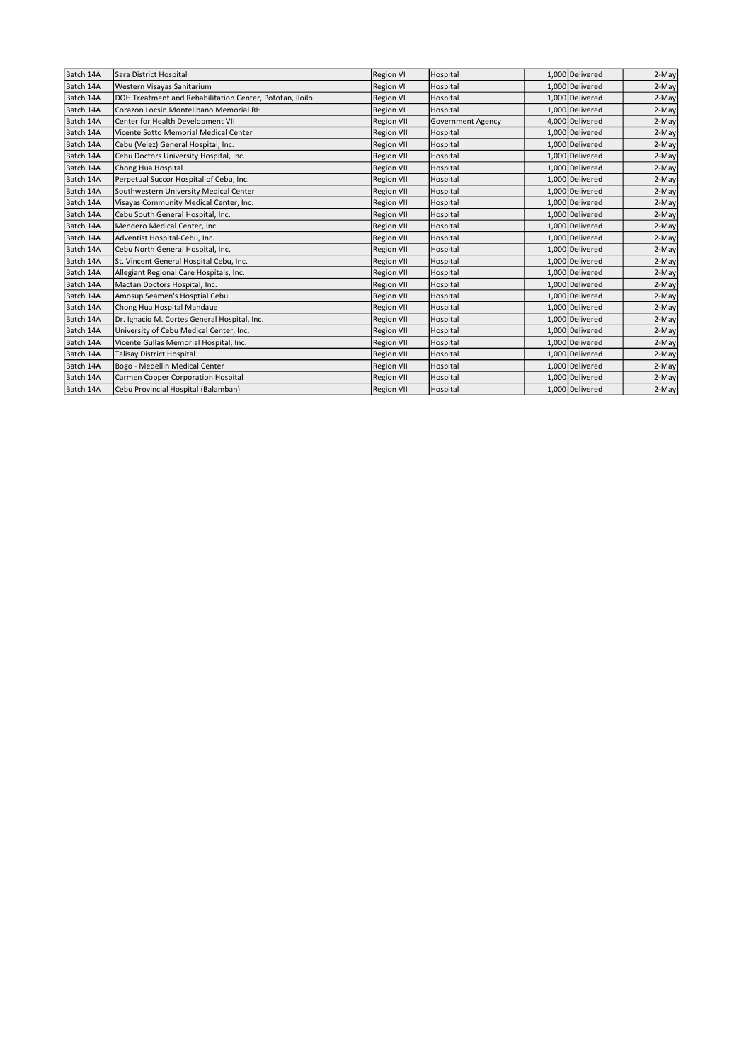| Batch 14A | Sara District Hospital | Region VI | Hospital | 1,000 | Delivered | 2-May |
|---|---|---|---|---|---|---|
| Batch 14A | Western Visayas Sanitarium | Region VI | Hospital | 1,000 | Delivered | 2-May |
| Batch 14A | DOH Treatment and Rehabilitation Center, Pototan, Iloilo | Region VI | Hospital | 1,000 | Delivered | 2-May |
| Batch 14A | Corazon Locsin Montelibano Memorial RH | Region VI | Hospital | 1,000 | Delivered | 2-May |
| Batch 14A | Center for Health Development VII | Region VII | Government Agency | 4,000 | Delivered | 2-May |
| Batch 14A | Vicente Sotto Memorial Medical Center | Region VII | Hospital | 1,000 | Delivered | 2-May |
| Batch 14A | Cebu (Velez) General Hospital, Inc. | Region VII | Hospital | 1,000 | Delivered | 2-May |
| Batch 14A | Cebu Doctors University Hospital, Inc. | Region VII | Hospital | 1,000 | Delivered | 2-May |
| Batch 14A | Chong Hua Hospital | Region VII | Hospital | 1,000 | Delivered | 2-May |
| Batch 14A | Perpetual Succor Hospital of Cebu, Inc. | Region VII | Hospital | 1,000 | Delivered | 2-May |
| Batch 14A | Southwestern University Medical Center | Region VII | Hospital | 1,000 | Delivered | 2-May |
| Batch 14A | Visayas Community Medical Center, Inc. | Region VII | Hospital | 1,000 | Delivered | 2-May |
| Batch 14A | Cebu South General Hospital, Inc. | Region VII | Hospital | 1,000 | Delivered | 2-May |
| Batch 14A | Mendero Medical Center, Inc. | Region VII | Hospital | 1,000 | Delivered | 2-May |
| Batch 14A | Adventist Hospital-Cebu, Inc. | Region VII | Hospital | 1,000 | Delivered | 2-May |
| Batch 14A | Cebu North General Hospital, Inc. | Region VII | Hospital | 1,000 | Delivered | 2-May |
| Batch 14A | St. Vincent General Hospital Cebu, Inc. | Region VII | Hospital | 1,000 | Delivered | 2-May |
| Batch 14A | Allegiant Regional Care Hospitals, Inc. | Region VII | Hospital | 1,000 | Delivered | 2-May |
| Batch 14A | Mactan Doctors Hospital, Inc. | Region VII | Hospital | 1,000 | Delivered | 2-May |
| Batch 14A | Amosup Seamen's Hosptial Cebu | Region VII | Hospital | 1,000 | Delivered | 2-May |
| Batch 14A | Chong Hua Hospital Mandaue | Region VII | Hospital | 1,000 | Delivered | 2-May |
| Batch 14A | Dr. Ignacio M. Cortes General Hospital, Inc. | Region VII | Hospital | 1,000 | Delivered | 2-May |
| Batch 14A | University of Cebu Medical Center, Inc. | Region VII | Hospital | 1,000 | Delivered | 2-May |
| Batch 14A | Vicente Gullas Memorial Hospital, Inc. | Region VII | Hospital | 1,000 | Delivered | 2-May |
| Batch 14A | Talisay District Hospital | Region VII | Hospital | 1,000 | Delivered | 2-May |
| Batch 14A | Bogo - Medellin Medical Center | Region VII | Hospital | 1,000 | Delivered | 2-May |
| Batch 14A | Carmen Copper Corporation Hospital | Region VII | Hospital | 1,000 | Delivered | 2-May |
| Batch 14A | Cebu Provincial Hospital (Balamban) | Region VII | Hospital | 1,000 | Delivered | 2-May |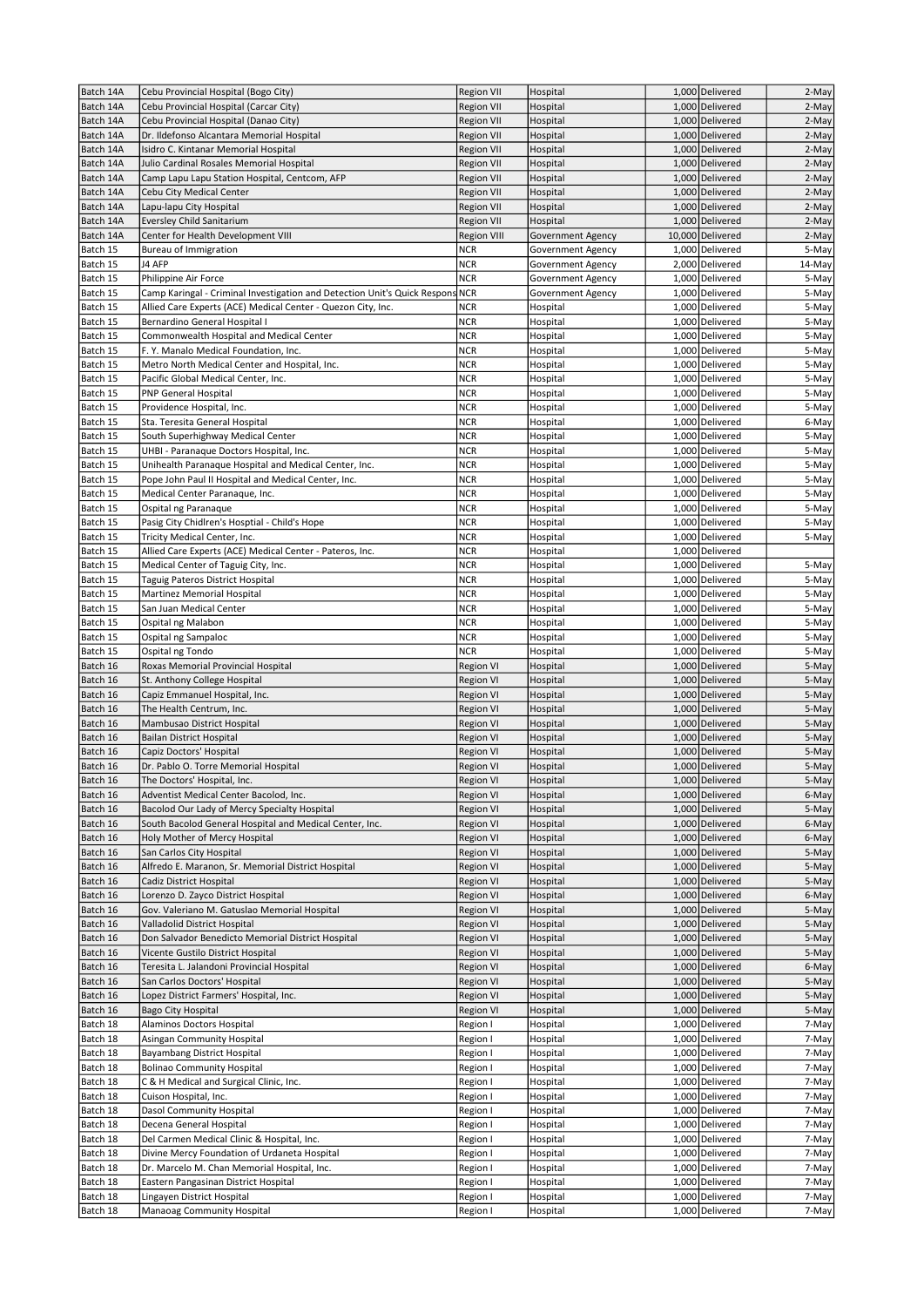| Batch 14A | Cebu Provincial Hospital (Bogo City) | Region VII | Hospital | 1,000 | Delivered | 2-May |
|---|---|---|---|---|---|---|
| Batch 14A | Cebu Provincial Hospital (Carcar City) | Region VII | Hospital | 1,000 | Delivered | 2-May |
| Batch 14A | Cebu Provincial Hospital (Danao City) | Region VII | Hospital | 1,000 | Delivered | 2-May |
| Batch 14A | Dr. Ildefonso Alcantara Memorial Hospital | Region VII | Hospital | 1,000 | Delivered | 2-May |
| Batch 14A | Isidro C. Kintanar Memorial Hospital | Region VII | Hospital | 1,000 | Delivered | 2-May |
| Batch 14A | Julio Cardinal Rosales Memorial Hospital | Region VII | Hospital | 1,000 | Delivered | 2-May |
| Batch 14A | Camp Lapu Lapu Station Hospital, Centcom, AFP | Region VII | Hospital | 1,000 | Delivered | 2-May |
| Batch 14A | Cebu City Medical Center | Region VII | Hospital | 1,000 | Delivered | 2-May |
| Batch 14A | Lapu-lapu City Hospital | Region VII | Hospital | 1,000 | Delivered | 2-May |
| Batch 14A | Eversley Child Sanitarium | Region VII | Hospital | 1,000 | Delivered | 2-May |
| Batch 14A | Center for Health Development VIII | Region VIII | Government Agency | 10,000 | Delivered | 2-May |
| Batch 15 | Bureau of Immigration | NCR | Government Agency | 1,000 | Delivered | 5-May |
| Batch 15 | J4 AFP | NCR | Government Agency | 2,000 | Delivered | 14-May |
| Batch 15 | Philippine Air Force | NCR | Government Agency | 1,000 | Delivered | 5-May |
| Batch 15 | Camp Karingal - Criminal Investigation and Detection Unit's Quick Respons | NCR | Government Agency | 1,000 | Delivered | 5-May |
| Batch 15 | Allied Care Experts (ACE) Medical Center - Quezon City, Inc. | NCR | Hospital | 1,000 | Delivered | 5-May |
| Batch 15 | Bernardino General Hospital I | NCR | Hospital | 1,000 | Delivered | 5-May |
| Batch 15 | Commonwealth Hospital and Medical Center | NCR | Hospital | 1,000 | Delivered | 5-May |
| Batch 15 | F. Y. Manalo Medical Foundation, Inc. | NCR | Hospital | 1,000 | Delivered | 5-May |
| Batch 15 | Metro North Medical Center and Hospital, Inc. | NCR | Hospital | 1,000 | Delivered | 5-May |
| Batch 15 | Pacific Global Medical Center, Inc. | NCR | Hospital | 1,000 | Delivered | 5-May |
| Batch 15 | PNP General Hospital | NCR | Hospital | 1,000 | Delivered | 5-May |
| Batch 15 | Providence Hospital, Inc. | NCR | Hospital | 1,000 | Delivered | 5-May |
| Batch 15 | Sta. Teresita General Hospital | NCR | Hospital | 1,000 | Delivered | 6-May |
| Batch 15 | South Superhighway Medical Center | NCR | Hospital | 1,000 | Delivered | 5-May |
| Batch 15 | UHBI - Paranaque Doctors Hospital, Inc. | NCR | Hospital | 1,000 | Delivered | 5-May |
| Batch 15 | Unihealth Paranaque Hospital and Medical Center, Inc. | NCR | Hospital | 1,000 | Delivered | 5-May |
| Batch 15 | Pope John Paul II Hospital and Medical Center, Inc. | NCR | Hospital | 1,000 | Delivered | 5-May |
| Batch 15 | Medical Center Paranaque, Inc. | NCR | Hospital | 1,000 | Delivered | 5-May |
| Batch 15 | Ospital ng Paranaque | NCR | Hospital | 1,000 | Delivered | 5-May |
| Batch 15 | Pasig City Chidlren's Hosptial - Child's Hope | NCR | Hospital | 1,000 | Delivered | 5-May |
| Batch 15 | Tricity Medical Center, Inc. | NCR | Hospital | 1,000 | Delivered | 5-May |
| Batch 15 | Allied Care Experts (ACE) Medical Center - Pateros, Inc. | NCR | Hospital | 1,000 | Delivered | |
| Batch 15 | Medical Center of Taguig City, Inc. | NCR | Hospital | 1,000 | Delivered | 5-May |
| Batch 15 | Taguig Pateros District Hospital | NCR | Hospital | 1,000 | Delivered | 5-May |
| Batch 15 | Martinez Memorial Hospital | NCR | Hospital | 1,000 | Delivered | 5-May |
| Batch 15 | San Juan Medical Center | NCR | Hospital | 1,000 | Delivered | 5-May |
| Batch 15 | Ospital ng Malabon | NCR | Hospital | 1,000 | Delivered | 5-May |
| Batch 15 | Ospital ng Sampaloc | NCR | Hospital | 1,000 | Delivered | 5-May |
| Batch 15 | Ospital ng Tondo | NCR | Hospital | 1,000 | Delivered | 5-May |
| Batch 16 | Roxas Memorial Provincial Hospital | Region VI | Hospital | 1,000 | Delivered | 5-May |
| Batch 16 | St. Anthony College Hospital | Region VI | Hospital | 1,000 | Delivered | 5-May |
| Batch 16 | Capiz Emmanuel Hospital, Inc. | Region VI | Hospital | 1,000 | Delivered | 5-May |
| Batch 16 | The Health Centrum, Inc. | Region VI | Hospital | 1,000 | Delivered | 5-May |
| Batch 16 | Mambusao District Hospital | Region VI | Hospital | 1,000 | Delivered | 5-May |
| Batch 16 | Bailan District Hospital | Region VI | Hospital | 1,000 | Delivered | 5-May |
| Batch 16 | Capiz Doctors' Hospital | Region VI | Hospital | 1,000 | Delivered | 5-May |
| Batch 16 | Dr. Pablo O. Torre Memorial Hospital | Region VI | Hospital | 1,000 | Delivered | 5-May |
| Batch 16 | The Doctors' Hospital, Inc. | Region VI | Hospital | 1,000 | Delivered | 5-May |
| Batch 16 | Adventist Medical Center Bacolod, Inc. | Region VI | Hospital | 1,000 | Delivered | 6-May |
| Batch 16 | Bacolod Our Lady of Mercy Specialty Hospital | Region VI | Hospital | 1,000 | Delivered | 5-May |
| Batch 16 | South Bacolod General Hospital and Medical Center, Inc. | Region VI | Hospital | 1,000 | Delivered | 6-May |
| Batch 16 | Holy Mother of Mercy Hospital | Region VI | Hospital | 1,000 | Delivered | 6-May |
| Batch 16 | San Carlos City Hospital | Region VI | Hospital | 1,000 | Delivered | 5-May |
| Batch 16 | Alfredo E. Maranon, Sr. Memorial District Hospital | Region VI | Hospital | 1,000 | Delivered | 5-May |
| Batch 16 | Cadiz District Hospital | Region VI | Hospital | 1,000 | Delivered | 5-May |
| Batch 16 | Lorenzo D. Zayco District Hospital | Region VI | Hospital | 1,000 | Delivered | 6-May |
| Batch 16 | Gov. Valeriano M. Gatuslao Memorial Hospital | Region VI | Hospital | 1,000 | Delivered | 5-May |
| Batch 16 | Valladolid District Hospital | Region VI | Hospital | 1,000 | Delivered | 5-May |
| Batch 16 | Don Salvador Benedicto Memorial District Hospital | Region VI | Hospital | 1,000 | Delivered | 5-May |
| Batch 16 | Vicente Gustilo District Hospital | Region VI | Hospital | 1,000 | Delivered | 5-May |
| Batch 16 | Teresita L. Jalandoni Provincial Hospital | Region VI | Hospital | 1,000 | Delivered | 6-May |
| Batch 16 | San Carlos Doctors' Hospital | Region VI | Hospital | 1,000 | Delivered | 5-May |
| Batch 16 | Lopez District Farmers' Hospital, Inc. | Region VI | Hospital | 1,000 | Delivered | 5-May |
| Batch 16 | Bago City Hospital | Region VI | Hospital | 1,000 | Delivered | 5-May |
| Batch 18 | Alaminos Doctors Hospital | Region I | Hospital | 1,000 | Delivered | 7-May |
| Batch 18 | Asingan Community Hospital | Region I | Hospital | 1,000 | Delivered | 7-May |
| Batch 18 | Bayambang District Hospital | Region I | Hospital | 1,000 | Delivered | 7-May |
| Batch 18 | Bolinao Community Hospital | Region I | Hospital | 1,000 | Delivered | 7-May |
| Batch 18 | C & H Medical and Surgical Clinic, Inc. | Region I | Hospital | 1,000 | Delivered | 7-May |
| Batch 18 | Cuison Hospital, Inc. | Region I | Hospital | 1,000 | Delivered | 7-May |
| Batch 18 | Dasol Community Hospital | Region I | Hospital | 1,000 | Delivered | 7-May |
| Batch 18 | Decena General Hospital | Region I | Hospital | 1,000 | Delivered | 7-May |
| Batch 18 | Del Carmen Medical Clinic & Hospital, Inc. | Region I | Hospital | 1,000 | Delivered | 7-May |
| Batch 18 | Divine Mercy Foundation of Urdaneta Hospital | Region I | Hospital | 1,000 | Delivered | 7-May |
| Batch 18 | Dr. Marcelo M. Chan Memorial Hospital, Inc. | Region I | Hospital | 1,000 | Delivered | 7-May |
| Batch 18 | Eastern Pangasinan District Hospital | Region I | Hospital | 1,000 | Delivered | 7-May |
| Batch 18 | Lingayen District Hospital | Region I | Hospital | 1,000 | Delivered | 7-May |
| Batch 18 | Manaoag Community Hospital | Region I | Hospital | 1,000 | Delivered | 7-May |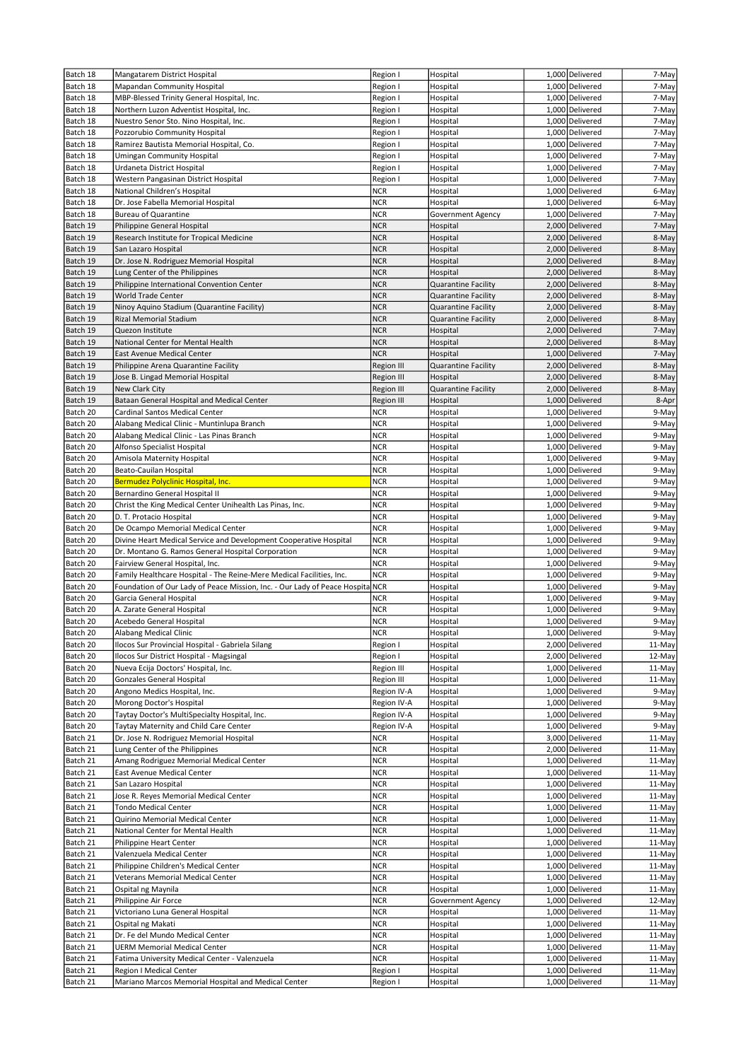| Batch 18 | Mangatarem District Hospital | Region I | Hospital | 1,000 | Delivered | 7-May |
|---|---|---|---|---|---|---|
| Batch 18 | Mapandan Community Hospital | Region I | Hospital | 1,000 | Delivered | 7-May |
| Batch 18 | MBP-Blessed Trinity General Hospital, Inc. | Region I | Hospital | 1,000 | Delivered | 7-May |
| Batch 18 | Northern Luzon Adventist Hospital, Inc. | Region I | Hospital | 1,000 | Delivered | 7-May |
| Batch 18 | Nuestro Senor Sto. Nino Hospital, Inc. | Region I | Hospital | 1,000 | Delivered | 7-May |
| Batch 18 | Pozzorubio Community Hospital | Region I | Hospital | 1,000 | Delivered | 7-May |
| Batch 18 | Ramirez Bautista Memorial Hospital, Co. | Region I | Hospital | 1,000 | Delivered | 7-May |
| Batch 18 | Umingan Community Hospital | Region I | Hospital | 1,000 | Delivered | 7-May |
| Batch 18 | Urdaneta District Hospital | Region I | Hospital | 1,000 | Delivered | 7-May |
| Batch 18 | Western Pangasinan District Hospital | Region I | Hospital | 1,000 | Delivered | 7-May |
| Batch 18 | National Children's Hospital | NCR | Hospital | 1,000 | Delivered | 6-May |
| Batch 18 | Dr. Jose Fabella Memorial Hospital | NCR | Hospital | 1,000 | Delivered | 6-May |
| Batch 18 | Bureau of Quarantine | NCR | Government Agency | 1,000 | Delivered | 7-May |
| Batch 19 | Philippine General Hospital | NCR | Hospital | 2,000 | Delivered | 7-May |
| Batch 19 | Research Institute for Tropical Medicine | NCR | Hospital | 2,000 | Delivered | 8-May |
| Batch 19 | San Lazaro Hospital | NCR | Hospital | 2,000 | Delivered | 8-May |
| Batch 19 | Dr. Jose N. Rodriguez Memorial Hospital | NCR | Hospital | 2,000 | Delivered | 8-May |
| Batch 19 | Lung Center of the Philippines | NCR | Hospital | 2,000 | Delivered | 8-May |
| Batch 19 | Philippine International Convention Center | NCR | Quarantine Facility | 2,000 | Delivered | 8-May |
| Batch 19 | World Trade Center | NCR | Quarantine Facility | 2,000 | Delivered | 8-May |
| Batch 19 | Ninoy Aquino Stadium (Quarantine Facility) | NCR | Quarantine Facility | 2,000 | Delivered | 8-May |
| Batch 19 | Rizal Memorial Stadium | NCR | Quarantine Facility | 2,000 | Delivered | 8-May |
| Batch 19 | Quezon Institute | NCR | Hospital | 2,000 | Delivered | 7-May |
| Batch 19 | National Center for Mental Health | NCR | Hospital | 2,000 | Delivered | 8-May |
| Batch 19 | East Avenue Medical Center | NCR | Hospital | 1,000 | Delivered | 7-May |
| Batch 19 | Philippine Arena Quarantine Facility | Region III | Quarantine Facility | 2,000 | Delivered | 8-May |
| Batch 19 | Jose B. Lingad Memorial Hospital | Region III | Hospital | 2,000 | Delivered | 8-May |
| Batch 19 | New Clark City | Region III | Quarantine Facility | 2,000 | Delivered | 8-May |
| Batch 19 | Bataan General Hospital and Medical Center | Region III | Hospital | 1,000 | Delivered | 8-Apr |
| Batch 20 | Cardinal Santos Medical Center | NCR | Hospital | 1,000 | Delivered | 9-May |
| Batch 20 | Alabang Medical Clinic - Muntinlupa Branch | NCR | Hospital | 1,000 | Delivered | 9-May |
| Batch 20 | Alabang Medical Clinic - Las Pinas Branch | NCR | Hospital | 1,000 | Delivered | 9-May |
| Batch 20 | Alfonso Specialist Hospital | NCR | Hospital | 1,000 | Delivered | 9-May |
| Batch 20 | Amisola Maternity Hospital | NCR | Hospital | 1,000 | Delivered | 9-May |
| Batch 20 | Beato-Cauilan Hospital | NCR | Hospital | 1,000 | Delivered | 9-May |
| Batch 20 | Bermudez Polyclinic Hospital, Inc. | NCR | Hospital | 1,000 | Delivered | 9-May |
| Batch 20 | Bernardino General Hospital II | NCR | Hospital | 1,000 | Delivered | 9-May |
| Batch 20 | Christ the King Medical Center Unihealth Las Pinas, Inc. | NCR | Hospital | 1,000 | Delivered | 9-May |
| Batch 20 | D. T. Protacio Hospital | NCR | Hospital | 1,000 | Delivered | 9-May |
| Batch 20 | De Ocampo Memorial Medical Center | NCR | Hospital | 1,000 | Delivered | 9-May |
| Batch 20 | Divine Heart Medical Service and Development Cooperative Hospital | NCR | Hospital | 1,000 | Delivered | 9-May |
| Batch 20 | Dr. Montano G. Ramos General Hospital Corporation | NCR | Hospital | 1,000 | Delivered | 9-May |
| Batch 20 | Fairview General Hospital, Inc. | NCR | Hospital | 1,000 | Delivered | 9-May |
| Batch 20 | Family Healthcare Hospital - The Reine-Mere Medical Facilities, Inc. | NCR | Hospital | 1,000 | Delivered | 9-May |
| Batch 20 | Foundation of Our Lady of Peace Mission, Inc. - Our Lady of Peace Hospita | NCR | Hospital | 1,000 | Delivered | 9-May |
| Batch 20 | Garcia General Hospital | NCR | Hospital | 1,000 | Delivered | 9-May |
| Batch 20 | A. Zarate General Hospital | NCR | Hospital | 1,000 | Delivered | 9-May |
| Batch 20 | Acebedo General Hospital | NCR | Hospital | 1,000 | Delivered | 9-May |
| Batch 20 | Alabang Medical Clinic | NCR | Hospital | 1,000 | Delivered | 9-May |
| Batch 20 | Ilocos Sur Provincial Hospital - Gabriela Silang | Region I | Hospital | 2,000 | Delivered | 11-May |
| Batch 20 | Ilocos Sur District Hospital - Magsingal | Region I | Hospital | 2,000 | Delivered | 12-May |
| Batch 20 | Nueva Ecija Doctors' Hospital, Inc. | Region III | Hospital | 1,000 | Delivered | 11-May |
| Batch 20 | Gonzales General Hospital | Region III | Hospital | 1,000 | Delivered | 11-May |
| Batch 20 | Angono Medics Hospital, Inc. | Region IV-A | Hospital | 1,000 | Delivered | 9-May |
| Batch 20 | Morong Doctor's Hospital | Region IV-A | Hospital | 1,000 | Delivered | 9-May |
| Batch 20 | Taytay Doctor's MultiSpecialty Hospital, Inc. | Region IV-A | Hospital | 1,000 | Delivered | 9-May |
| Batch 20 | Taytay Maternity and Child Care Center | Region IV-A | Hospital | 1,000 | Delivered | 9-May |
| Batch 21 | Dr. Jose N. Rodriguez Memorial Hospital | NCR | Hospital | 3,000 | Delivered | 11-May |
| Batch 21 | Lung Center of the Philippines | NCR | Hospital | 2,000 | Delivered | 11-May |
| Batch 21 | Amang Rodriguez Memorial Medical Center | NCR | Hospital | 1,000 | Delivered | 11-May |
| Batch 21 | East Avenue Medical Center | NCR | Hospital | 1,000 | Delivered | 11-May |
| Batch 21 | San Lazaro Hospital | NCR | Hospital | 1,000 | Delivered | 11-May |
| Batch 21 | Jose R. Reyes Memorial Medical Center | NCR | Hospital | 1,000 | Delivered | 11-May |
| Batch 21 | Tondo Medical Center | NCR | Hospital | 1,000 | Delivered | 11-May |
| Batch 21 | Quirino Memorial Medical Center | NCR | Hospital | 1,000 | Delivered | 11-May |
| Batch 21 | National Center for Mental Health | NCR | Hospital | 1,000 | Delivered | 11-May |
| Batch 21 | Philippine Heart Center | NCR | Hospital | 1,000 | Delivered | 11-May |
| Batch 21 | Valenzuela Medical Center | NCR | Hospital | 1,000 | Delivered | 11-May |
| Batch 21 | Philippine Children's Medical Center | NCR | Hospital | 1,000 | Delivered | 11-May |
| Batch 21 | Veterans Memorial Medical Center | NCR | Hospital | 1,000 | Delivered | 11-May |
| Batch 21 | Ospital ng Maynila | NCR | Hospital | 1,000 | Delivered | 11-May |
| Batch 21 | Philippine Air Force | NCR | Government Agency | 1,000 | Delivered | 12-May |
| Batch 21 | Victoriano Luna General Hospital | NCR | Hospital | 1,000 | Delivered | 11-May |
| Batch 21 | Ospital ng Makati | NCR | Hospital | 1,000 | Delivered | 11-May |
| Batch 21 | Dr. Fe del Mundo Medical Center | NCR | Hospital | 1,000 | Delivered | 11-May |
| Batch 21 | UERM Memorial Medical Center | NCR | Hospital | 1,000 | Delivered | 11-May |
| Batch 21 | Fatima University Medical Center - Valenzuela | NCR | Hospital | 1,000 | Delivered | 11-May |
| Batch 21 | Region I Medical Center | Region I | Hospital | 1,000 | Delivered | 11-May |
| Batch 21 | Mariano Marcos Memorial Hospital and Medical Center | Region I | Hospital | 1,000 | Delivered | 11-May |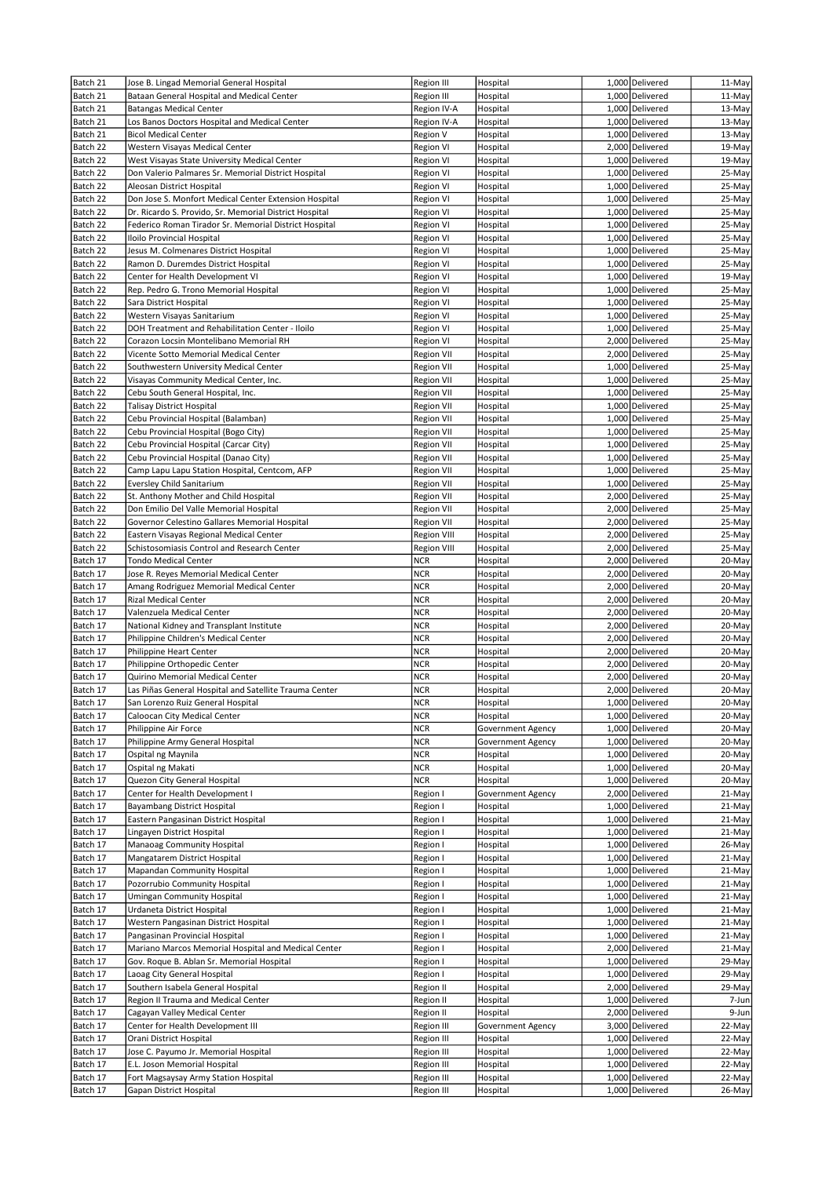| Batch 21 | Jose B. Lingad Memorial General Hospital | Region III | Hospital | 1,000 | Delivered | 11-May |
|---|---|---|---|---|---|---|
| Batch 21 | Bataan General Hospital and Medical Center | Region III | Hospital | 1,000 | Delivered | 11-May |
| Batch 21 | Batangas Medical Center | Region IV-A | Hospital | 1,000 | Delivered | 13-May |
| Batch 21 | Los Banos Doctors Hospital and Medical Center | Region IV-A | Hospital | 1,000 | Delivered | 13-May |
| Batch 21 | Bicol Medical Center | Region V | Hospital | 1,000 | Delivered | 13-May |
| Batch 22 | Western Visayas Medical Center | Region VI | Hospital | 2,000 | Delivered | 19-May |
| Batch 22 | West Visayas State University Medical Center | Region VI | Hospital | 1,000 | Delivered | 19-May |
| Batch 22 | Don Valerio Palmares Sr. Memorial District Hospital | Region VI | Hospital | 1,000 | Delivered | 25-May |
| Batch 22 | Aleosan District Hospital | Region VI | Hospital | 1,000 | Delivered | 25-May |
| Batch 22 | Don Jose S. Monfort Medical Center Extension Hospital | Region VI | Hospital | 1,000 | Delivered | 25-May |
| Batch 22 | Dr. Ricardo S. Provido, Sr. Memorial District Hospital | Region VI | Hospital | 1,000 | Delivered | 25-May |
| Batch 22 | Federico Roman Tirador Sr. Memorial District Hospital | Region VI | Hospital | 1,000 | Delivered | 25-May |
| Batch 22 | Iloilo Provincial Hospital | Region VI | Hospital | 1,000 | Delivered | 25-May |
| Batch 22 | Jesus M. Colmenares District Hospital | Region VI | Hospital | 1,000 | Delivered | 25-May |
| Batch 22 | Ramon D. Duremdes District Hospital | Region VI | Hospital | 1,000 | Delivered | 25-May |
| Batch 22 | Center for Health Development VI | Region VI | Hospital | 1,000 | Delivered | 19-May |
| Batch 22 | Rep. Pedro G. Trono Memorial Hospital | Region VI | Hospital | 1,000 | Delivered | 25-May |
| Batch 22 | Sara District Hospital | Region VI | Hospital | 1,000 | Delivered | 25-May |
| Batch 22 | Western Visayas Sanitarium | Region VI | Hospital | 1,000 | Delivered | 25-May |
| Batch 22 | DOH Treatment and Rehabilitation Center - Iloilo | Region VI | Hospital | 1,000 | Delivered | 25-May |
| Batch 22 | Corazon Locsin Montelibano Memorial RH | Region VI | Hospital | 2,000 | Delivered | 25-May |
| Batch 22 | Vicente Sotto Memorial Medical Center | Region VII | Hospital | 2,000 | Delivered | 25-May |
| Batch 22 | Southwestern University Medical Center | Region VII | Hospital | 1,000 | Delivered | 25-May |
| Batch 22 | Visayas Community Medical Center, Inc. | Region VII | Hospital | 1,000 | Delivered | 25-May |
| Batch 22 | Cebu South General Hospital, Inc. | Region VII | Hospital | 1,000 | Delivered | 25-May |
| Batch 22 | Talisay District Hospital | Region VII | Hospital | 1,000 | Delivered | 25-May |
| Batch 22 | Cebu Provincial Hospital (Balamban) | Region VII | Hospital | 1,000 | Delivered | 25-May |
| Batch 22 | Cebu Provincial Hospital (Bogo City) | Region VII | Hospital | 1,000 | Delivered | 25-May |
| Batch 22 | Cebu Provincial Hospital (Carcar City) | Region VII | Hospital | 1,000 | Delivered | 25-May |
| Batch 22 | Cebu Provincial Hospital (Danao City) | Region VII | Hospital | 1,000 | Delivered | 25-May |
| Batch 22 | Camp Lapu Lapu Station Hospital, Centcom, AFP | Region VII | Hospital | 1,000 | Delivered | 25-May |
| Batch 22 | Eversley Child Sanitarium | Region VII | Hospital | 1,000 | Delivered | 25-May |
| Batch 22 | St. Anthony Mother and Child Hospital | Region VII | Hospital | 2,000 | Delivered | 25-May |
| Batch 22 | Don Emilio Del Valle Memorial Hospital | Region VII | Hospital | 2,000 | Delivered | 25-May |
| Batch 22 | Governor Celestino Gallares Memorial Hospital | Region VII | Hospital | 2,000 | Delivered | 25-May |
| Batch 22 | Eastern Visayas Regional Medical Center | Region VIII | Hospital | 2,000 | Delivered | 25-May |
| Batch 22 | Schistosomiasis Control and Research Center | Region VIII | Hospital | 2,000 | Delivered | 25-May |
| Batch 17 | Tondo Medical Center | NCR | Hospital | 2,000 | Delivered | 20-May |
| Batch 17 | Jose R. Reyes Memorial Medical Center | NCR | Hospital | 2,000 | Delivered | 20-May |
| Batch 17 | Amang Rodriguez Memorial Medical Center | NCR | Hospital | 2,000 | Delivered | 20-May |
| Batch 17 | Rizal Medical Center | NCR | Hospital | 2,000 | Delivered | 20-May |
| Batch 17 | Valenzuela Medical Center | NCR | Hospital | 2,000 | Delivered | 20-May |
| Batch 17 | National Kidney and Transplant Institute | NCR | Hospital | 2,000 | Delivered | 20-May |
| Batch 17 | Philippine Children's Medical Center | NCR | Hospital | 2,000 | Delivered | 20-May |
| Batch 17 | Philippine Heart Center | NCR | Hospital | 2,000 | Delivered | 20-May |
| Batch 17 | Philippine Orthopedic Center | NCR | Hospital | 2,000 | Delivered | 20-May |
| Batch 17 | Quirino Memorial Medical Center | NCR | Hospital | 2,000 | Delivered | 20-May |
| Batch 17 | Las Piñas General Hospital and Satellite Trauma Center | NCR | Hospital | 2,000 | Delivered | 20-May |
| Batch 17 | San Lorenzo Ruiz General Hospital | NCR | Hospital | 1,000 | Delivered | 20-May |
| Batch 17 | Caloocan City Medical Center | NCR | Hospital | 1,000 | Delivered | 20-May |
| Batch 17 | Philippine Air Force | NCR | Government Agency | 1,000 | Delivered | 20-May |
| Batch 17 | Philippine Army General Hospital | NCR | Government Agency | 1,000 | Delivered | 20-May |
| Batch 17 | Ospital ng Maynila | NCR | Hospital | 1,000 | Delivered | 20-May |
| Batch 17 | Ospital ng Makati | NCR | Hospital | 1,000 | Delivered | 20-May |
| Batch 17 | Quezon City General Hospital | NCR | Hospital | 1,000 | Delivered | 20-May |
| Batch 17 | Center for Health Development I | Region I | Government Agency | 2,000 | Delivered | 21-May |
| Batch 17 | Bayambang District Hospital | Region I | Hospital | 1,000 | Delivered | 21-May |
| Batch 17 | Eastern Pangasinan District Hospital | Region I | Hospital | 1,000 | Delivered | 21-May |
| Batch 17 | Lingayen District Hospital | Region I | Hospital | 1,000 | Delivered | 21-May |
| Batch 17 | Manaoag Community Hospital | Region I | Hospital | 1,000 | Delivered | 26-May |
| Batch 17 | Mangatarem District Hospital | Region I | Hospital | 1,000 | Delivered | 21-May |
| Batch 17 | Mapandan Community Hospital | Region I | Hospital | 1,000 | Delivered | 21-May |
| Batch 17 | Pozorrubio Community Hospital | Region I | Hospital | 1,000 | Delivered | 21-May |
| Batch 17 | Umingan Community Hospital | Region I | Hospital | 1,000 | Delivered | 21-May |
| Batch 17 | Urdaneta District Hospital | Region I | Hospital | 1,000 | Delivered | 21-May |
| Batch 17 | Western Pangasinan District Hospital | Region I | Hospital | 1,000 | Delivered | 21-May |
| Batch 17 | Pangasinan Provincial Hospital | Region I | Hospital | 1,000 | Delivered | 21-May |
| Batch 17 | Mariano Marcos Memorial Hospital and Medical Center | Region I | Hospital | 2,000 | Delivered | 21-May |
| Batch 17 | Gov. Roque B. Ablan Sr. Memorial Hospital | Region I | Hospital | 1,000 | Delivered | 29-May |
| Batch 17 | Laoag City General Hospital | Region I | Hospital | 1,000 | Delivered | 29-May |
| Batch 17 | Southern Isabela General Hospital | Region II | Hospital | 2,000 | Delivered | 29-May |
| Batch 17 | Region II Trauma and Medical Center | Region II | Hospital | 1,000 | Delivered | 7-Jun |
| Batch 17 | Cagayan Valley Medical Center | Region II | Hospital | 2,000 | Delivered | 9-Jun |
| Batch 17 | Center for Health Development III | Region III | Government Agency | 3,000 | Delivered | 22-May |
| Batch 17 | Orani District Hospital | Region III | Hospital | 1,000 | Delivered | 22-May |
| Batch 17 | Jose C. Payumo Jr. Memorial Hospital | Region III | Hospital | 1,000 | Delivered | 22-May |
| Batch 17 | E.L. Joson Memorial Hospital | Region III | Hospital | 1,000 | Delivered | 22-May |
| Batch 17 | Fort Magsaysay Army Station Hospital | Region III | Hospital | 1,000 | Delivered | 22-May |
| Batch 17 | Gapan District Hospital | Region III | Hospital | 1,000 | Delivered | 26-May |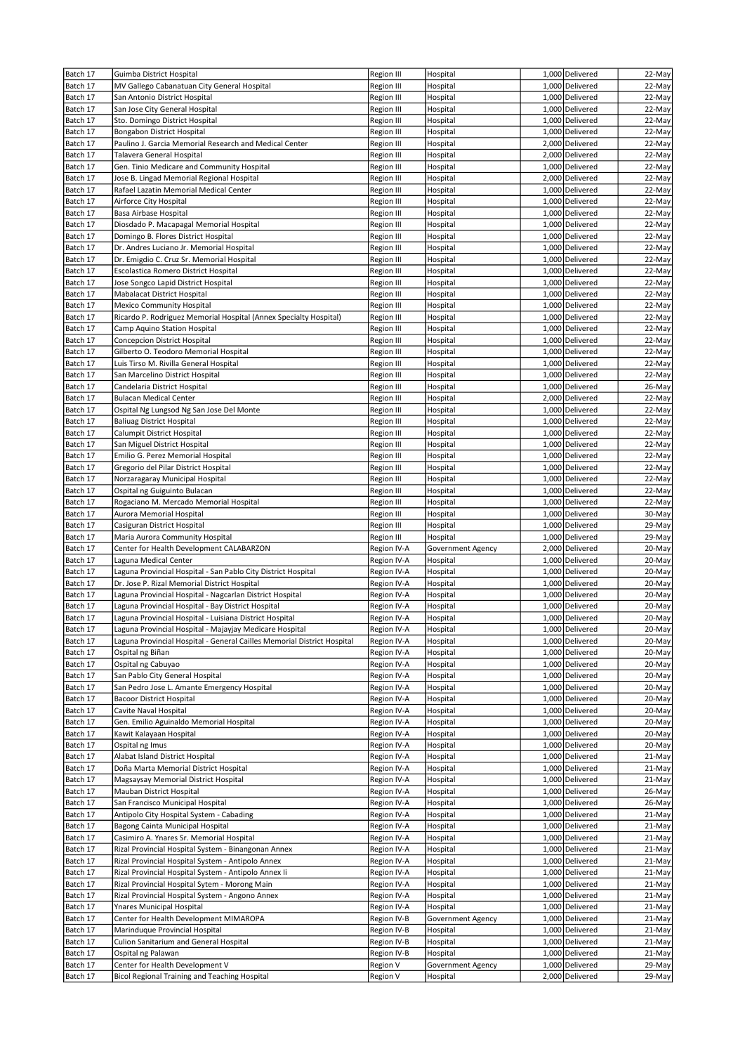| Batch 17 | Guimba District Hospital | Region III | Hospital | 1,000 | Delivered | 22-May |
|---|---|---|---|---|---|---|
| Batch 17 | MV Gallego Cabanatuan City General Hospital | Region III | Hospital | 1,000 | Delivered | 22-May |
| Batch 17 | San Antonio District Hospital | Region III | Hospital | 1,000 | Delivered | 22-May |
| Batch 17 | San Jose City General Hospital | Region III | Hospital | 1,000 | Delivered | 22-May |
| Batch 17 | Sto. Domingo District Hospital | Region III | Hospital | 1,000 | Delivered | 22-May |
| Batch 17 | Bongabon District Hospital | Region III | Hospital | 1,000 | Delivered | 22-May |
| Batch 17 | Paulino J. Garcia Memorial Research and Medical Center | Region III | Hospital | 2,000 | Delivered | 22-May |
| Batch 17 | Talavera General Hospital | Region III | Hospital | 2,000 | Delivered | 22-May |
| Batch 17 | Gen. Tinio Medicare and Community Hospital | Region III | Hospital | 1,000 | Delivered | 22-May |
| Batch 17 | Jose B. Lingad Memorial Regional Hospital | Region III | Hospital | 2,000 | Delivered | 22-May |
| Batch 17 | Rafael Lazatin Memorial Medical Center | Region III | Hospital | 1,000 | Delivered | 22-May |
| Batch 17 | Airforce City Hospital | Region III | Hospital | 1,000 | Delivered | 22-May |
| Batch 17 | Basa Airbase Hospital | Region III | Hospital | 1,000 | Delivered | 22-May |
| Batch 17 | Diosdado P. Macapagal Memorial Hospital | Region III | Hospital | 1,000 | Delivered | 22-May |
| Batch 17 | Domingo B. Flores District Hospital | Region III | Hospital | 1,000 | Delivered | 22-May |
| Batch 17 | Dr. Andres Luciano Jr. Memorial Hospital | Region III | Hospital | 1,000 | Delivered | 22-May |
| Batch 17 | Dr. Emigdio C. Cruz Sr. Memorial Hospital | Region III | Hospital | 1,000 | Delivered | 22-May |
| Batch 17 | Escolastica Romero District Hospital | Region III | Hospital | 1,000 | Delivered | 22-May |
| Batch 17 | Jose Songco Lapid District Hospital | Region III | Hospital | 1,000 | Delivered | 22-May |
| Batch 17 | Mabalacat District Hospital | Region III | Hospital | 1,000 | Delivered | 22-May |
| Batch 17 | Mexico Community Hospital | Region III | Hospital | 1,000 | Delivered | 22-May |
| Batch 17 | Ricardo P. Rodriguez Memorial Hospital (Annex Specialty Hospital) | Region III | Hospital | 1,000 | Delivered | 22-May |
| Batch 17 | Camp Aquino Station Hospital | Region III | Hospital | 1,000 | Delivered | 22-May |
| Batch 17 | Concepcion District Hospital | Region III | Hospital | 1,000 | Delivered | 22-May |
| Batch 17 | Gilberto O. Teodoro Memorial Hospital | Region III | Hospital | 1,000 | Delivered | 22-May |
| Batch 17 | Luis Tirso M. Rivilla General Hospital | Region III | Hospital | 1,000 | Delivered | 22-May |
| Batch 17 | San Marcelino District Hospital | Region III | Hospital | 1,000 | Delivered | 22-May |
| Batch 17 | Candelaria District Hospital | Region III | Hospital | 1,000 | Delivered | 26-May |
| Batch 17 | Bulacan Medical Center | Region III | Hospital | 2,000 | Delivered | 22-May |
| Batch 17 | Ospital Ng Lungsod Ng San Jose Del Monte | Region III | Hospital | 1,000 | Delivered | 22-May |
| Batch 17 | Baliuag District Hospital | Region III | Hospital | 1,000 | Delivered | 22-May |
| Batch 17 | Calumpit District Hospital | Region III | Hospital | 1,000 | Delivered | 22-May |
| Batch 17 | San Miguel District Hospital | Region III | Hospital | 1,000 | Delivered | 22-May |
| Batch 17 | Emilio G. Perez Memorial Hospital | Region III | Hospital | 1,000 | Delivered | 22-May |
| Batch 17 | Gregorio del Pilar District Hospital | Region III | Hospital | 1,000 | Delivered | 22-May |
| Batch 17 | Norzaragaray Municipal Hospital | Region III | Hospital | 1,000 | Delivered | 22-May |
| Batch 17 | Ospital ng Guiguinto Bulacan | Region III | Hospital | 1,000 | Delivered | 22-May |
| Batch 17 | Rogaciano M. Mercado Memorial Hospital | Region III | Hospital | 1,000 | Delivered | 22-May |
| Batch 17 | Aurora Memorial Hospital | Region III | Hospital | 1,000 | Delivered | 30-May |
| Batch 17 | Casiguran District Hospital | Region III | Hospital | 1,000 | Delivered | 29-May |
| Batch 17 | Maria Aurora Community Hospital | Region III | Hospital | 1,000 | Delivered | 29-May |
| Batch 17 | Center for Health Development CALABARZON | Region IV-A | Government Agency | 2,000 | Delivered | 20-May |
| Batch 17 | Laguna Medical Center | Region IV-A | Hospital | 1,000 | Delivered | 20-May |
| Batch 17 | Laguna Provincial Hospital - San Pablo City District Hospital | Region IV-A | Hospital | 1,000 | Delivered | 20-May |
| Batch 17 | Dr. Jose P. Rizal Memorial District Hospital | Region IV-A | Hospital | 1,000 | Delivered | 20-May |
| Batch 17 | Laguna Provincial Hospital - Nagcarlan District Hospital | Region IV-A | Hospital | 1,000 | Delivered | 20-May |
| Batch 17 | Laguna Provincial Hospital - Bay District Hospital | Region IV-A | Hospital | 1,000 | Delivered | 20-May |
| Batch 17 | Laguna Provincial Hospital - Luisiana District Hospital | Region IV-A | Hospital | 1,000 | Delivered | 20-May |
| Batch 17 | Laguna Provincial Hospital - Majayjay Medicare Hospital | Region IV-A | Hospital | 1,000 | Delivered | 20-May |
| Batch 17 | Laguna Provincial Hospital - General Cailles Memorial District Hospital | Region IV-A | Hospital | 1,000 | Delivered | 20-May |
| Batch 17 | Ospital ng Biñan | Region IV-A | Hospital | 1,000 | Delivered | 20-May |
| Batch 17 | Ospital ng Cabuyao | Region IV-A | Hospital | 1,000 | Delivered | 20-May |
| Batch 17 | San Pablo City General Hospital | Region IV-A | Hospital | 1,000 | Delivered | 20-May |
| Batch 17 | San Pedro Jose L. Amante Emergency Hospital | Region IV-A | Hospital | 1,000 | Delivered | 20-May |
| Batch 17 | Bacoor District Hospital | Region IV-A | Hospital | 1,000 | Delivered | 20-May |
| Batch 17 | Cavite Naval Hospital | Region IV-A | Hospital | 1,000 | Delivered | 20-May |
| Batch 17 | Gen. Emilio Aguinaldo Memorial Hospital | Region IV-A | Hospital | 1,000 | Delivered | 20-May |
| Batch 17 | Kawit Kalayaan Hospital | Region IV-A | Hospital | 1,000 | Delivered | 20-May |
| Batch 17 | Ospital ng Imus | Region IV-A | Hospital | 1,000 | Delivered | 20-May |
| Batch 17 | Alabat Island District Hospital | Region IV-A | Hospital | 1,000 | Delivered | 21-May |
| Batch 17 | Doña Marta Memorial District Hospital | Region IV-A | Hospital | 1,000 | Delivered | 21-May |
| Batch 17 | Magsaysay Memorial District Hospital | Region IV-A | Hospital | 1,000 | Delivered | 21-May |
| Batch 17 | Mauban District Hospital | Region IV-A | Hospital | 1,000 | Delivered | 26-May |
| Batch 17 | San Francisco Municipal Hospital | Region IV-A | Hospital | 1,000 | Delivered | 26-May |
| Batch 17 | Antipolo City Hospital System - Cabading | Region IV-A | Hospital | 1,000 | Delivered | 21-May |
| Batch 17 | Bagong Cainta Municipal Hospital | Region IV-A | Hospital | 1,000 | Delivered | 21-May |
| Batch 17 | Casimiro A. Ynares Sr. Memorial Hospital | Region IV-A | Hospital | 1,000 | Delivered | 21-May |
| Batch 17 | Rizal Provincial Hospital System - Binangonan Annex | Region IV-A | Hospital | 1,000 | Delivered | 21-May |
| Batch 17 | Rizal Provincial Hospital System - Antipolo Annex | Region IV-A | Hospital | 1,000 | Delivered | 21-May |
| Batch 17 | Rizal Provincial Hospital System - Antipolo Annex Ii | Region IV-A | Hospital | 1,000 | Delivered | 21-May |
| Batch 17 | Rizal Provincial Hospital Sytem - Morong Main | Region IV-A | Hospital | 1,000 | Delivered | 21-May |
| Batch 17 | Rizal Provincial Hospital System - Angono Annex | Region IV-A | Hospital | 1,000 | Delivered | 21-May |
| Batch 17 | Ynares Municipal Hospital | Region IV-A | Hospital | 1,000 | Delivered | 21-May |
| Batch 17 | Center for Health Development MIMAROPA | Region IV-B | Government Agency | 1,000 | Delivered | 21-May |
| Batch 17 | Marinduque Provincial Hospital | Region IV-B | Hospital | 1,000 | Delivered | 21-May |
| Batch 17 | Culion Sanitarium and General Hospital | Region IV-B | Hospital | 1,000 | Delivered | 21-May |
| Batch 17 | Ospital ng Palawan | Region IV-B | Hospital | 1,000 | Delivered | 21-May |
| Batch 17 | Center for Health Development V | Region V | Government Agency | 1,000 | Delivered | 29-May |
| Batch 17 | Bicol Regional Training and Teaching Hospital | Region V | Hospital | 2,000 | Delivered | 29-May |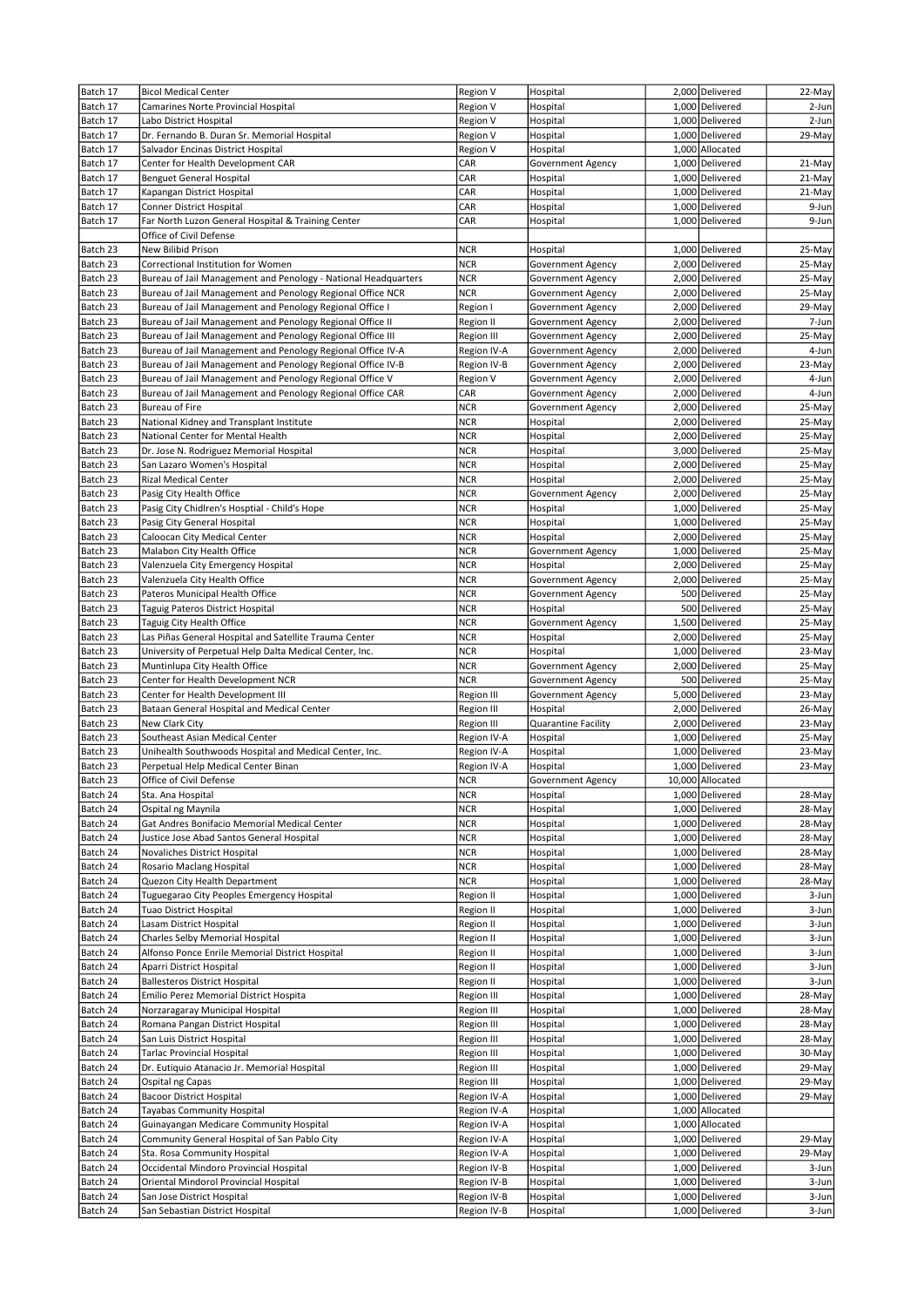| | | | | | | |
|---|---|---|---|---|---|---|
| Batch 17 | Bicol Medical Center | Region V | Hospital | 2,000 | Delivered | 22-May |
| Batch 17 | Camarines Norte Provincial Hospital | Region V | Hospital | 1,000 | Delivered | 2-Jun |
| Batch 17 | Labo District Hospital | Region V | Hospital | 1,000 | Delivered | 2-Jun |
| Batch 17 | Dr. Fernando B. Duran Sr. Memorial Hospital | Region V | Hospital | 1,000 | Delivered | 29-May |
| Batch 17 | Salvador Encinas District Hospital | Region V | Hospital | 1,000 | Allocated | |
| Batch 17 | Center for Health Development CAR | CAR | Government Agency | 1,000 | Delivered | 21-May |
| Batch 17 | Benguet General Hospital | CAR | Hospital | 1,000 | Delivered | 21-May |
| Batch 17 | Kapangan District Hospital | CAR | Hospital | 1,000 | Delivered | 21-May |
| Batch 17 | Conner District Hospital | CAR | Hospital | 1,000 | Delivered | 9-Jun |
| Batch 17 | Far North Luzon General Hospital & Training Center | CAR | Hospital | 1,000 | Delivered | 9-Jun |
| | Office of Civil Defense | | | | | |
| Batch 23 | New Bilibid Prison | NCR | Hospital | 1,000 | Delivered | 25-May |
| Batch 23 | Correctional Institution for Women | NCR | Government Agency | 2,000 | Delivered | 25-May |
| Batch 23 | Bureau of Jail Management and Penology - National Headquarters | NCR | Government Agency | 2,000 | Delivered | 25-May |
| Batch 23 | Bureau of Jail Management and Penology Regional Office NCR | NCR | Government Agency | 2,000 | Delivered | 25-May |
| Batch 23 | Bureau of Jail Management and Penology Regional Office I | Region I | Government Agency | 2,000 | Delivered | 29-May |
| Batch 23 | Bureau of Jail Management and Penology Regional Office II | Region II | Government Agency | 2,000 | Delivered | 7-Jun |
| Batch 23 | Bureau of Jail Management and Penology Regional Office III | Region III | Government Agency | 2,000 | Delivered | 25-May |
| Batch 23 | Bureau of Jail Management and Penology Regional Office IV-A | Region IV-A | Government Agency | 2,000 | Delivered | 4-Jun |
| Batch 23 | Bureau of Jail Management and Penology Regional Office IV-B | Region IV-B | Government Agency | 2,000 | Delivered | 23-May |
| Batch 23 | Bureau of Jail Management and Penology Regional Office V | Region V | Government Agency | 2,000 | Delivered | 4-Jun |
| Batch 23 | Bureau of Jail Management and Penology Regional Office CAR | CAR | Government Agency | 2,000 | Delivered | 4-Jun |
| Batch 23 | Bureau of Fire | NCR | Government Agency | 2,000 | Delivered | 25-May |
| Batch 23 | National Kidney and Transplant Institute | NCR | Hospital | 2,000 | Delivered | 25-May |
| Batch 23 | National Center for Mental Health | NCR | Hospital | 2,000 | Delivered | 25-May |
| Batch 23 | Dr. Jose N. Rodriguez Memorial Hospital | NCR | Hospital | 3,000 | Delivered | 25-May |
| Batch 23 | San Lazaro Women's Hospital | NCR | Hospital | 2,000 | Delivered | 25-May |
| Batch 23 | Rizal Medical Center | NCR | Hospital | 2,000 | Delivered | 25-May |
| Batch 23 | Pasig City Health Office | NCR | Government Agency | 2,000 | Delivered | 25-May |
| Batch 23 | Pasig City Chidlren's Hosptial - Child's Hope | NCR | Hospital | 1,000 | Delivered | 25-May |
| Batch 23 | Pasig City General Hospital | NCR | Hospital | 1,000 | Delivered | 25-May |
| Batch 23 | Caloocan City Medical Center | NCR | Hospital | 2,000 | Delivered | 25-May |
| Batch 23 | Malabon City Health Office | NCR | Government Agency | 1,000 | Delivered | 25-May |
| Batch 23 | Valenzuela City Emergency Hospital | NCR | Hospital | 2,000 | Delivered | 25-May |
| Batch 23 | Valenzuela City Health Office | NCR | Government Agency | 2,000 | Delivered | 25-May |
| Batch 23 | Pateros Municipal Health Office | NCR | Government Agency | 500 | Delivered | 25-May |
| Batch 23 | Taguig Pateros District Hospital | NCR | Hospital | 500 | Delivered | 25-May |
| Batch 23 | Taguig City Health Office | NCR | Government Agency | 1,500 | Delivered | 25-May |
| Batch 23 | Las Piñas General Hospital and Satellite Trauma Center | NCR | Hospital | 2,000 | Delivered | 25-May |
| Batch 23 | University of Perpetual Help Dalta Medical Center, Inc. | NCR | Hospital | 1,000 | Delivered | 23-May |
| Batch 23 | Muntinlupa City Health Office | NCR | Government Agency | 2,000 | Delivered | 25-May |
| Batch 23 | Center for Health Development NCR | NCR | Government Agency | 500 | Delivered | 25-May |
| Batch 23 | Center for Health Development III | Region III | Government Agency | 5,000 | Delivered | 23-May |
| Batch 23 | Bataan General Hospital and Medical Center | Region III | Hospital | 2,000 | Delivered | 26-May |
| Batch 23 | New Clark City | Region III | Quarantine Facility | 2,000 | Delivered | 23-May |
| Batch 23 | Southeast Asian Medical Center | Region IV-A | Hospital | 1,000 | Delivered | 25-May |
| Batch 23 | Unihealth Southwoods Hospital and Medical Center, Inc. | Region IV-A | Hospital | 1,000 | Delivered | 23-May |
| Batch 23 | Perpetual Help Medical Center Binan | Region IV-A | Hospital | 1,000 | Delivered | 23-May |
| Batch 23 | Office of Civil Defense | NCR | Government Agency | 10,000 | Allocated | |
| Batch 24 | Sta. Ana Hospital | NCR | Hospital | 1,000 | Delivered | 28-May |
| Batch 24 | Ospital ng Maynila | NCR | Hospital | 1,000 | Delivered | 28-May |
| Batch 24 | Gat Andres Bonifacio Memorial Medical Center | NCR | Hospital | 1,000 | Delivered | 28-May |
| Batch 24 | Justice Jose Abad Santos General Hospital | NCR | Hospital | 1,000 | Delivered | 28-May |
| Batch 24 | Novaliches District Hospital | NCR | Hospital | 1,000 | Delivered | 28-May |
| Batch 24 | Rosario Maclang Hospital | NCR | Hospital | 1,000 | Delivered | 28-May |
| Batch 24 | Quezon City Health Department | NCR | Hospital | 1,000 | Delivered | 28-May |
| Batch 24 | Tuguegarao City Peoples Emergency Hospital | Region II | Hospital | 1,000 | Delivered | 3-Jun |
| Batch 24 | Tuao District Hospital | Region II | Hospital | 1,000 | Delivered | 3-Jun |
| Batch 24 | Lasam District Hospital | Region II | Hospital | 1,000 | Delivered | 3-Jun |
| Batch 24 | Charles Selby Memorial Hospital | Region II | Hospital | 1,000 | Delivered | 3-Jun |
| Batch 24 | Alfonso Ponce Enrile Memorial District Hospital | Region II | Hospital | 1,000 | Delivered | 3-Jun |
| Batch 24 | Aparri District Hospital | Region II | Hospital | 1,000 | Delivered | 3-Jun |
| Batch 24 | Ballesteros District Hospital | Region II | Hospital | 1,000 | Delivered | 3-Jun |
| Batch 24 | Emilio Perez Memorial District Hospita | Region III | Hospital | 1,000 | Delivered | 28-May |
| Batch 24 | Norzaragaray Municipal Hospital | Region III | Hospital | 1,000 | Delivered | 28-May |
| Batch 24 | Romana Pangan District Hospital | Region III | Hospital | 1,000 | Delivered | 28-May |
| Batch 24 | San Luis District Hospital | Region III | Hospital | 1,000 | Delivered | 28-May |
| Batch 24 | Tarlac Provincial Hospital | Region III | Hospital | 1,000 | Delivered | 30-May |
| Batch 24 | Dr. Eutiquio Atanacio Jr. Memorial Hospital | Region III | Hospital | 1,000 | Delivered | 29-May |
| Batch 24 | Ospital ng Capas | Region III | Hospital | 1,000 | Delivered | 29-May |
| Batch 24 | Bacoor District Hospital | Region IV-A | Hospital | 1,000 | Delivered | 29-May |
| Batch 24 | Tayabas Community Hospital | Region IV-A | Hospital | 1,000 | Allocated | |
| Batch 24 | Guinayangan Medicare Community Hospital | Region IV-A | Hospital | 1,000 | Allocated | |
| Batch 24 | Community General Hospital of San Pablo City | Region IV-A | Hospital | 1,000 | Delivered | 29-May |
| Batch 24 | Sta. Rosa Community Hospital | Region IV-A | Hospital | 1,000 | Delivered | 29-May |
| Batch 24 | Occidental Mindoro Provincial Hospital | Region IV-B | Hospital | 1,000 | Delivered | 3-Jun |
| Batch 24 | Oriental Mindorol Provincial Hospital | Region IV-B | Hospital | 1,000 | Delivered | 3-Jun |
| Batch 24 | San Jose District Hospital | Region IV-B | Hospital | 1,000 | Delivered | 3-Jun |
| Batch 24 | San Sebastian District Hospital | Region IV-B | Hospital | 1,000 | Delivered | 3-Jun |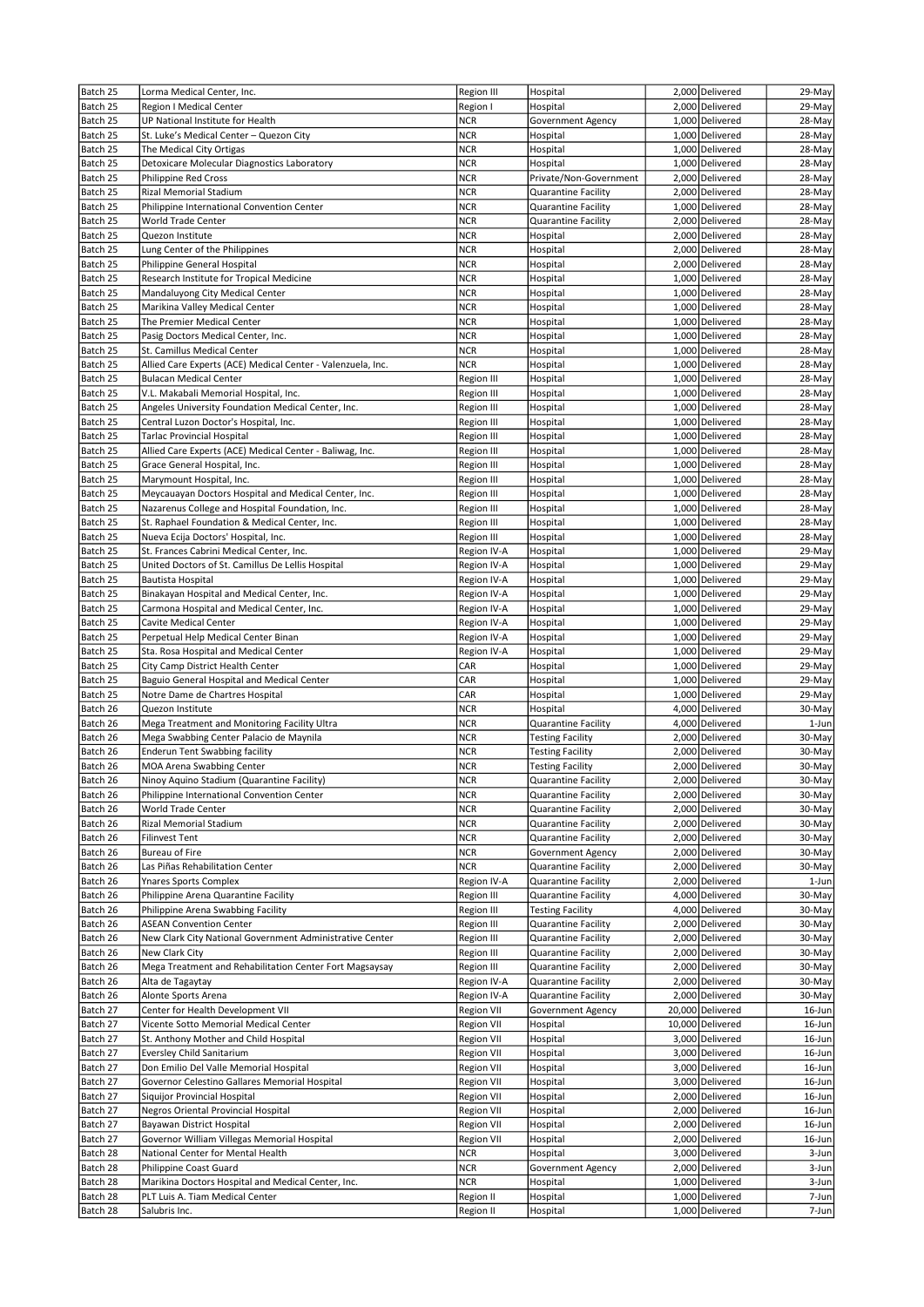| Batch 25 | Lorma Medical Center, Inc. | Region III | Hospital | 2,000 | Delivered | 29-May |
|---|---|---|---|---|---|---|
| Batch 25 | Region I Medical Center | Region I | Hospital | 2,000 | Delivered | 29-May |
| Batch 25 | UP National Institute for Health | NCR | Government Agency | 1,000 | Delivered | 28-May |
| Batch 25 | St. Luke's Medical Center – Quezon City | NCR | Hospital | 1,000 | Delivered | 28-May |
| Batch 25 | The Medical City Ortigas | NCR | Hospital | 1,000 | Delivered | 28-May |
| Batch 25 | Detoxicare Molecular Diagnostics Laboratory | NCR | Hospital | 1,000 | Delivered | 28-May |
| Batch 25 | Philippine Red Cross | NCR | Private/Non-Government | 2,000 | Delivered | 28-May |
| Batch 25 | Rizal Memorial Stadium | NCR | Quarantine Facility | 2,000 | Delivered | 28-May |
| Batch 25 | Philippine International Convention Center | NCR | Quarantine Facility | 1,000 | Delivered | 28-May |
| Batch 25 | World Trade Center | NCR | Quarantine Facility | 2,000 | Delivered | 28-May |
| Batch 25 | Quezon Institute | NCR | Hospital | 2,000 | Delivered | 28-May |
| Batch 25 | Lung Center of the Philippines | NCR | Hospital | 2,000 | Delivered | 28-May |
| Batch 25 | Philippine General Hospital | NCR | Hospital | 2,000 | Delivered | 28-May |
| Batch 25 | Research Institute for Tropical Medicine | NCR | Hospital | 1,000 | Delivered | 28-May |
| Batch 25 | Mandaluyong City Medical Center | NCR | Hospital | 1,000 | Delivered | 28-May |
| Batch 25 | Marikina Valley Medical Center | NCR | Hospital | 1,000 | Delivered | 28-May |
| Batch 25 | The Premier Medical Center | NCR | Hospital | 1,000 | Delivered | 28-May |
| Batch 25 | Pasig Doctors Medical Center, Inc. | NCR | Hospital | 1,000 | Delivered | 28-May |
| Batch 25 | St. Camillus Medical Center | NCR | Hospital | 1,000 | Delivered | 28-May |
| Batch 25 | Allied Care Experts (ACE) Medical Center - Valenzuela, Inc. | NCR | Hospital | 1,000 | Delivered | 28-May |
| Batch 25 | Bulacan Medical Center | Region III | Hospital | 1,000 | Delivered | 28-May |
| Batch 25 | V.L. Makabali Memorial Hospital, Inc. | Region III | Hospital | 1,000 | Delivered | 28-May |
| Batch 25 | Angeles University Foundation Medical Center, Inc. | Region III | Hospital | 1,000 | Delivered | 28-May |
| Batch 25 | Central Luzon Doctor's Hospital, Inc. | Region III | Hospital | 1,000 | Delivered | 28-May |
| Batch 25 | Tarlac Provincial Hospital | Region III | Hospital | 1,000 | Delivered | 28-May |
| Batch 25 | Allied Care Experts (ACE) Medical Center - Baliwag, Inc. | Region III | Hospital | 1,000 | Delivered | 28-May |
| Batch 25 | Grace General Hospital, Inc. | Region III | Hospital | 1,000 | Delivered | 28-May |
| Batch 25 | Marymount Hospital, Inc. | Region III | Hospital | 1,000 | Delivered | 28-May |
| Batch 25 | Meycauayan Doctors Hospital and Medical Center, Inc. | Region III | Hospital | 1,000 | Delivered | 28-May |
| Batch 25 | Nazarenus College and Hospital Foundation, Inc. | Region III | Hospital | 1,000 | Delivered | 28-May |
| Batch 25 | St. Raphael Foundation & Medical Center, Inc. | Region III | Hospital | 1,000 | Delivered | 28-May |
| Batch 25 | Nueva Ecija Doctors' Hospital, Inc. | Region III | Hospital | 1,000 | Delivered | 28-May |
| Batch 25 | St. Frances Cabrini Medical Center, Inc. | Region IV-A | Hospital | 1,000 | Delivered | 29-May |
| Batch 25 | United Doctors of St. Camillus De Lellis Hospital | Region IV-A | Hospital | 1,000 | Delivered | 29-May |
| Batch 25 | Bautista Hospital | Region IV-A | Hospital | 1,000 | Delivered | 29-May |
| Batch 25 | Binakayan Hospital and Medical Center, Inc. | Region IV-A | Hospital | 1,000 | Delivered | 29-May |
| Batch 25 | Carmona Hospital and Medical Center, Inc. | Region IV-A | Hospital | 1,000 | Delivered | 29-May |
| Batch 25 | Cavite Medical Center | Region IV-A | Hospital | 1,000 | Delivered | 29-May |
| Batch 25 | Perpetual Help Medical Center Binan | Region IV-A | Hospital | 1,000 | Delivered | 29-May |
| Batch 25 | Sta. Rosa Hospital and Medical Center | Region IV-A | Hospital | 1,000 | Delivered | 29-May |
| Batch 25 | City Camp District Health Center | CAR | Hospital | 1,000 | Delivered | 29-May |
| Batch 25 | Baguio General Hospital and Medical Center | CAR | Hospital | 1,000 | Delivered | 29-May |
| Batch 25 | Notre Dame de Chartres Hospital | CAR | Hospital | 1,000 | Delivered | 29-May |
| Batch 26 | Quezon Institute | NCR | Hospital | 4,000 | Delivered | 30-May |
| Batch 26 | Mega Treatment and Monitoring Facility Ultra | NCR | Quarantine Facility | 4,000 | Delivered | 1-Jun |
| Batch 26 | Mega Swabbing Center Palacio de Maynila | NCR | Testing Facility | 2,000 | Delivered | 30-May |
| Batch 26 | Enderun Tent Swabbing facility | NCR | Testing Facility | 2,000 | Delivered | 30-May |
| Batch 26 | MOA Arena Swabbing Center | NCR | Testing Facility | 2,000 | Delivered | 30-May |
| Batch 26 | Ninoy Aquino Stadium (Quarantine Facility) | NCR | Quarantine Facility | 2,000 | Delivered | 30-May |
| Batch 26 | Philippine International Convention Center | NCR | Quarantine Facility | 2,000 | Delivered | 30-May |
| Batch 26 | World Trade Center | NCR | Quarantine Facility | 2,000 | Delivered | 30-May |
| Batch 26 | Rizal Memorial Stadium | NCR | Quarantine Facility | 2,000 | Delivered | 30-May |
| Batch 26 | Filinvest Tent | NCR | Quarantine Facility | 2,000 | Delivered | 30-May |
| Batch 26 | Bureau of Fire | NCR | Government Agency | 2,000 | Delivered | 30-May |
| Batch 26 | Las Piñas Rehabilitation Center | NCR | Quarantine Facility | 2,000 | Delivered | 30-May |
| Batch 26 | Ynares Sports Complex | Region IV-A | Quarantine Facility | 2,000 | Delivered | 1-Jun |
| Batch 26 | Philippine Arena Quarantine Facility | Region III | Quarantine Facility | 4,000 | Delivered | 30-May |
| Batch 26 | Philippine Arena Swabbing Facility | Region III | Testing Facility | 4,000 | Delivered | 30-May |
| Batch 26 | ASEAN Convention Center | Region III | Quarantine Facility | 2,000 | Delivered | 30-May |
| Batch 26 | New Clark City National Government Administrative Center | Region III | Quarantine Facility | 2,000 | Delivered | 30-May |
| Batch 26 | New Clark City | Region III | Quarantine Facility | 2,000 | Delivered | 30-May |
| Batch 26 | Mega Treatment and Rehabilitation Center Fort Magsaysay | Region III | Quarantine Facility | 2,000 | Delivered | 30-May |
| Batch 26 | Alta de Tagaytay | Region IV-A | Quarantine Facility | 2,000 | Delivered | 30-May |
| Batch 26 | Alonte Sports Arena | Region IV-A | Quarantine Facility | 2,000 | Delivered | 30-May |
| Batch 27 | Center for Health Development VII | Region VII | Government Agency | 20,000 | Delivered | 16-Jun |
| Batch 27 | Vicente Sotto Memorial Medical Center | Region VII | Hospital | 10,000 | Delivered | 16-Jun |
| Batch 27 | St. Anthony Mother and Child Hospital | Region VII | Hospital | 3,000 | Delivered | 16-Jun |
| Batch 27 | Eversley Child Sanitarium | Region VII | Hospital | 3,000 | Delivered | 16-Jun |
| Batch 27 | Don Emilio Del Valle Memorial Hospital | Region VII | Hospital | 3,000 | Delivered | 16-Jun |
| Batch 27 | Governor Celestino Gallares Memorial Hospital | Region VII | Hospital | 3,000 | Delivered | 16-Jun |
| Batch 27 | Siquijor Provincial Hospital | Region VII | Hospital | 2,000 | Delivered | 16-Jun |
| Batch 27 | Negros Oriental Provincial Hospital | Region VII | Hospital | 2,000 | Delivered | 16-Jun |
| Batch 27 | Bayawan District Hospital | Region VII | Hospital | 2,000 | Delivered | 16-Jun |
| Batch 27 | Governor William Villegas Memorial Hospital | Region VII | Hospital | 2,000 | Delivered | 16-Jun |
| Batch 28 | National Center for Mental Health | NCR | Hospital | 3,000 | Delivered | 3-Jun |
| Batch 28 | Philippine Coast Guard | NCR | Government Agency | 2,000 | Delivered | 3-Jun |
| Batch 28 | Marikina Doctors Hospital and Medical Center, Inc. | NCR | Hospital | 1,000 | Delivered | 3-Jun |
| Batch 28 | PLT Luis A. Tiam Medical Center | Region II | Hospital | 1,000 | Delivered | 7-Jun |
| Batch 28 | Salubris Inc. | Region II | Hospital | 1,000 | Delivered | 7-Jun |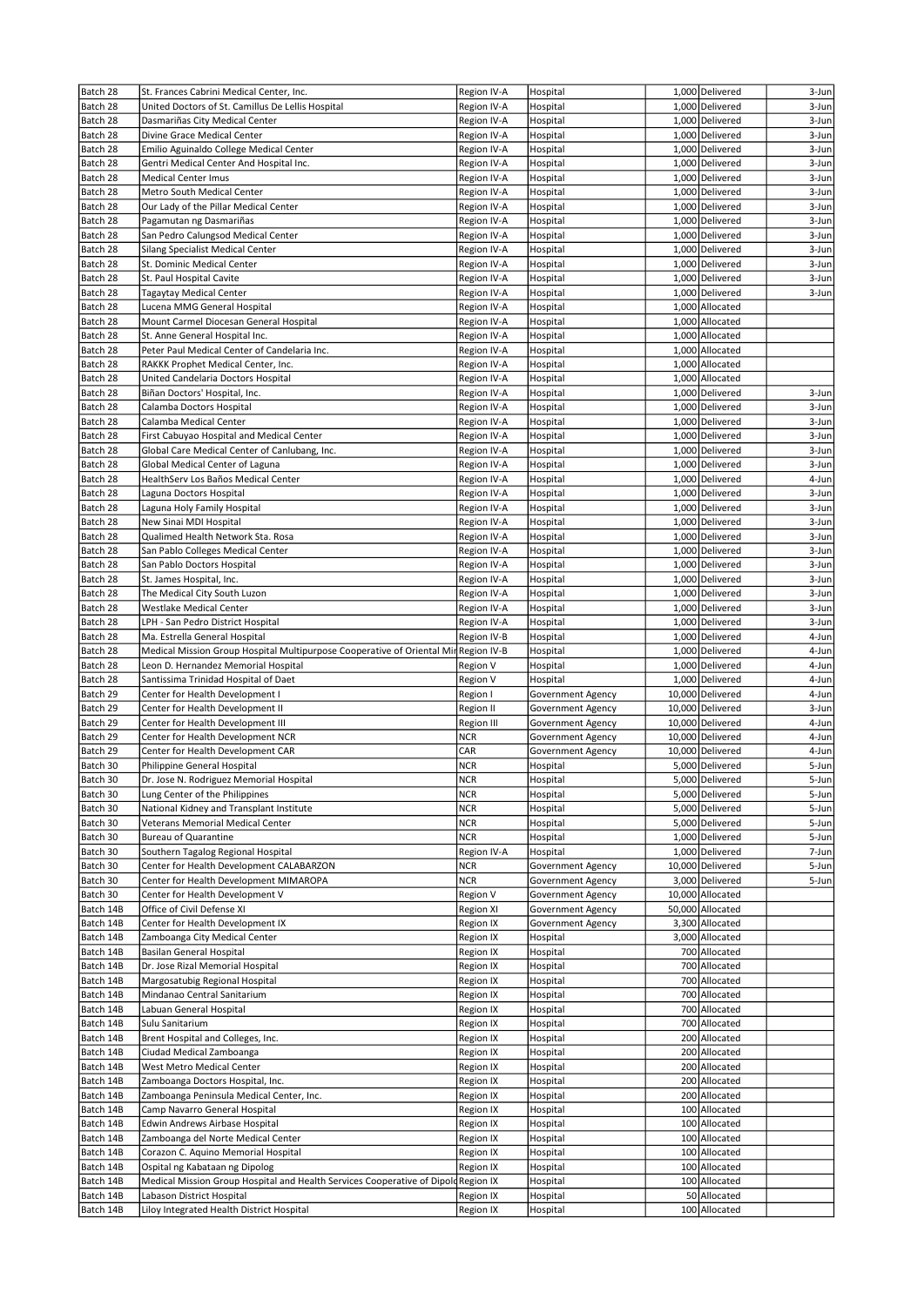| Batch 28 | St. Frances Cabrini Medical Center, Inc. | Region IV-A | Hospital | 1,000 | Delivered | 3-Jun |
|---|---|---|---|---|---|---|
| Batch 28 | United Doctors of St. Camillus De Lellis Hospital | Region IV-A | Hospital | 1,000 | Delivered | 3-Jun |
| Batch 28 | Dasmariñas City Medical Center | Region IV-A | Hospital | 1,000 | Delivered | 3-Jun |
| Batch 28 | Divine Grace Medical Center | Region IV-A | Hospital | 1,000 | Delivered | 3-Jun |
| Batch 28 | Emilio Aguinaldo College Medical Center | Region IV-A | Hospital | 1,000 | Delivered | 3-Jun |
| Batch 28 | Gentri Medical Center And Hospital Inc. | Region IV-A | Hospital | 1,000 | Delivered | 3-Jun |
| Batch 28 | Medical Center Imus | Region IV-A | Hospital | 1,000 | Delivered | 3-Jun |
| Batch 28 | Metro South Medical Center | Region IV-A | Hospital | 1,000 | Delivered | 3-Jun |
| Batch 28 | Our Lady of the Pillar Medical Center | Region IV-A | Hospital | 1,000 | Delivered | 3-Jun |
| Batch 28 | Pagamutan ng Dasmariñas | Region IV-A | Hospital | 1,000 | Delivered | 3-Jun |
| Batch 28 | San Pedro Calungsod Medical Center | Region IV-A | Hospital | 1,000 | Delivered | 3-Jun |
| Batch 28 | Silang Specialist Medical Center | Region IV-A | Hospital | 1,000 | Delivered | 3-Jun |
| Batch 28 | St. Dominic Medical Center | Region IV-A | Hospital | 1,000 | Delivered | 3-Jun |
| Batch 28 | St. Paul Hospital Cavite | Region IV-A | Hospital | 1,000 | Delivered | 3-Jun |
| Batch 28 | Tagaytay Medical Center | Region IV-A | Hospital | 1,000 | Delivered | 3-Jun |
| Batch 28 | Lucena MMG General Hospital | Region IV-A | Hospital | 1,000 | Allocated | |
| Batch 28 | Mount Carmel Diocesan General Hospital | Region IV-A | Hospital | 1,000 | Allocated | |
| Batch 28 | St. Anne General Hospital Inc. | Region IV-A | Hospital | 1,000 | Allocated | |
| Batch 28 | Peter Paul Medical Center of Candelaria Inc. | Region IV-A | Hospital | 1,000 | Allocated | |
| Batch 28 | RAKKK Prophet Medical Center, Inc. | Region IV-A | Hospital | 1,000 | Allocated | |
| Batch 28 | United Candelaria Doctors Hospital | Region IV-A | Hospital | 1,000 | Allocated | |
| Batch 28 | Biñan Doctors' Hospital, Inc. | Region IV-A | Hospital | 1,000 | Delivered | 3-Jun |
| Batch 28 | Calamba Doctors Hospital | Region IV-A | Hospital | 1,000 | Delivered | 3-Jun |
| Batch 28 | Calamba Medical Center | Region IV-A | Hospital | 1,000 | Delivered | 3-Jun |
| Batch 28 | First Cabuyao Hospital and Medical Center | Region IV-A | Hospital | 1,000 | Delivered | 3-Jun |
| Batch 28 | Global Care Medical Center of Canlubang, Inc. | Region IV-A | Hospital | 1,000 | Delivered | 3-Jun |
| Batch 28 | Global Medical Center of Laguna | Region IV-A | Hospital | 1,000 | Delivered | 3-Jun |
| Batch 28 | HealthServ Los Baños Medical Center | Region IV-A | Hospital | 1,000 | Delivered | 4-Jun |
| Batch 28 | Laguna Doctors Hospital | Region IV-A | Hospital | 1,000 | Delivered | 3-Jun |
| Batch 28 | Laguna Holy Family Hospital | Region IV-A | Hospital | 1,000 | Delivered | 3-Jun |
| Batch 28 | New Sinai MDI Hospital | Region IV-A | Hospital | 1,000 | Delivered | 3-Jun |
| Batch 28 | Qualimed Health Network Sta. Rosa | Region IV-A | Hospital | 1,000 | Delivered | 3-Jun |
| Batch 28 | San Pablo Colleges Medical Center | Region IV-A | Hospital | 1,000 | Delivered | 3-Jun |
| Batch 28 | San Pablo Doctors Hospital | Region IV-A | Hospital | 1,000 | Delivered | 3-Jun |
| Batch 28 | St. James Hospital, Inc. | Region IV-A | Hospital | 1,000 | Delivered | 3-Jun |
| Batch 28 | The Medical City South Luzon | Region IV-A | Hospital | 1,000 | Delivered | 3-Jun |
| Batch 28 | Westlake Medical Center | Region IV-A | Hospital | 1,000 | Delivered | 3-Jun |
| Batch 28 | LPH - San Pedro District Hospital | Region IV-A | Hospital | 1,000 | Delivered | 3-Jun |
| Batch 28 | Ma. Estrella General Hospital | Region IV-B | Hospital | 1,000 | Delivered | 4-Jun |
| Batch 28 | Medical Mission Group Hospital Multipurpose Cooperative of Oriental Mir | Region IV-B | Hospital | 1,000 | Delivered | 4-Jun |
| Batch 28 | Leon D. Hernandez Memorial Hospital | Region V | Hospital | 1,000 | Delivered | 4-Jun |
| Batch 28 | Santissima Trinidad Hospital of Daet | Region V | Hospital | 1,000 | Delivered | 4-Jun |
| Batch 29 | Center for Health Development I | Region I | Government Agency | 10,000 | Delivered | 4-Jun |
| Batch 29 | Center for Health Development II | Region II | Government Agency | 10,000 | Delivered | 3-Jun |
| Batch 29 | Center for Health Development III | Region III | Government Agency | 10,000 | Delivered | 4-Jun |
| Batch 29 | Center for Health Development NCR | NCR | Government Agency | 10,000 | Delivered | 4-Jun |
| Batch 29 | Center for Health Development CAR | CAR | Government Agency | 10,000 | Delivered | 4-Jun |
| Batch 30 | Philippine General Hospital | NCR | Hospital | 5,000 | Delivered | 5-Jun |
| Batch 30 | Dr. Jose N. Rodriguez Memorial Hospital | NCR | Hospital | 5,000 | Delivered | 5-Jun |
| Batch 30 | Lung Center of the Philippines | NCR | Hospital | 5,000 | Delivered | 5-Jun |
| Batch 30 | National Kidney and Transplant Institute | NCR | Hospital | 5,000 | Delivered | 5-Jun |
| Batch 30 | Veterans Memorial Medical Center | NCR | Hospital | 5,000 | Delivered | 5-Jun |
| Batch 30 | Bureau of Quarantine | NCR | Hospital | 1,000 | Delivered | 5-Jun |
| Batch 30 | Southern Tagalog Regional Hospital | Region IV-A | Hospital | 1,000 | Delivered | 7-Jun |
| Batch 30 | Center for Health Development CALABARZON | NCR | Government Agency | 10,000 | Delivered | 5-Jun |
| Batch 30 | Center for Health Development MIMAROPA | NCR | Government Agency | 3,000 | Delivered | 5-Jun |
| Batch 30 | Center for Health Development V | Region V | Government Agency | 10,000 | Allocated | |
| Batch 14B | Office of Civil Defense XI | Region XI | Government Agency | 50,000 | Allocated | |
| Batch 14B | Center for Health Development IX | Region IX | Government Agency | 3,300 | Allocated | |
| Batch 14B | Zamboanga City Medical Center | Region IX | Hospital | 3,000 | Allocated | |
| Batch 14B | Basilan General Hospital | Region IX | Hospital | 700 | Allocated | |
| Batch 14B | Dr. Jose Rizal Memorial Hospital | Region IX | Hospital | 700 | Allocated | |
| Batch 14B | Margosatubig Regional Hospital | Region IX | Hospital | 700 | Allocated | |
| Batch 14B | Mindanao Central Sanitarium | Region IX | Hospital | 700 | Allocated | |
| Batch 14B | Labuan General Hospital | Region IX | Hospital | 700 | Allocated | |
| Batch 14B | Sulu Sanitarium | Region IX | Hospital | 700 | Allocated | |
| Batch 14B | Brent Hospital and Colleges, Inc. | Region IX | Hospital | 200 | Allocated | |
| Batch 14B | Ciudad Medical Zamboanga | Region IX | Hospital | 200 | Allocated | |
| Batch 14B | West Metro Medical Center | Region IX | Hospital | 200 | Allocated | |
| Batch 14B | Zamboanga Doctors Hospital, Inc. | Region IX | Hospital | 200 | Allocated | |
| Batch 14B | Zamboanga Peninsula Medical Center, Inc. | Region IX | Hospital | 200 | Allocated | |
| Batch 14B | Camp Navarro General Hospital | Region IX | Hospital | 100 | Allocated | |
| Batch 14B | Edwin Andrews Airbase Hospital | Region IX | Hospital | 100 | Allocated | |
| Batch 14B | Zamboanga del Norte Medical Center | Region IX | Hospital | 100 | Allocated | |
| Batch 14B | Corazon C. Aquino Memorial Hospital | Region IX | Hospital | 100 | Allocated | |
| Batch 14B | Ospital ng Kabataan ng Dipolog | Region IX | Hospital | 100 | Allocated | |
| Batch 14B | Medical Mission Group Hospital and Health Services Cooperative of Dipolo | Region IX | Hospital | 100 | Allocated | |
| Batch 14B | Labason District Hospital | Region IX | Hospital | 50 | Allocated | |
| Batch 14B | Liloy Integrated Health District Hospital | Region IX | Hospital | 100 | Allocated | |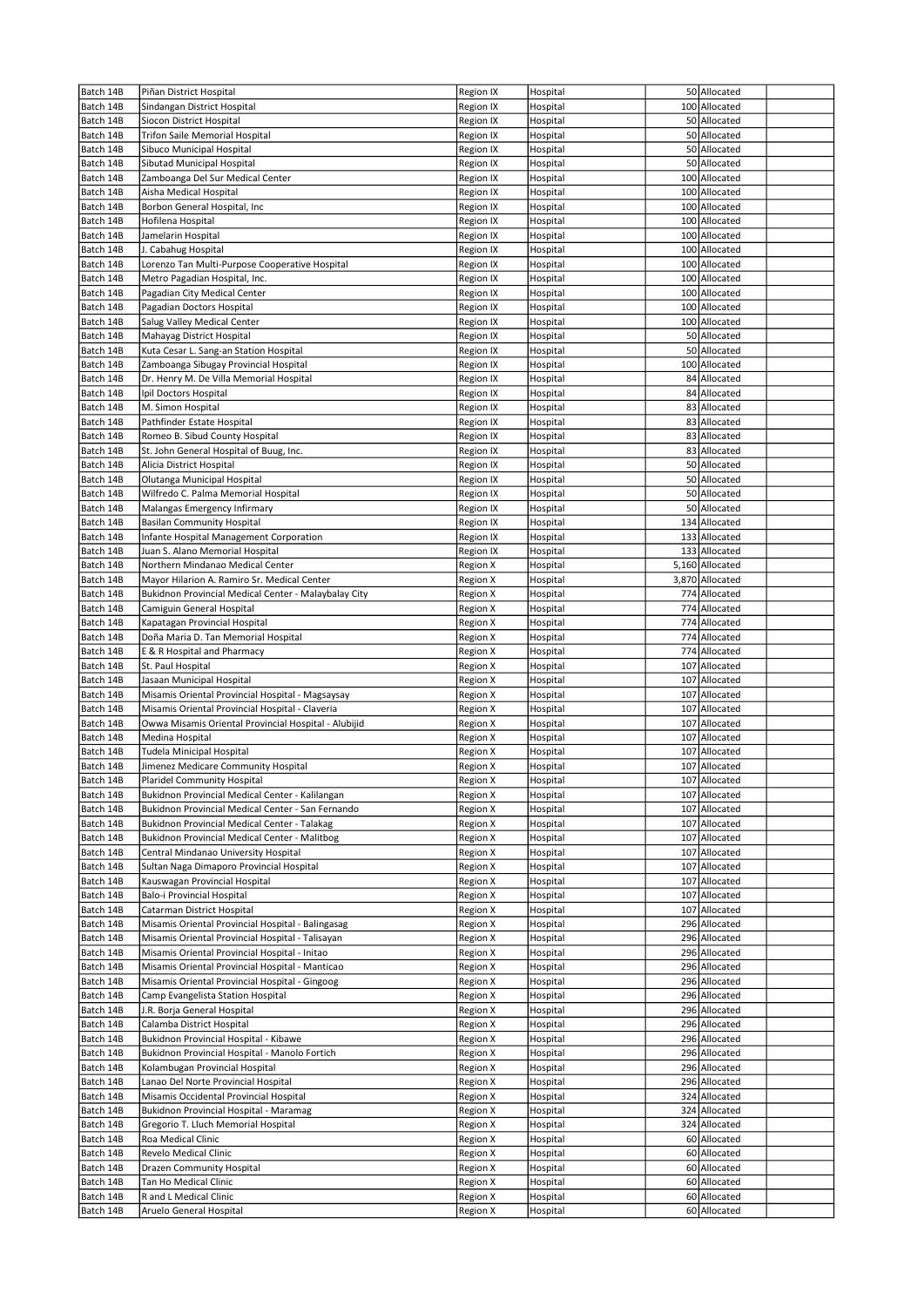| | | | | | | |
|---|---|---|---|---|---|---|
| Batch 14B | Piñan District Hospital | Region IX | Hospital | 50 | Allocated | |
| Batch 14B | Sindangan District Hospital | Region IX | Hospital | 100 | Allocated | |
| Batch 14B | Siocon District Hospital | Region IX | Hospital | 50 | Allocated | |
| Batch 14B | Trifon Saile Memorial Hospital | Region IX | Hospital | 50 | Allocated | |
| Batch 14B | Sibuco Municipal Hospital | Region IX | Hospital | 50 | Allocated | |
| Batch 14B | Sibutad Municipal Hospital | Region IX | Hospital | 50 | Allocated | |
| Batch 14B | Zamboanga Del Sur Medical Center | Region IX | Hospital | 100 | Allocated | |
| Batch 14B | Aisha Medical Hospital | Region IX | Hospital | 100 | Allocated | |
| Batch 14B | Borbon General Hospital, Inc | Region IX | Hospital | 100 | Allocated | |
| Batch 14B | Hofilena Hospital | Region IX | Hospital | 100 | Allocated | |
| Batch 14B | Jamelarin Hospital | Region IX | Hospital | 100 | Allocated | |
| Batch 14B | J. Cabahug Hospital | Region IX | Hospital | 100 | Allocated | |
| Batch 14B | Lorenzo Tan Multi-Purpose Cooperative Hospital | Region IX | Hospital | 100 | Allocated | |
| Batch 14B | Metro Pagadian Hospital, Inc. | Region IX | Hospital | 100 | Allocated | |
| Batch 14B | Pagadian City Medical Center | Region IX | Hospital | 100 | Allocated | |
| Batch 14B | Pagadian Doctors Hospital | Region IX | Hospital | 100 | Allocated | |
| Batch 14B | Salug Valley Medical Center | Region IX | Hospital | 100 | Allocated | |
| Batch 14B | Mahayag District Hospital | Region IX | Hospital | 50 | Allocated | |
| Batch 14B | Kuta Cesar L. Sang-an Station Hospital | Region IX | Hospital | 50 | Allocated | |
| Batch 14B | Zamboanga Sibugay Provincial Hospital | Region IX | Hospital | 100 | Allocated | |
| Batch 14B | Dr. Henry M. De Villa Memorial Hospital | Region IX | Hospital | 84 | Allocated | |
| Batch 14B | Ipil Doctors Hospital | Region IX | Hospital | 84 | Allocated | |
| Batch 14B | M. Simon Hospital | Region IX | Hospital | 83 | Allocated | |
| Batch 14B | Pathfinder Estate Hospital | Region IX | Hospital | 83 | Allocated | |
| Batch 14B | Romeo B. Sibud County Hospital | Region IX | Hospital | 83 | Allocated | |
| Batch 14B | St. John General Hospital of Buug, Inc. | Region IX | Hospital | 83 | Allocated | |
| Batch 14B | Alicia District Hospital | Region IX | Hospital | 50 | Allocated | |
| Batch 14B | Olutanga Municipal Hospital | Region IX | Hospital | 50 | Allocated | |
| Batch 14B | Wilfredo C. Palma Memorial Hospital | Region IX | Hospital | 50 | Allocated | |
| Batch 14B | Malangas Emergency Infirmary | Region IX | Hospital | 50 | Allocated | |
| Batch 14B | Basilan Community Hospital | Region IX | Hospital | 134 | Allocated | |
| Batch 14B | Infante Hospital Management Corporation | Region IX | Hospital | 133 | Allocated | |
| Batch 14B | Juan S. Alano Memorial Hospital | Region IX | Hospital | 133 | Allocated | |
| Batch 14B | Northern Mindanao Medical Center | Region X | Hospital | 5,160 | Allocated | |
| Batch 14B | Mayor Hilarion A. Ramiro Sr. Medical Center | Region X | Hospital | 3,870 | Allocated | |
| Batch 14B | Bukidnon Provincial Medical Center - Malaybalay City | Region X | Hospital | 774 | Allocated | |
| Batch 14B | Camiguin General Hospital | Region X | Hospital | 774 | Allocated | |
| Batch 14B | Kapatagan Provincial Hospital | Region X | Hospital | 774 | Allocated | |
| Batch 14B | Doña Maria D. Tan Memorial Hospital | Region X | Hospital | 774 | Allocated | |
| Batch 14B | E & R Hospital and Pharmacy | Region X | Hospital | 774 | Allocated | |
| Batch 14B | St. Paul Hospital | Region X | Hospital | 107 | Allocated | |
| Batch 14B | Jasaan Municipal Hospital | Region X | Hospital | 107 | Allocated | |
| Batch 14B | Misamis Oriental Provincial Hospital - Magsaysay | Region X | Hospital | 107 | Allocated | |
| Batch 14B | Misamis Oriental Provincial Hospital - Claveria | Region X | Hospital | 107 | Allocated | |
| Batch 14B | Owwa Misamis Oriental Provincial Hospital - Alubijid | Region X | Hospital | 107 | Allocated | |
| Batch 14B | Medina Hospital | Region X | Hospital | 107 | Allocated | |
| Batch 14B | Tudela Minicipal Hospital | Region X | Hospital | 107 | Allocated | |
| Batch 14B | Jimenez Medicare Community Hospital | Region X | Hospital | 107 | Allocated | |
| Batch 14B | Plaridel Community Hospital | Region X | Hospital | 107 | Allocated | |
| Batch 14B | Bukidnon Provincial Medical Center - Kalilangan | Region X | Hospital | 107 | Allocated | |
| Batch 14B | Bukidnon Provincial Medical Center - San Fernando | Region X | Hospital | 107 | Allocated | |
| Batch 14B | Bukidnon Provincial Medical Center - Talakag | Region X | Hospital | 107 | Allocated | |
| Batch 14B | Bukidnon Provincial Medical Center - Malitbog | Region X | Hospital | 107 | Allocated | |
| Batch 14B | Central Mindanao University Hospital | Region X | Hospital | 107 | Allocated | |
| Batch 14B | Sultan Naga Dimaporo Provincial Hospital | Region X | Hospital | 107 | Allocated | |
| Batch 14B | Kauswagan Provincial Hospital | Region X | Hospital | 107 | Allocated | |
| Batch 14B | Balo-i Provincial Hospital | Region X | Hospital | 107 | Allocated | |
| Batch 14B | Catarman District Hospital | Region X | Hospital | 107 | Allocated | |
| Batch 14B | Misamis Oriental Provincial Hospital - Balingasag | Region X | Hospital | 296 | Allocated | |
| Batch 14B | Misamis Oriental Provincial Hospital - Talisayan | Region X | Hospital | 296 | Allocated | |
| Batch 14B | Misamis Oriental Provincial Hospital - Initao | Region X | Hospital | 296 | Allocated | |
| Batch 14B | Misamis Oriental Provincial Hospital - Manticao | Region X | Hospital | 296 | Allocated | |
| Batch 14B | Misamis Oriental Provincial Hospital - Gingoog | Region X | Hospital | 296 | Allocated | |
| Batch 14B | Camp Evangelista Station Hospital | Region X | Hospital | 296 | Allocated | |
| Batch 14B | J.R. Borja General Hospital | Region X | Hospital | 296 | Allocated | |
| Batch 14B | Calamba District Hospital | Region X | Hospital | 296 | Allocated | |
| Batch 14B | Bukidnon Provincial Hospital - Kibawe | Region X | Hospital | 296 | Allocated | |
| Batch 14B | Bukidnon Provincial Hospital - Manolo Fortich | Region X | Hospital | 296 | Allocated | |
| Batch 14B | Kolambugan Provincial Hospital | Region X | Hospital | 296 | Allocated | |
| Batch 14B | Lanao Del Norte Provincial Hospital | Region X | Hospital | 296 | Allocated | |
| Batch 14B | Misamis Occidental Provincial Hospital | Region X | Hospital | 324 | Allocated | |
| Batch 14B | Bukidnon Provincial Hospital - Maramag | Region X | Hospital | 324 | Allocated | |
| Batch 14B | Gregorio T. Lluch Memorial Hospital | Region X | Hospital | 324 | Allocated | |
| Batch 14B | Roa Medical Clinic | Region X | Hospital | 60 | Allocated | |
| Batch 14B | Revelo Medical Clinic | Region X | Hospital | 60 | Allocated | |
| Batch 14B | Drazen Community Hospital | Region X | Hospital | 60 | Allocated | |
| Batch 14B | Tan Ho Medical Clinic | Region X | Hospital | 60 | Allocated | |
| Batch 14B | R and L Medical Clinic | Region X | Hospital | 60 | Allocated | |
| Batch 14B | Aruelo General Hospital | Region X | Hospital | 60 | Allocated | |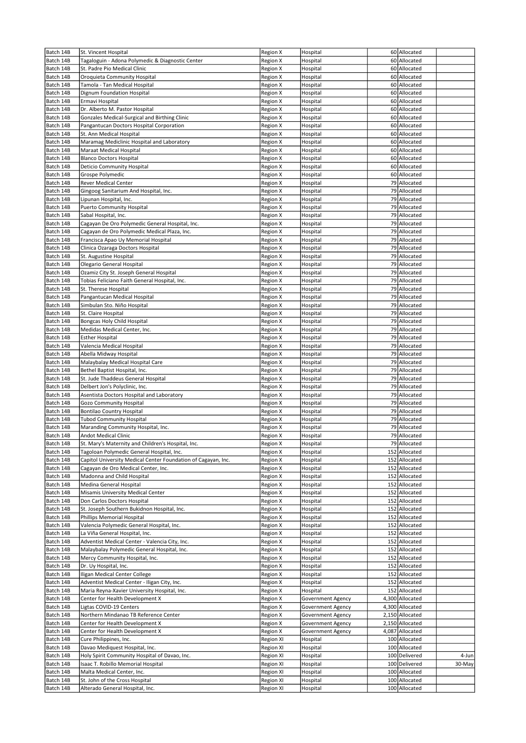| | | | | | | |
|---|---|---|---|---|---|---|
| Batch 14B | St. Vincent Hospital | Region X | Hospital | 60 | Allocated | |
| Batch 14B | Tagaloguin - Adona Polymedic & Diagnostic Center | Region X | Hospital | 60 | Allocated | |
| Batch 14B | St. Padre Pio Medical Clinic | Region X | Hospital | 60 | Allocated | |
| Batch 14B | Oroquieta Community Hospital | Region X | Hospital | 60 | Allocated | |
| Batch 14B | Tamola - Tan Medical Hospital | Region X | Hospital | 60 | Allocated | |
| Batch 14B | Dignum Foundation Hospital | Region X | Hospital | 60 | Allocated | |
| Batch 14B | Ermavi Hospital | Region X | Hospital | 60 | Allocated | |
| Batch 14B | Dr. Alberto M. Pastor Hospital | Region X | Hospital | 60 | Allocated | |
| Batch 14B | Gonzales Medical-Surgical and Birthing Clinic | Region X | Hospital | 60 | Allocated | |
| Batch 14B | Pangantucan Doctors Hospital Corporation | Region X | Hospital | 60 | Allocated | |
| Batch 14B | St. Ann Medical Hospital | Region X | Hospital | 60 | Allocated | |
| Batch 14B | Maramag Mediclinic Hospital and Laboratory | Region X | Hospital | 60 | Allocated | |
| Batch 14B | Maraat Medical Hospital | Region X | Hospital | 60 | Allocated | |
| Batch 14B | Blanco Doctors Hospital | Region X | Hospital | 60 | Allocated | |
| Batch 14B | Deticio Community Hospital | Region X | Hospital | 60 | Allocated | |
| Batch 14B | Grospe Polymedic | Region X | Hospital | 60 | Allocated | |
| Batch 14B | Rever Medical Center | Region X | Hospital | 79 | Allocated | |
| Batch 14B | Gingoog Sanitarium And Hospital, Inc. | Region X | Hospital | 79 | Allocated | |
| Batch 14B | Lipunan Hospital, Inc. | Region X | Hospital | 79 | Allocated | |
| Batch 14B | Puerto Community Hospital | Region X | Hospital | 79 | Allocated | |
| Batch 14B | Sabal Hospital, Inc. | Region X | Hospital | 79 | Allocated | |
| Batch 14B | Cagayan De Oro Polymedic General Hospital, Inc. | Region X | Hospital | 79 | Allocated | |
| Batch 14B | Cagayan de Oro Polymedic Medical Plaza, Inc. | Region X | Hospital | 79 | Allocated | |
| Batch 14B | Francisca Apao Uy Memorial Hospital | Region X | Hospital | 79 | Allocated | |
| Batch 14B | Clinica Ozaraga Doctors Hospital | Region X | Hospital | 79 | Allocated | |
| Batch 14B | St. Augustine Hospital | Region X | Hospital | 79 | Allocated | |
| Batch 14B | Olegario General Hospital | Region X | Hospital | 79 | Allocated | |
| Batch 14B | Ozamiz City St. Joseph General Hospital | Region X | Hospital | 79 | Allocated | |
| Batch 14B | Tobias Feliciano Faith General Hospital, Inc. | Region X | Hospital | 79 | Allocated | |
| Batch 14B | St. Therese Hospital | Region X | Hospital | 79 | Allocated | |
| Batch 14B | Pangantucan Medical Hospital | Region X | Hospital | 79 | Allocated | |
| Batch 14B | Simbulan Sto. Niño Hospital | Region X | Hospital | 79 | Allocated | |
| Batch 14B | St. Claire Hospital | Region X | Hospital | 79 | Allocated | |
| Batch 14B | Bongcas Holy Child Hospital | Region X | Hospital | 79 | Allocated | |
| Batch 14B | Medidas Medical Center, Inc. | Region X | Hospital | 79 | Allocated | |
| Batch 14B | Esther Hospital | Region X | Hospital | 79 | Allocated | |
| Batch 14B | Valencia Medical Hospital | Region X | Hospital | 79 | Allocated | |
| Batch 14B | Abella Midway Hospital | Region X | Hospital | 79 | Allocated | |
| Batch 14B | Malaybalay Medical Hospital Care | Region X | Hospital | 79 | Allocated | |
| Batch 14B | Bethel Baptist Hospital, Inc. | Region X | Hospital | 79 | Allocated | |
| Batch 14B | St. Jude Thaddeus General Hospital | Region X | Hospital | 79 | Allocated | |
| Batch 14B | Delbert Jon's Polyclinic, Inc. | Region X | Hospital | 79 | Allocated | |
| Batch 14B | Asentista Doctors Hospital and Laboratory | Region X | Hospital | 79 | Allocated | |
| Batch 14B | Gozo Community Hospital | Region X | Hospital | 79 | Allocated | |
| Batch 14B | Bontilao Country Hospital | Region X | Hospital | 79 | Allocated | |
| Batch 14B | Tubod Community Hospital | Region X | Hospital | 79 | Allocated | |
| Batch 14B | Maranding Community Hospital, Inc. | Region X | Hospital | 79 | Allocated | |
| Batch 14B | Andot Medical Clinic | Region X | Hospital | 79 | Allocated | |
| Batch 14B | St. Mary's Maternity and Children's Hospital, Inc. | Region X | Hospital | 79 | Allocated | |
| Batch 14B | Tagoloan Polymedic General Hospital, Inc. | Region X | Hospital | 152 | Allocated | |
| Batch 14B | Capitol University Medical Center Foundation of Cagayan, Inc. | Region X | Hospital | 152 | Allocated | |
| Batch 14B | Cagayan de Oro Medical Center, Inc. | Region X | Hospital | 152 | Allocated | |
| Batch 14B | Madonna and Child Hospital | Region X | Hospital | 152 | Allocated | |
| Batch 14B | Medina General Hospital | Region X | Hospital | 152 | Allocated | |
| Batch 14B | Misamis University Medical Center | Region X | Hospital | 152 | Allocated | |
| Batch 14B | Don Carlos Doctors Hospital | Region X | Hospital | 152 | Allocated | |
| Batch 14B | St. Joseph Southern Bukidnon Hospital, Inc. | Region X | Hospital | 152 | Allocated | |
| Batch 14B | Phillips Memorial Hospital | Region X | Hospital | 152 | Allocated | |
| Batch 14B | Valencia Polymedic General Hospital, Inc. | Region X | Hospital | 152 | Allocated | |
| Batch 14B | La Viña General Hospital, Inc. | Region X | Hospital | 152 | Allocated | |
| Batch 14B | Adventist Medical Center - Valencia City, Inc. | Region X | Hospital | 152 | Allocated | |
| Batch 14B | Malaybalay Polymedic General Hospital, Inc. | Region X | Hospital | 152 | Allocated | |
| Batch 14B | Mercy Community Hospital, Inc. | Region X | Hospital | 152 | Allocated | |
| Batch 14B | Dr. Uy Hospital, Inc. | Region X | Hospital | 152 | Allocated | |
| Batch 14B | Iligan Medical Center College | Region X | Hospital | 152 | Allocated | |
| Batch 14B | Adventist Medical Center - Iligan City, Inc. | Region X | Hospital | 152 | Allocated | |
| Batch 14B | Maria Reyna-Xavier University Hospital, Inc. | Region X | Hospital | 152 | Allocated | |
| Batch 14B | Center for Health Development X | Region X | Government Agency | 4,300 | Allocated | |
| Batch 14B | Ligtas COVID-19 Centers | Region X | Government Agency | 4,300 | Allocated | |
| Batch 14B | Northern Mindanao TB Reference Center | Region X | Government Agency | 2,150 | Allocated | |
| Batch 14B | Center for Health Development X | Region X | Government Agency | 2,150 | Allocated | |
| Batch 14B | Center for Health Development X | Region X | Government Agency | 4,087 | Allocated | |
| Batch 14B | Cure Philippines, Inc. | Region XI | Hospital | 100 | Allocated | |
| Batch 14B | Davao Mediquest Hospital, Inc. | Region XI | Hospital | 100 | Allocated | |
| Batch 14B | Holy Spirit Community Hospital of Davao, Inc. | Region XI | Hospital | 100 | Delivered | 4-Jun |
| Batch 14B | Isaac T. Robillo Memorial Hospital | Region XI | Hospital | 100 | Delivered | 30-May |
| Batch 14B | Malta Medical Center, Inc. | Region XI | Hospital | 100 | Allocated | |
| Batch 14B | St. John of the Cross Hospital | Region XI | Hospital | 100 | Allocated | |
| Batch 14B | Alterado General Hospital, Inc. | Region XI | Hospital | 100 | Allocated | |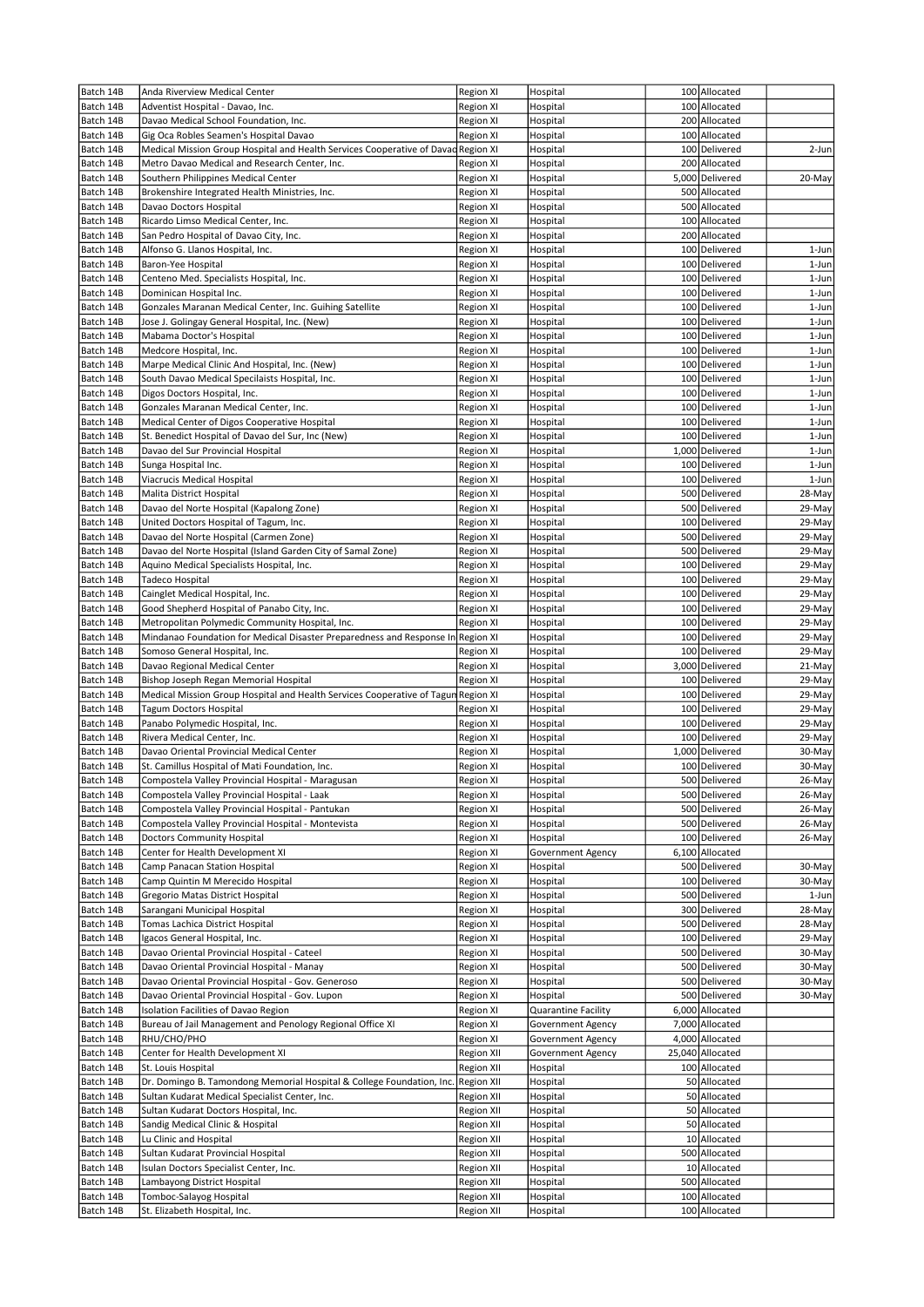| Batch 14B | Anda Riverview Medical Center | Region XI | Hospital | 100 | Allocated | |
|---|---|---|---|---|---|---|
| Batch 14B | Adventist Hospital - Davao, Inc. | Region XI | Hospital | 100 | Allocated | |
| Batch 14B | Davao Medical School Foundation, Inc. | Region XI | Hospital | 200 | Allocated | |
| Batch 14B | Gig Oca Robles Seamen's Hospital Davao | Region XI | Hospital | 100 | Allocated | |
| Batch 14B | Medical Mission Group Hospital and Health Services Cooperative of Davao | Region XI | Hospital | 100 | Delivered | 2-Jun |
| Batch 14B | Metro Davao Medical and Research Center, Inc. | Region XI | Hospital | 200 | Allocated | |
| Batch 14B | Southern Philippines Medical Center | Region XI | Hospital | 5,000 | Delivered | 20-May |
| Batch 14B | Brokenshire Integrated Health Ministries, Inc. | Region XI | Hospital | 500 | Allocated | |
| Batch 14B | Davao Doctors Hospital | Region XI | Hospital | 500 | Allocated | |
| Batch 14B | Ricardo Limso Medical Center, Inc. | Region XI | Hospital | 100 | Allocated | |
| Batch 14B | San Pedro Hospital of Davao City, Inc. | Region XI | Hospital | 200 | Allocated | |
| Batch 14B | Alfonso G. Llanos Hospital, Inc. | Region XI | Hospital | 100 | Delivered | 1-Jun |
| Batch 14B | Baron-Yee Hospital | Region XI | Hospital | 100 | Delivered | 1-Jun |
| Batch 14B | Centeno Med. Specialists Hospital, Inc. | Region XI | Hospital | 100 | Delivered | 1-Jun |
| Batch 14B | Dominican Hospital Inc. | Region XI | Hospital | 100 | Delivered | 1-Jun |
| Batch 14B | Gonzales Maranan Medical Center, Inc. Guihing Satellite | Region XI | Hospital | 100 | Delivered | 1-Jun |
| Batch 14B | Jose J. Golingay General Hospital, Inc. (New) | Region XI | Hospital | 100 | Delivered | 1-Jun |
| Batch 14B | Mabama Doctor's Hospital | Region XI | Hospital | 100 | Delivered | 1-Jun |
| Batch 14B | Medcore Hospital, Inc. | Region XI | Hospital | 100 | Delivered | 1-Jun |
| Batch 14B | Marpe Medical Clinic And Hospital, Inc. (New) | Region XI | Hospital | 100 | Delivered | 1-Jun |
| Batch 14B | South Davao Medical Specilaists Hospital, Inc. | Region XI | Hospital | 100 | Delivered | 1-Jun |
| Batch 14B | Digos Doctors Hospital, Inc. | Region XI | Hospital | 100 | Delivered | 1-Jun |
| Batch 14B | Gonzales Maranan Medical Center, Inc. | Region XI | Hospital | 100 | Delivered | 1-Jun |
| Batch 14B | Medical Center of Digos Cooperative Hospital | Region XI | Hospital | 100 | Delivered | 1-Jun |
| Batch 14B | St. Benedict Hospital of Davao del Sur, Inc (New) | Region XI | Hospital | 100 | Delivered | 1-Jun |
| Batch 14B | Davao del Sur Provincial Hospital | Region XI | Hospital | 1,000 | Delivered | 1-Jun |
| Batch 14B | Sunga Hospital Inc. | Region XI | Hospital | 100 | Delivered | 1-Jun |
| Batch 14B | Viacrucis Medical Hospital | Region XI | Hospital | 100 | Delivered | 1-Jun |
| Batch 14B | Malita District Hospital | Region XI | Hospital | 500 | Delivered | 28-May |
| Batch 14B | Davao del Norte Hospital (Kapalong Zone) | Region XI | Hospital | 500 | Delivered | 29-May |
| Batch 14B | United Doctors Hospital of Tagum, Inc. | Region XI | Hospital | 100 | Delivered | 29-May |
| Batch 14B | Davao del Norte Hospital (Carmen Zone) | Region XI | Hospital | 500 | Delivered | 29-May |
| Batch 14B | Davao del Norte Hospital (Island Garden City of Samal Zone) | Region XI | Hospital | 500 | Delivered | 29-May |
| Batch 14B | Aquino Medical Specialists Hospital, Inc. | Region XI | Hospital | 100 | Delivered | 29-May |
| Batch 14B | Tadeco Hospital | Region XI | Hospital | 100 | Delivered | 29-May |
| Batch 14B | Cainglet Medical Hospital, Inc. | Region XI | Hospital | 100 | Delivered | 29-May |
| Batch 14B | Good Shepherd Hospital of Panabo City, Inc. | Region XI | Hospital | 100 | Delivered | 29-May |
| Batch 14B | Metropolitan Polymedic Community Hospital, Inc. | Region XI | Hospital | 100 | Delivered | 29-May |
| Batch 14B | Mindanao Foundation for Medical Disaster Preparedness and Response In | Region XI | Hospital | 100 | Delivered | 29-May |
| Batch 14B | Somoso General Hospital, Inc. | Region XI | Hospital | 100 | Delivered | 29-May |
| Batch 14B | Davao Regional Medical Center | Region XI | Hospital | 3,000 | Delivered | 21-May |
| Batch 14B | Bishop Joseph Regan Memorial Hospital | Region XI | Hospital | 100 | Delivered | 29-May |
| Batch 14B | Medical Mission Group Hospital and Health Services Cooperative of Tagum | Region XI | Hospital | 100 | Delivered | 29-May |
| Batch 14B | Tagum Doctors Hospital | Region XI | Hospital | 100 | Delivered | 29-May |
| Batch 14B | Panabo Polymedic Hospital, Inc. | Region XI | Hospital | 100 | Delivered | 29-May |
| Batch 14B | Rivera Medical Center, Inc. | Region XI | Hospital | 100 | Delivered | 29-May |
| Batch 14B | Davao Oriental Provincial Medical Center | Region XI | Hospital | 1,000 | Delivered | 30-May |
| Batch 14B | St. Camillus Hospital of Mati Foundation, Inc. | Region XI | Hospital | 100 | Delivered | 30-May |
| Batch 14B | Compostela Valley Provincial Hospital - Maragusan | Region XI | Hospital | 500 | Delivered | 26-May |
| Batch 14B | Compostela Valley Provincial Hospital - Laak | Region XI | Hospital | 500 | Delivered | 26-May |
| Batch 14B | Compostela Valley Provincial Hospital - Pantukan | Region XI | Hospital | 500 | Delivered | 26-May |
| Batch 14B | Compostela Valley Provincial Hospital - Montevista | Region XI | Hospital | 500 | Delivered | 26-May |
| Batch 14B | Doctors Community Hospital | Region XI | Hospital | 100 | Delivered | 26-May |
| Batch 14B | Center for Health Development XI | Region XI | Government Agency | 6,100 | Allocated | |
| Batch 14B | Camp Panacan Station Hospital | Region XI | Hospital | 500 | Delivered | 30-May |
| Batch 14B | Camp Quintin M Merecido Hospital | Region XI | Hospital | 100 | Delivered | 30-May |
| Batch 14B | Gregorio Matas District Hospital | Region XI | Hospital | 500 | Delivered | 1-Jun |
| Batch 14B | Sarangani Municipal Hospital | Region XI | Hospital | 300 | Delivered | 28-May |
| Batch 14B | Tomas Lachica District Hospital | Region XI | Hospital | 500 | Delivered | 28-May |
| Batch 14B | Igacos General Hospital, Inc. | Region XI | Hospital | 100 | Delivered | 29-May |
| Batch 14B | Davao Oriental Provincial Hospital - Cateel | Region XI | Hospital | 500 | Delivered | 30-May |
| Batch 14B | Davao Oriental Provincial Hospital - Manay | Region XI | Hospital | 500 | Delivered | 30-May |
| Batch 14B | Davao Oriental Provincial Hospital - Gov. Generoso | Region XI | Hospital | 500 | Delivered | 30-May |
| Batch 14B | Davao Oriental Provincial Hospital - Gov. Lupon | Region XI | Hospital | 500 | Delivered | 30-May |
| Batch 14B | Isolation Facilities of Davao Region | Region XI | Quarantine Facility | 6,000 | Allocated | |
| Batch 14B | Bureau of Jail Management and Penology Regional Office XI | Region XI | Government Agency | 7,000 | Allocated | |
| Batch 14B | RHU/CHO/PHO | Region XI | Government Agency | 4,000 | Allocated | |
| Batch 14B | Center for Health Development XI | Region XII | Government Agency | 25,040 | Allocated | |
| Batch 14B | St. Louis Hospital | Region XII | Hospital | 100 | Allocated | |
| Batch 14B | Dr. Domingo B. Tamondong Memorial Hospital & College Foundation, Inc. | Region XII | Hospital | 50 | Allocated | |
| Batch 14B | Sultan Kudarat Medical Specialist Center, Inc. | Region XII | Hospital | 50 | Allocated | |
| Batch 14B | Sultan Kudarat Doctors Hospital, Inc. | Region XII | Hospital | 50 | Allocated | |
| Batch 14B | Sandig Medical Clinic & Hospital | Region XII | Hospital | 50 | Allocated | |
| Batch 14B | Lu Clinic and Hospital | Region XII | Hospital | 10 | Allocated | |
| Batch 14B | Sultan Kudarat Provincial Hospital | Region XII | Hospital | 500 | Allocated | |
| Batch 14B | Isulan Doctors Specialist Center, Inc. | Region XII | Hospital | 10 | Allocated | |
| Batch 14B | Lambayong District Hospital | Region XII | Hospital | 500 | Allocated | |
| Batch 14B | Tomboc-Salayog Hospital | Region XII | Hospital | 100 | Allocated | |
| Batch 14B | St. Elizabeth Hospital, Inc. | Region XII | Hospital | 100 | Allocated | |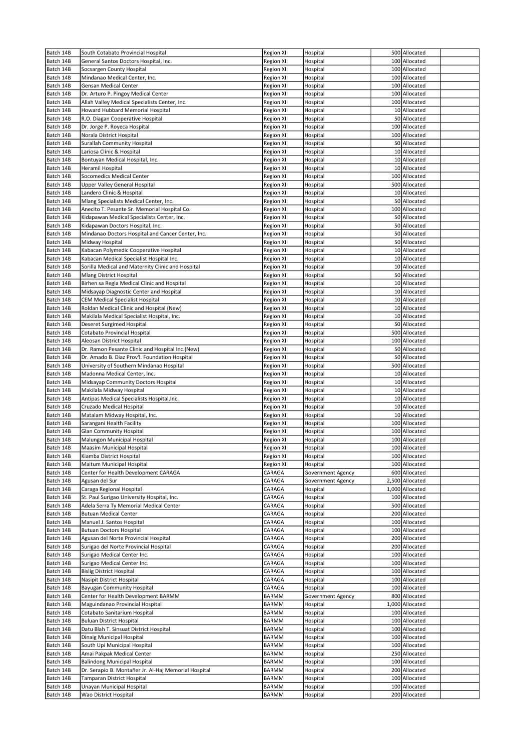| Batch 14B | South Cotabato Provincial Hospital | Region XII | Hospital | 500 | Allocated | |
|---|---|---|---|---|---|---|
| Batch 14B | General Santos Doctors Hospital, Inc. | Region XII | Hospital | 100 | Allocated | |
| Batch 14B | Socsargen County Hospital | Region XII | Hospital | 100 | Allocated | |
| Batch 14B | Mindanao Medical Center, Inc. | Region XII | Hospital | 100 | Allocated | |
| Batch 14B | Gensan Medical Center | Region XII | Hospital | 100 | Allocated | |
| Batch 14B | Dr. Arturo P. Pingoy Medical Center | Region XII | Hospital | 100 | Allocated | |
| Batch 14B | Allah Valley Medical Specialists Center, Inc. | Region XII | Hospital | 100 | Allocated | |
| Batch 14B | Howard Hubbard Memorial Hospital | Region XII | Hospital | 10 | Allocated | |
| Batch 14B | R.O. Diagan Cooperative Hospital | Region XII | Hospital | 50 | Allocated | |
| Batch 14B | Dr. Jorge P. Royeca Hospital | Region XII | Hospital | 100 | Allocated | |
| Batch 14B | Norala District Hospital | Region XII | Hospital | 100 | Allocated | |
| Batch 14B | Surallah Community Hospital | Region XII | Hospital | 50 | Allocated | |
| Batch 14B | Lariosa Clinic & Hospital | Region XII | Hospital | 10 | Allocated | |
| Batch 14B | Bontuyan Medical Hospital, Inc. | Region XII | Hospital | 10 | Allocated | |
| Batch 14B | Heramil Hospital | Region XII | Hospital | 10 | Allocated | |
| Batch 14B | Socomedics Medical Center | Region XII | Hospital | 100 | Allocated | |
| Batch 14B | Upper Valley General Hospital | Region XII | Hospital | 500 | Allocated | |
| Batch 14B | Landero Clinic & Hospital | Region XII | Hospital | 10 | Allocated | |
| Batch 14B | Mlang Specialists Medical Center, Inc. | Region XII | Hospital | 50 | Allocated | |
| Batch 14B | Anecito T. Pesante Sr. Memorial Hospital Co. | Region XII | Hospital | 100 | Allocated | |
| Batch 14B | Kidapawan Medical Specialists Center, Inc. | Region XII | Hospital | 50 | Allocated | |
| Batch 14B | Kidapawan Doctors Hospital, Inc. | Region XII | Hospital | 50 | Allocated | |
| Batch 14B | Mindanao Doctors Hospital and Cancer Center, Inc. | Region XII | Hospital | 50 | Allocated | |
| Batch 14B | Midway Hospital | Region XII | Hospital | 50 | Allocated | |
| Batch 14B | Kabacan Polymedic Cooperative Hospital | Region XII | Hospital | 10 | Allocated | |
| Batch 14B | Kabacan Medical Specialist Hospital Inc. | Region XII | Hospital | 10 | Allocated | |
| Batch 14B | Sorilla Medical and Maternity Clinic and Hospital | Region XII | Hospital | 10 | Allocated | |
| Batch 14B | Mlang District Hospital | Region XII | Hospital | 50 | Allocated | |
| Batch 14B | Birhen sa Regla Medical Clinic and Hospital | Region XII | Hospital | 10 | Allocated | |
| Batch 14B | Midsayap Diagnostic Center and Hospital | Region XII | Hospital | 10 | Allocated | |
| Batch 14B | CEM Medical Specialist Hospital | Region XII | Hospital | 10 | Allocated | |
| Batch 14B | Roldan Medical Clinic and Hospital (New) | Region XII | Hospital | 10 | Allocated | |
| Batch 14B | Makilala Medical Specialist Hospital, Inc. | Region XII | Hospital | 10 | Allocated | |
| Batch 14B | Deseret Surgimed Hospital | Region XII | Hospital | 50 | Allocated | |
| Batch 14B | Cotabato Provincial Hospital | Region XII | Hospital | 500 | Allocated | |
| Batch 14B | Aleosan District Hospital | Region XII | Hospital | 100 | Allocated | |
| Batch 14B | Dr. Ramon Pesante Clinic and Hospital Inc.(New) | Region XII | Hospital | 50 | Allocated | |
| Batch 14B | Dr. Amado B. Diaz Prov'l. Foundation Hospital | Region XII | Hospital | 50 | Allocated | |
| Batch 14B | University of Southern Mindanao Hospital | Region XII | Hospital | 500 | Allocated | |
| Batch 14B | Madonna Medical Center, Inc. | Region XII | Hospital | 10 | Allocated | |
| Batch 14B | Midsayap Community Doctors Hospital | Region XII | Hospital | 10 | Allocated | |
| Batch 14B | Makilala Midway Hospital | Region XII | Hospital | 10 | Allocated | |
| Batch 14B | Antipas Medical Specialists Hospital,Inc. | Region XII | Hospital | 10 | Allocated | |
| Batch 14B | Cruzado Medical Hospital | Region XII | Hospital | 10 | Allocated | |
| Batch 14B | Matalam Midway Hospital, Inc. | Region XII | Hospital | 10 | Allocated | |
| Batch 14B | Sarangani Health Facility | Region XII | Hospital | 100 | Allocated | |
| Batch 14B | Glan Community Hospital | Region XII | Hospital | 100 | Allocated | |
| Batch 14B | Malungon Municipal Hospital | Region XII | Hospital | 100 | Allocated | |
| Batch 14B | Maasim Municipal Hospital | Region XII | Hospital | 100 | Allocated | |
| Batch 14B | Kiamba District Hospital | Region XII | Hospital | 100 | Allocated | |
| Batch 14B | Maitum Municipal Hospital | Region XII | Hospital | 100 | Allocated | |
| Batch 14B | Center for Health Development CARAGA | CARAGA | Government Agency | 600 | Allocated | |
| Batch 14B | Agusan del Sur | CARAGA | Government Agency | 2,500 | Allocated | |
| Batch 14B | Caraga Regional Hospital | CARAGA | Hospital | 1,000 | Allocated | |
| Batch 14B | St. Paul Surigao University Hospital, Inc. | CARAGA | Hospital | 100 | Allocated | |
| Batch 14B | Adela Serra Ty Memorial Medical Center | CARAGA | Hospital | 500 | Allocated | |
| Batch 14B | Butuan Medical Center | CARAGA | Hospital | 200 | Allocated | |
| Batch 14B | Manuel J. Santos Hospital | CARAGA | Hospital | 100 | Allocated | |
| Batch 14B | Butuan Doctors Hospital | CARAGA | Hospital | 100 | Allocated | |
| Batch 14B | Agusan del Norte Provincial Hospital | CARAGA | Hospital | 200 | Allocated | |
| Batch 14B | Surigao del Norte Provincial Hospital | CARAGA | Hospital | 200 | Allocated | |
| Batch 14B | Surigao Medical Center Inc. | CARAGA | Hospital | 100 | Allocated | |
| Batch 14B | Surigao Medical Center Inc. | CARAGA | Hospital | 100 | Allocated | |
| Batch 14B | Bislig District Hospital | CARAGA | Hospital | 100 | Allocated | |
| Batch 14B | Nasipit District Hospital | CARAGA | Hospital | 100 | Allocated | |
| Batch 14B | Bayugan Community Hospital | CARAGA | Hospital | 100 | Allocated | |
| Batch 14B | Center for Health Development BARMM | BARMM | Government Agency | 800 | Allocated | |
| Batch 14B | Maguindanao Provincial Hospital | BARMM | Hospital | 1,000 | Allocated | |
| Batch 14B | Cotabato Sanitarium Hospital | BARMM | Hospital | 100 | Allocated | |
| Batch 14B | Buluan District Hospital | BARMM | Hospital | 100 | Allocated | |
| Batch 14B | Datu Blah T. Sinsuat District Hospital | BARMM | Hospital | 100 | Allocated | |
| Batch 14B | Dinaig Municipal Hospital | BARMM | Hospital | 100 | Allocated | |
| Batch 14B | South Upi Municipal Hospital | BARMM | Hospital | 100 | Allocated | |
| Batch 14B | Amai Pakpak Medical Center | BARMM | Hospital | 250 | Allocated | |
| Batch 14B | Balindong Municipal Hospital | BARMM | Hospital | 100 | Allocated | |
| Batch 14B | Dr. Serapio B. Montañer Jr. Al-Haj Memorial Hospital | BARMM | Hospital | 200 | Allocated | |
| Batch 14B | Tamparan District Hospital | BARMM | Hospital | 100 | Allocated | |
| Batch 14B | Unayan Municipal Hospital | BARMM | Hospital | 100 | Allocated | |
| Batch 14B | Wao District Hospital | BARMM | Hospital | 200 | Allocated | |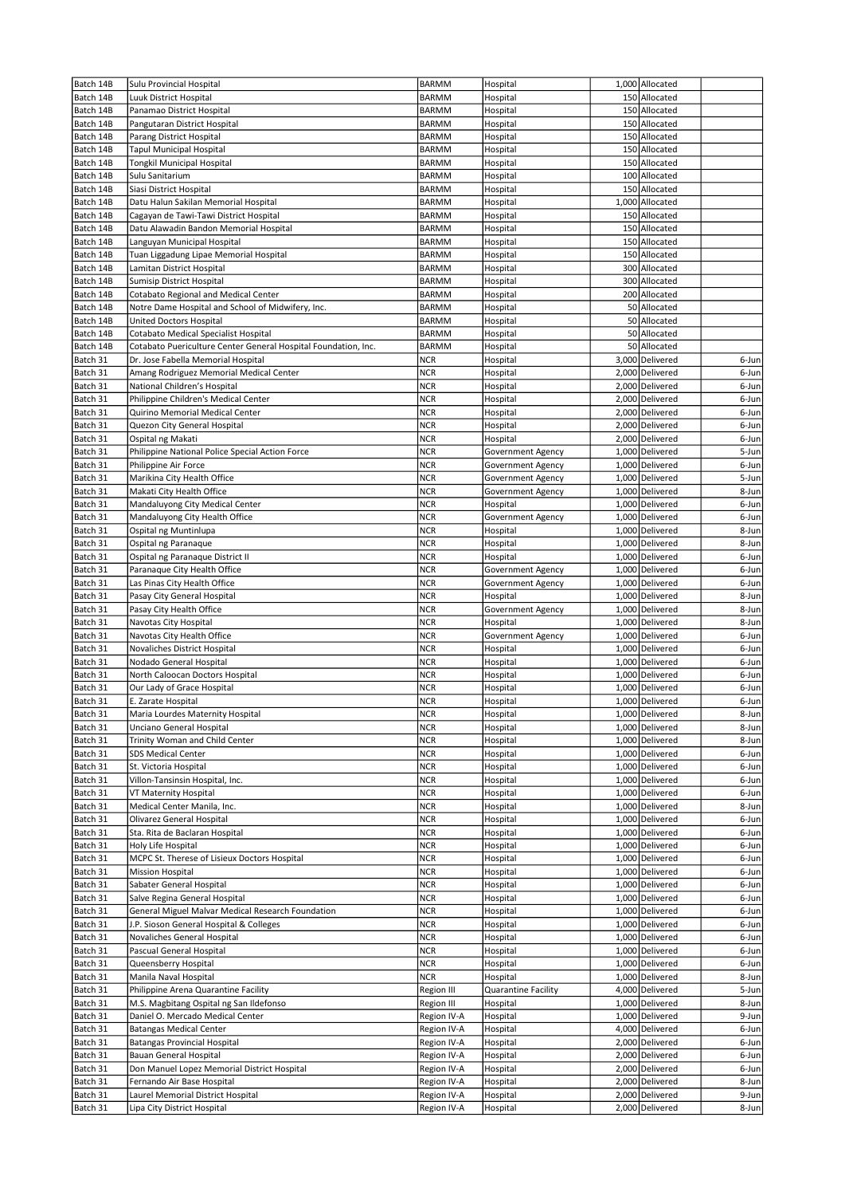| Batch 14B | Sulu Provincial Hospital | BARMM | Hospital | 1,000 | Allocated | |
|---|---|---|---|---|---|---|
| Batch 14B | Luuk District Hospital | BARMM | Hospital | 150 | Allocated | |
| Batch 14B | Panamao District Hospital | BARMM | Hospital | 150 | Allocated | |
| Batch 14B | Pangutaran District Hospital | BARMM | Hospital | 150 | Allocated | |
| Batch 14B | Parang District Hospital | BARMM | Hospital | 150 | Allocated | |
| Batch 14B | Tapul Municipal Hospital | BARMM | Hospital | 150 | Allocated | |
| Batch 14B | Tongkil Municipal Hospital | BARMM | Hospital | 150 | Allocated | |
| Batch 14B | Sulu Sanitarium | BARMM | Hospital | 100 | Allocated | |
| Batch 14B | Siasi District Hospital | BARMM | Hospital | 150 | Allocated | |
| Batch 14B | Datu Halun Sakilan Memorial Hospital | BARMM | Hospital | 1,000 | Allocated | |
| Batch 14B | Cagayan de Tawi-Tawi District Hospital | BARMM | Hospital | 150 | Allocated | |
| Batch 14B | Datu Alawadin Bandon Memorial Hospital | BARMM | Hospital | 150 | Allocated | |
| Batch 14B | Languyan Municipal Hospital | BARMM | Hospital | 150 | Allocated | |
| Batch 14B | Tuan Liggadung Lipae Memorial Hospital | BARMM | Hospital | 150 | Allocated | |
| Batch 14B | Lamitan District Hospital | BARMM | Hospital | 300 | Allocated | |
| Batch 14B | Sumisip District Hospital | BARMM | Hospital | 300 | Allocated | |
| Batch 14B | Cotabato Regional and Medical Center | BARMM | Hospital | 200 | Allocated | |
| Batch 14B | Notre Dame Hospital and School of Midwifery, Inc. | BARMM | Hospital | 50 | Allocated | |
| Batch 14B | United Doctors Hospital | BARMM | Hospital | 50 | Allocated | |
| Batch 14B | Cotabato Medical Specialist Hospital | BARMM | Hospital | 50 | Allocated | |
| Batch 14B | Cotabato Puericulture Center General Hospital Foundation, Inc. | BARMM | Hospital | 50 | Allocated | |
| Batch 31 | Dr. Jose Fabella Memorial Hospital | NCR | Hospital | 3,000 | Delivered | 6-Jun |
| Batch 31 | Amang Rodriguez Memorial Medical Center | NCR | Hospital | 2,000 | Delivered | 6-Jun |
| Batch 31 | National Children's Hospital | NCR | Hospital | 2,000 | Delivered | 6-Jun |
| Batch 31 | Philippine Children's Medical Center | NCR | Hospital | 2,000 | Delivered | 6-Jun |
| Batch 31 | Quirino Memorial Medical Center | NCR | Hospital | 2,000 | Delivered | 6-Jun |
| Batch 31 | Quezon City General Hospital | NCR | Hospital | 2,000 | Delivered | 6-Jun |
| Batch 31 | Ospital ng Makati | NCR | Hospital | 2,000 | Delivered | 6-Jun |
| Batch 31 | Philippine National Police Special Action Force | NCR | Government Agency | 1,000 | Delivered | 5-Jun |
| Batch 31 | Philippine Air Force | NCR | Government Agency | 1,000 | Delivered | 6-Jun |
| Batch 31 | Marikina City Health Office | NCR | Government Agency | 1,000 | Delivered | 5-Jun |
| Batch 31 | Makati City Health Office | NCR | Government Agency | 1,000 | Delivered | 8-Jun |
| Batch 31 | Mandaluyong City Medical Center | NCR | Hospital | 1,000 | Delivered | 6-Jun |
| Batch 31 | Mandaluyong City Health Office | NCR | Government Agency | 1,000 | Delivered | 6-Jun |
| Batch 31 | Ospital ng Muntinlupa | NCR | Hospital | 1,000 | Delivered | 8-Jun |
| Batch 31 | Ospital ng Paranaque | NCR | Hospital | 1,000 | Delivered | 8-Jun |
| Batch 31 | Ospital ng Paranaque District II | NCR | Hospital | 1,000 | Delivered | 6-Jun |
| Batch 31 | Paranaque City Health Office | NCR | Government Agency | 1,000 | Delivered | 6-Jun |
| Batch 31 | Las Pinas City Health Office | NCR | Government Agency | 1,000 | Delivered | 6-Jun |
| Batch 31 | Pasay City General Hospital | NCR | Hospital | 1,000 | Delivered | 8-Jun |
| Batch 31 | Pasay City Health Office | NCR | Government Agency | 1,000 | Delivered | 8-Jun |
| Batch 31 | Navotas City Hospital | NCR | Hospital | 1,000 | Delivered | 8-Jun |
| Batch 31 | Navotas City Health Office | NCR | Government Agency | 1,000 | Delivered | 6-Jun |
| Batch 31 | Novaliches District Hospital | NCR | Hospital | 1,000 | Delivered | 6-Jun |
| Batch 31 | Nodado General Hospital | NCR | Hospital | 1,000 | Delivered | 6-Jun |
| Batch 31 | North Caloocan Doctors Hospital | NCR | Hospital | 1,000 | Delivered | 6-Jun |
| Batch 31 | Our Lady of Grace Hospital | NCR | Hospital | 1,000 | Delivered | 6-Jun |
| Batch 31 | E. Zarate Hospital | NCR | Hospital | 1,000 | Delivered | 6-Jun |
| Batch 31 | Maria Lourdes Maternity Hospital | NCR | Hospital | 1,000 | Delivered | 8-Jun |
| Batch 31 | Unciano General Hospital | NCR | Hospital | 1,000 | Delivered | 8-Jun |
| Batch 31 | Trinity Woman and Child Center | NCR | Hospital | 1,000 | Delivered | 8-Jun |
| Batch 31 | SDS Medical Center | NCR | Hospital | 1,000 | Delivered | 6-Jun |
| Batch 31 | St. Victoria Hospital | NCR | Hospital | 1,000 | Delivered | 6-Jun |
| Batch 31 | Villon-Tansinsin Hospital, Inc. | NCR | Hospital | 1,000 | Delivered | 6-Jun |
| Batch 31 | VT Maternity Hospital | NCR | Hospital | 1,000 | Delivered | 6-Jun |
| Batch 31 | Medical Center Manila, Inc. | NCR | Hospital | 1,000 | Delivered | 8-Jun |
| Batch 31 | Olivarez General Hospital | NCR | Hospital | 1,000 | Delivered | 6-Jun |
| Batch 31 | Sta. Rita de Baclaran Hospital | NCR | Hospital | 1,000 | Delivered | 6-Jun |
| Batch 31 | Holy Life Hospital | NCR | Hospital | 1,000 | Delivered | 6-Jun |
| Batch 31 | MCPC St. Therese of Lisieux Doctors Hospital | NCR | Hospital | 1,000 | Delivered | 6-Jun |
| Batch 31 | Mission Hospital | NCR | Hospital | 1,000 | Delivered | 6-Jun |
| Batch 31 | Sabater General Hospital | NCR | Hospital | 1,000 | Delivered | 6-Jun |
| Batch 31 | Salve Regina General Hospital | NCR | Hospital | 1,000 | Delivered | 6-Jun |
| Batch 31 | General Miguel Malvar Medical Research Foundation | NCR | Hospital | 1,000 | Delivered | 6-Jun |
| Batch 31 | J.P. Sioson General Hospital & Colleges | NCR | Hospital | 1,000 | Delivered | 6-Jun |
| Batch 31 | Novaliches General Hospital | NCR | Hospital | 1,000 | Delivered | 6-Jun |
| Batch 31 | Pascual General Hospital | NCR | Hospital | 1,000 | Delivered | 6-Jun |
| Batch 31 | Queensberry Hospital | NCR | Hospital | 1,000 | Delivered | 6-Jun |
| Batch 31 | Manila Naval Hospital | NCR | Hospital | 1,000 | Delivered | 8-Jun |
| Batch 31 | Philippine Arena Quarantine Facility | Region III | Quarantine Facility | 4,000 | Delivered | 5-Jun |
| Batch 31 | M.S. Magbitang Ospital ng San Ildefonso | Region III | Hospital | 1,000 | Delivered | 8-Jun |
| Batch 31 | Daniel O. Mercado Medical Center | Region IV-A | Hospital | 1,000 | Delivered | 9-Jun |
| Batch 31 | Batangas Medical Center | Region IV-A | Hospital | 4,000 | Delivered | 6-Jun |
| Batch 31 | Batangas Provincial Hospital | Region IV-A | Hospital | 2,000 | Delivered | 6-Jun |
| Batch 31 | Bauan General Hospital | Region IV-A | Hospital | 2,000 | Delivered | 6-Jun |
| Batch 31 | Don Manuel Lopez Memorial District Hospital | Region IV-A | Hospital | 2,000 | Delivered | 6-Jun |
| Batch 31 | Fernando Air Base Hospital | Region IV-A | Hospital | 2,000 | Delivered | 8-Jun |
| Batch 31 | Laurel Memorial District Hospital | Region IV-A | Hospital | 2,000 | Delivered | 9-Jun |
| Batch 31 | Lipa City District Hospital | Region IV-A | Hospital | 2,000 | Delivered | 8-Jun |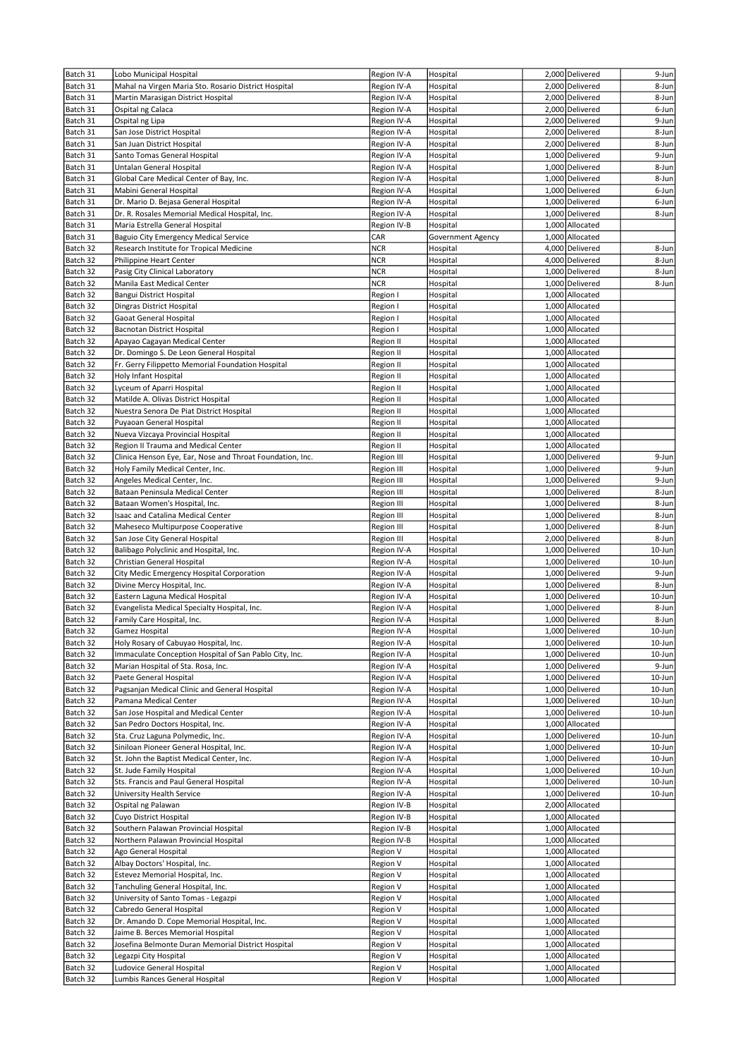| Batch 31 | Lobo Municipal Hospital | Region IV-A | Hospital | 2,000 | Delivered | 9-Jun |
|---|---|---|---|---|---|---|
| Batch 31 | Mahal na Virgen Maria Sto. Rosario District Hospital | Region IV-A | Hospital | 2,000 | Delivered | 8-Jun |
| Batch 31 | Martin Marasigan District Hospital | Region IV-A | Hospital | 2,000 | Delivered | 8-Jun |
| Batch 31 | Ospital ng Calaca | Region IV-A | Hospital | 2,000 | Delivered | 6-Jun |
| Batch 31 | Ospital ng Lipa | Region IV-A | Hospital | 2,000 | Delivered | 9-Jun |
| Batch 31 | San Jose District Hospital | Region IV-A | Hospital | 2,000 | Delivered | 8-Jun |
| Batch 31 | San Juan District Hospital | Region IV-A | Hospital | 2,000 | Delivered | 8-Jun |
| Batch 31 | Santo Tomas General Hospital | Region IV-A | Hospital | 1,000 | Delivered | 9-Jun |
| Batch 31 | Untalan General Hospital | Region IV-A | Hospital | 1,000 | Delivered | 8-Jun |
| Batch 31 | Global Care Medical Center of Bay, Inc. | Region IV-A | Hospital | 1,000 | Delivered | 8-Jun |
| Batch 31 | Mabini General Hospital | Region IV-A | Hospital | 1,000 | Delivered | 6-Jun |
| Batch 31 | Dr. Mario D. Bejasa General Hospital | Region IV-A | Hospital | 1,000 | Delivered | 6-Jun |
| Batch 31 | Dr. R. Rosales Memorial Medical Hospital, Inc. | Region IV-A | Hospital | 1,000 | Delivered | 8-Jun |
| Batch 31 | Maria Estrella General Hospital | Region IV-B | Hospital | 1,000 | Allocated | |
| Batch 31 | Baguio City Emergency Medical Service | CAR | Government Agency | 1,000 | Allocated | |
| Batch 32 | Research Institute for Tropical Medicine | NCR | Hospital | 4,000 | Delivered | 8-Jun |
| Batch 32 | Philippine Heart Center | NCR | Hospital | 4,000 | Delivered | 8-Jun |
| Batch 32 | Pasig City Clinical Laboratory | NCR | Hospital | 1,000 | Delivered | 8-Jun |
| Batch 32 | Manila East Medical Center | NCR | Hospital | 1,000 | Delivered | 8-Jun |
| Batch 32 | Bangui District Hospital | Region I | Hospital | 1,000 | Allocated | |
| Batch 32 | Dingras District Hospital | Region I | Hospital | 1,000 | Allocated | |
| Batch 32 | Gaoat General Hospital | Region I | Hospital | 1,000 | Allocated | |
| Batch 32 | Bacnotan District Hospital | Region I | Hospital | 1,000 | Allocated | |
| Batch 32 | Apayao Cagayan Medical Center | Region II | Hospital | 1,000 | Allocated | |
| Batch 32 | Dr. Domingo S. De Leon General Hospital | Region II | Hospital | 1,000 | Allocated | |
| Batch 32 | Fr. Gerry Filippetto Memorial Foundation Hospital | Region II | Hospital | 1,000 | Allocated | |
| Batch 32 | Holy Infant Hospital | Region II | Hospital | 1,000 | Allocated | |
| Batch 32 | Lyceum of Aparri Hospital | Region II | Hospital | 1,000 | Allocated | |
| Batch 32 | Matilde A. Olivas District Hospital | Region II | Hospital | 1,000 | Allocated | |
| Batch 32 | Nuestra Senora De Piat District Hospital | Region II | Hospital | 1,000 | Allocated | |
| Batch 32 | Puyaoan General Hospital | Region II | Hospital | 1,000 | Allocated | |
| Batch 32 | Nueva Vizcaya Provincial Hospital | Region II | Hospital | 1,000 | Allocated | |
| Batch 32 | Region II Trauma and Medical Center | Region II | Hospital | 1,000 | Allocated | |
| Batch 32 | Clinica Henson Eye, Ear, Nose and Throat Foundation, Inc. | Region III | Hospital | 1,000 | Delivered | 9-Jun |
| Batch 32 | Holy Family Medical Center, Inc. | Region III | Hospital | 1,000 | Delivered | 9-Jun |
| Batch 32 | Angeles Medical Center, Inc. | Region III | Hospital | 1,000 | Delivered | 9-Jun |
| Batch 32 | Bataan Peninsula Medical Center | Region III | Hospital | 1,000 | Delivered | 8-Jun |
| Batch 32 | Bataan Women's Hospital, Inc. | Region III | Hospital | 1,000 | Delivered | 8-Jun |
| Batch 32 | Isaac and Catalina Medical Center | Region III | Hospital | 1,000 | Delivered | 8-Jun |
| Batch 32 | Maheseco Multipurpose Cooperative | Region III | Hospital | 1,000 | Delivered | 8-Jun |
| Batch 32 | San Jose City General Hospital | Region III | Hospital | 2,000 | Delivered | 8-Jun |
| Batch 32 | Balibago Polyclinic and Hospital, Inc. | Region IV-A | Hospital | 1,000 | Delivered | 10-Jun |
| Batch 32 | Christian General Hospital | Region IV-A | Hospital | 1,000 | Delivered | 10-Jun |
| Batch 32 | City Medic Emergency Hospital Corporation | Region IV-A | Hospital | 1,000 | Delivered | 9-Jun |
| Batch 32 | Divine Mercy Hospital, Inc. | Region IV-A | Hospital | 1,000 | Delivered | 8-Jun |
| Batch 32 | Eastern Laguna Medical Hospital | Region IV-A | Hospital | 1,000 | Delivered | 10-Jun |
| Batch 32 | Evangelista Medical Specialty Hospital, Inc. | Region IV-A | Hospital | 1,000 | Delivered | 8-Jun |
| Batch 32 | Family Care Hospital, Inc. | Region IV-A | Hospital | 1,000 | Delivered | 8-Jun |
| Batch 32 | Gamez Hospital | Region IV-A | Hospital | 1,000 | Delivered | 10-Jun |
| Batch 32 | Holy Rosary of Cabuyao Hospital, Inc. | Region IV-A | Hospital | 1,000 | Delivered | 10-Jun |
| Batch 32 | Immaculate Conception Hospital of San Pablo City, Inc. | Region IV-A | Hospital | 1,000 | Delivered | 10-Jun |
| Batch 32 | Marian Hospital of Sta. Rosa, Inc. | Region IV-A | Hospital | 1,000 | Delivered | 9-Jun |
| Batch 32 | Paete General Hospital | Region IV-A | Hospital | 1,000 | Delivered | 10-Jun |
| Batch 32 | Pagsanjan Medical Clinic and General Hospital | Region IV-A | Hospital | 1,000 | Delivered | 10-Jun |
| Batch 32 | Pamana Medical Center | Region IV-A | Hospital | 1,000 | Delivered | 10-Jun |
| Batch 32 | San Jose Hospital and Medical Center | Region IV-A | Hospital | 1,000 | Delivered | 10-Jun |
| Batch 32 | San Pedro Doctors Hospital, Inc. | Region IV-A | Hospital | 1,000 | Allocated | |
| Batch 32 | Sta. Cruz Laguna Polymedic, Inc. | Region IV-A | Hospital | 1,000 | Delivered | 10-Jun |
| Batch 32 | Siniloan Pioneer General Hospital, Inc. | Region IV-A | Hospital | 1,000 | Delivered | 10-Jun |
| Batch 32 | St. John the Baptist Medical Center, Inc. | Region IV-A | Hospital | 1,000 | Delivered | 10-Jun |
| Batch 32 | St. Jude Family Hospital | Region IV-A | Hospital | 1,000 | Delivered | 10-Jun |
| Batch 32 | Sts. Francis and Paul General Hospital | Region IV-A | Hospital | 1,000 | Delivered | 10-Jun |
| Batch 32 | University Health Service | Region IV-A | Hospital | 1,000 | Delivered | 10-Jun |
| Batch 32 | Ospital ng Palawan | Region IV-B | Hospital | 2,000 | Allocated | |
| Batch 32 | Cuyo District Hospital | Region IV-B | Hospital | 1,000 | Allocated | |
| Batch 32 | Southern Palawan Provincial Hospital | Region IV-B | Hospital | 1,000 | Allocated | |
| Batch 32 | Northern Palawan Provincial Hospital | Region IV-B | Hospital | 1,000 | Allocated | |
| Batch 32 | Ago General Hospital | Region V | Hospital | 1,000 | Allocated | |
| Batch 32 | Albay Doctors' Hospital, Inc. | Region V | Hospital | 1,000 | Allocated | |
| Batch 32 | Estevez Memorial Hospital, Inc. | Region V | Hospital | 1,000 | Allocated | |
| Batch 32 | Tanchuling General Hospital, Inc. | Region V | Hospital | 1,000 | Allocated | |
| Batch 32 | University of Santo Tomas - Legazpi | Region V | Hospital | 1,000 | Allocated | |
| Batch 32 | Cabredo General Hospital | Region V | Hospital | 1,000 | Allocated | |
| Batch 32 | Dr. Amando D. Cope Memorial Hospital, Inc. | Region V | Hospital | 1,000 | Allocated | |
| Batch 32 | Jaime B. Berces Memorial Hospital | Region V | Hospital | 1,000 | Allocated | |
| Batch 32 | Josefina Belmonte Duran Memorial District Hospital | Region V | Hospital | 1,000 | Allocated | |
| Batch 32 | Legazpi City Hospital | Region V | Hospital | 1,000 | Allocated | |
| Batch 32 | Ludovice General Hospital | Region V | Hospital | 1,000 | Allocated | |
| Batch 32 | Lumbis Rances General Hospital | Region V | Hospital | 1,000 | Allocated | |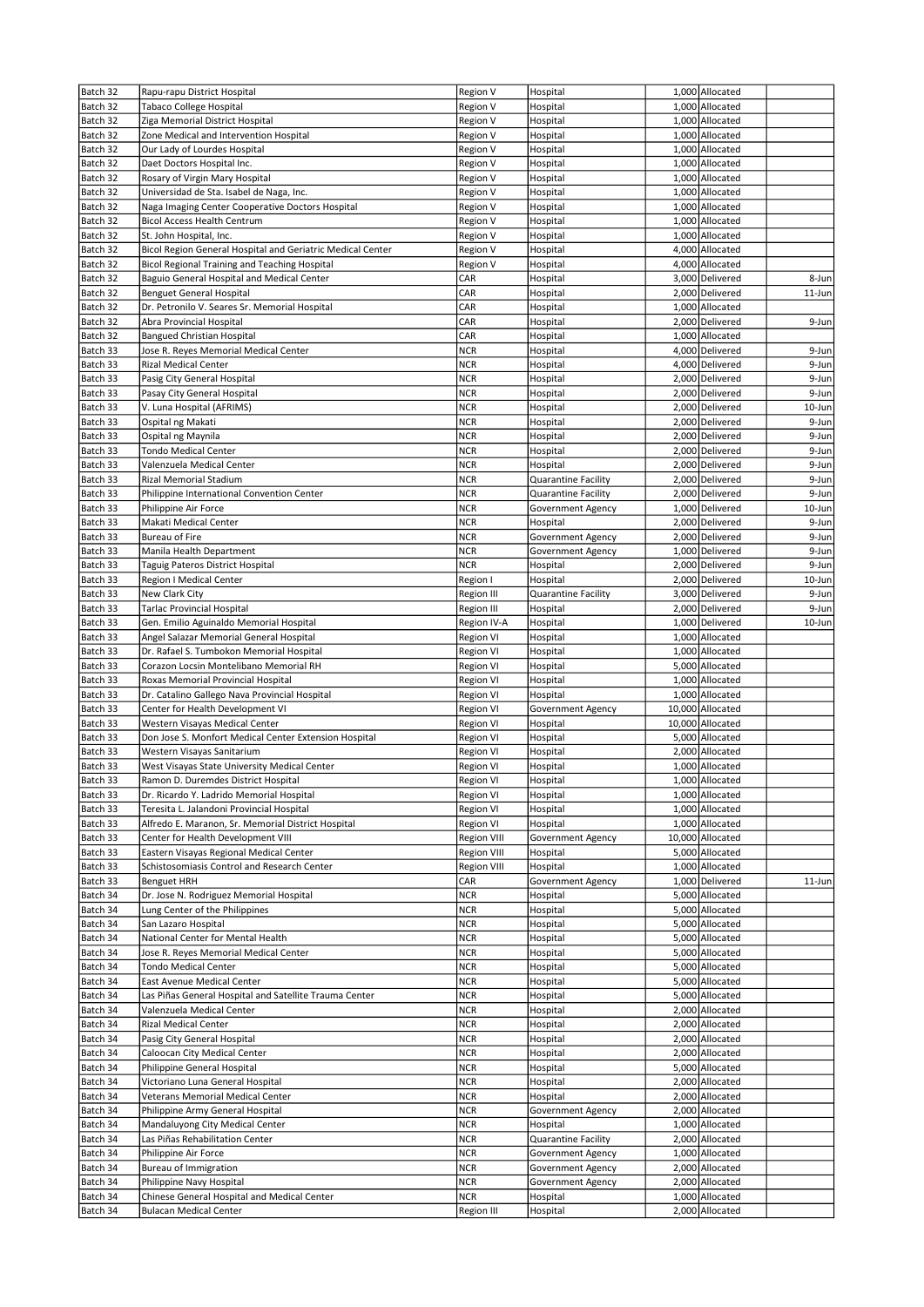| Batch 32 | Rapu-rapu District Hospital | Region V | Hospital | 1,000 | Allocated | |
|---|---|---|---|---|---|---|
| Batch 32 | Tabaco College Hospital | Region V | Hospital | 1,000 | Allocated | |
| Batch 32 | Ziga Memorial District Hospital | Region V | Hospital | 1,000 | Allocated | |
| Batch 32 | Zone Medical and Intervention Hospital | Region V | Hospital | 1,000 | Allocated | |
| Batch 32 | Our Lady of Lourdes Hospital | Region V | Hospital | 1,000 | Allocated | |
| Batch 32 | Daet Doctors Hospital Inc. | Region V | Hospital | 1,000 | Allocated | |
| Batch 32 | Rosary of Virgin Mary Hospital | Region V | Hospital | 1,000 | Allocated | |
| Batch 32 | Universidad de Sta. Isabel de Naga, Inc. | Region V | Hospital | 1,000 | Allocated | |
| Batch 32 | Naga Imaging Center Cooperative Doctors Hospital | Region V | Hospital | 1,000 | Allocated | |
| Batch 32 | Bicol Access Health Centrum | Region V | Hospital | 1,000 | Allocated | |
| Batch 32 | St. John Hospital, Inc. | Region V | Hospital | 1,000 | Allocated | |
| Batch 32 | Bicol Region General Hospital and Geriatric Medical Center | Region V | Hospital | 4,000 | Allocated | |
| Batch 32 | Bicol Regional Training and Teaching Hospital | Region V | Hospital | 4,000 | Allocated | |
| Batch 32 | Baguio General Hospital and Medical Center | CAR | Hospital | 3,000 | Delivered | 8-Jun |
| Batch 32 | Benguet General Hospital | CAR | Hospital | 2,000 | Delivered | 11-Jun |
| Batch 32 | Dr. Petronilo V. Seares Sr. Memorial Hospital | CAR | Hospital | 1,000 | Allocated | |
| Batch 32 | Abra Provincial Hospital | CAR | Hospital | 2,000 | Delivered | 9-Jun |
| Batch 32 | Bangued Christian Hospital | CAR | Hospital | 1,000 | Allocated | |
| Batch 33 | Jose R. Reyes Memorial Medical Center | NCR | Hospital | 4,000 | Delivered | 9-Jun |
| Batch 33 | Rizal Medical Center | NCR | Hospital | 4,000 | Delivered | 9-Jun |
| Batch 33 | Pasig City General Hospital | NCR | Hospital | 2,000 | Delivered | 9-Jun |
| Batch 33 | Pasay City General Hospital | NCR | Hospital | 2,000 | Delivered | 9-Jun |
| Batch 33 | V. Luna Hospital (AFRIMS) | NCR | Hospital | 2,000 | Delivered | 10-Jun |
| Batch 33 | Ospital ng Makati | NCR | Hospital | 2,000 | Delivered | 9-Jun |
| Batch 33 | Ospital ng Maynila | NCR | Hospital | 2,000 | Delivered | 9-Jun |
| Batch 33 | Tondo Medical Center | NCR | Hospital | 2,000 | Delivered | 9-Jun |
| Batch 33 | Valenzuela Medical Center | NCR | Hospital | 2,000 | Delivered | 9-Jun |
| Batch 33 | Rizal Memorial Stadium | NCR | Quarantine Facility | 2,000 | Delivered | 9-Jun |
| Batch 33 | Philippine International Convention Center | NCR | Quarantine Facility | 2,000 | Delivered | 9-Jun |
| Batch 33 | Philippine Air Force | NCR | Government Agency | 1,000 | Delivered | 10-Jun |
| Batch 33 | Makati Medical Center | NCR | Hospital | 2,000 | Delivered | 9-Jun |
| Batch 33 | Bureau of Fire | NCR | Government Agency | 2,000 | Delivered | 9-Jun |
| Batch 33 | Manila Health Department | NCR | Government Agency | 1,000 | Delivered | 9-Jun |
| Batch 33 | Taguig Pateros District Hospital | NCR | Hospital | 2,000 | Delivered | 9-Jun |
| Batch 33 | Region I Medical Center | Region I | Hospital | 2,000 | Delivered | 10-Jun |
| Batch 33 | New Clark City | Region III | Quarantine Facility | 3,000 | Delivered | 9-Jun |
| Batch 33 | Tarlac Provincial Hospital | Region III | Hospital | 2,000 | Delivered | 9-Jun |
| Batch 33 | Gen. Emilio Aguinaldo Memorial Hospital | Region IV-A | Hospital | 1,000 | Delivered | 10-Jun |
| Batch 33 | Angel Salazar Memorial General Hospital | Region VI | Hospital | 1,000 | Allocated | |
| Batch 33 | Dr. Rafael S. Tumbokon Memorial Hospital | Region VI | Hospital | 1,000 | Allocated | |
| Batch 33 | Corazon Locsin Montelibano Memorial RH | Region VI | Hospital | 5,000 | Allocated | |
| Batch 33 | Roxas Memorial Provincial Hospital | Region VI | Hospital | 1,000 | Allocated | |
| Batch 33 | Dr. Catalino Gallego Nava Provincial Hospital | Region VI | Hospital | 1,000 | Allocated | |
| Batch 33 | Center for Health Development VI | Region VI | Government Agency | 10,000 | Allocated | |
| Batch 33 | Western Visayas Medical Center | Region VI | Hospital | 10,000 | Allocated | |
| Batch 33 | Don Jose S. Monfort Medical Center Extension Hospital | Region VI | Hospital | 5,000 | Allocated | |
| Batch 33 | Western Visayas Sanitarium | Region VI | Hospital | 2,000 | Allocated | |
| Batch 33 | West Visayas State University Medical Center | Region VI | Hospital | 1,000 | Allocated | |
| Batch 33 | Ramon D. Duremdes District Hospital | Region VI | Hospital | 1,000 | Allocated | |
| Batch 33 | Dr. Ricardo Y. Ladrido Memorial Hospital | Region VI | Hospital | 1,000 | Allocated | |
| Batch 33 | Teresita L. Jalandoni Provincial Hospital | Region VI | Hospital | 1,000 | Allocated | |
| Batch 33 | Alfredo E. Maranon, Sr. Memorial District Hospital | Region VI | Hospital | 1,000 | Allocated | |
| Batch 33 | Center for Health Development VIII | Region VIII | Government Agency | 10,000 | Allocated | |
| Batch 33 | Eastern Visayas Regional Medical Center | Region VIII | Hospital | 5,000 | Allocated | |
| Batch 33 | Schistosomiasis Control and Research Center | Region VIII | Hospital | 1,000 | Allocated | |
| Batch 33 | Benguet HRH | CAR | Government Agency | 1,000 | Delivered | 11-Jun |
| Batch 34 | Dr. Jose N. Rodriguez Memorial Hospital | NCR | Hospital | 5,000 | Allocated | |
| Batch 34 | Lung Center of the Philippines | NCR | Hospital | 5,000 | Allocated | |
| Batch 34 | San Lazaro Hospital | NCR | Hospital | 5,000 | Allocated | |
| Batch 34 | National Center for Mental Health | NCR | Hospital | 5,000 | Allocated | |
| Batch 34 | Jose R. Reyes Memorial Medical Center | NCR | Hospital | 5,000 | Allocated | |
| Batch 34 | Tondo Medical Center | NCR | Hospital | 5,000 | Allocated | |
| Batch 34 | East Avenue Medical Center | NCR | Hospital | 5,000 | Allocated | |
| Batch 34 | Las Piñas General Hospital and Satellite Trauma Center | NCR | Hospital | 5,000 | Allocated | |
| Batch 34 | Valenzuela Medical Center | NCR | Hospital | 2,000 | Allocated | |
| Batch 34 | Rizal Medical Center | NCR | Hospital | 2,000 | Allocated | |
| Batch 34 | Pasig City General Hospital | NCR | Hospital | 2,000 | Allocated | |
| Batch 34 | Caloocan City Medical Center | NCR | Hospital | 2,000 | Allocated | |
| Batch 34 | Philippine General Hospital | NCR | Hospital | 5,000 | Allocated | |
| Batch 34 | Victoriano Luna General Hospital | NCR | Hospital | 2,000 | Allocated | |
| Batch 34 | Veterans Memorial Medical Center | NCR | Hospital | 2,000 | Allocated | |
| Batch 34 | Philippine Army General Hospital | NCR | Government Agency | 2,000 | Allocated | |
| Batch 34 | Mandaluyong City Medical Center | NCR | Hospital | 1,000 | Allocated | |
| Batch 34 | Las Piñas Rehabilitation Center | NCR | Quarantine Facility | 2,000 | Allocated | |
| Batch 34 | Philippine Air Force | NCR | Government Agency | 1,000 | Allocated | |
| Batch 34 | Bureau of Immigration | NCR | Government Agency | 2,000 | Allocated | |
| Batch 34 | Philippine Navy Hospital | NCR | Government Agency | 2,000 | Allocated | |
| Batch 34 | Chinese General Hospital and Medical Center | NCR | Hospital | 1,000 | Allocated | |
| Batch 34 | Bulacan Medical Center | Region III | Hospital | 2,000 | Allocated | |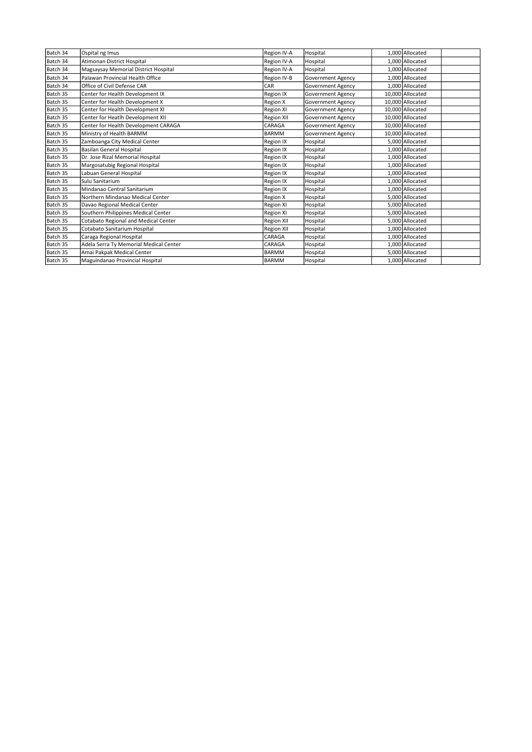| | | | | | | |
|---|---|---|---|---|---|---|
| Batch 34 | Ospital ng Imus | Region IV-A | Hospital | 1,000 | Allocated | |
| Batch 34 | Atimonan District Hospital | Region IV-A | Hospital | 1,000 | Allocated | |
| Batch 34 | Magsaysay Memorial District Hospital | Region IV-A | Hospital | 1,000 | Allocated | |
| Batch 34 | Palawan Provincial Health Office | Region IV-B | Government Agency | 1,000 | Allocated | |
| Batch 34 | Office of Civil Defense CAR | CAR | Government Agency | 1,000 | Allocated | |
| Batch 35 | Center for Health Development IX | Region IX | Government Agency | 10,000 | Allocated | |
| Batch 35 | Center for Health Development X | Region X | Government Agency | 10,000 | Allocated | |
| Batch 35 | Center for Health Development XI | Region XI | Government Agency | 10,000 | Allocated | |
| Batch 35 | Center for Heatlh Development XII | Region XII | Government Agency | 10,000 | Allocated | |
| Batch 35 | Center for Health Development CARAGA | CARAGA | Government Agency | 10,000 | Allocated | |
| Batch 35 | Ministry of Health BARMM | BARMM | Government Agency | 10,000 | Allocated | |
| Batch 35 | Zamboanga City Medical Center | Region IX | Hospital | 5,000 | Allocated | |
| Batch 35 | Basilan General Hospital | Region IX | Hospital | 1,000 | Allocated | |
| Batch 35 | Dr. Jose Rizal Memorial Hospital | Region IX | Hospital | 1,000 | Allocated | |
| Batch 35 | Margosatubig Regional Hospital | Region IX | Hospital | 1,000 | Allocated | |
| Batch 35 | Labuan General Hospital | Region IX | Hospital | 1,000 | Allocated | |
| Batch 35 | Sulu Sanitarium | Region IX | Hospital | 1,000 | Allocated | |
| Batch 35 | Mindanao Central Sanitarium | Region IX | Hospital | 1,000 | Allocated | |
| Batch 35 | Northern Mindanao Medical Center | Region X | Hospital | 5,000 | Allocated | |
| Batch 35 | Davao Regional Medical Center | Region XI | Hospital | 5,000 | Allocated | |
| Batch 35 | Southern Philippines Medical Center | Region XI | Hospital | 5,000 | Allocated | |
| Batch 35 | Cotabato Regional and Medical Center | Region XII | Hospital | 5,000 | Allocated | |
| Batch 35 | Cotabato Sanitarium Hospital | Region XII | Hospital | 1,000 | Allocated | |
| Batch 35 | Caraga Regional Hospital | CARAGA | Hospital | 1,000 | Allocated | |
| Batch 35 | Adela Serra Ty Memorial Medical Center | CARAGA | Hospital | 1,000 | Allocated | |
| Batch 35 | Amai Pakpak Medical Center | BARMM | Hospital | 5,000 | Allocated | |
| Batch 35 | Maguindanao Provincial Hospital | BARMM | Hospital | 1,000 | Allocated | |